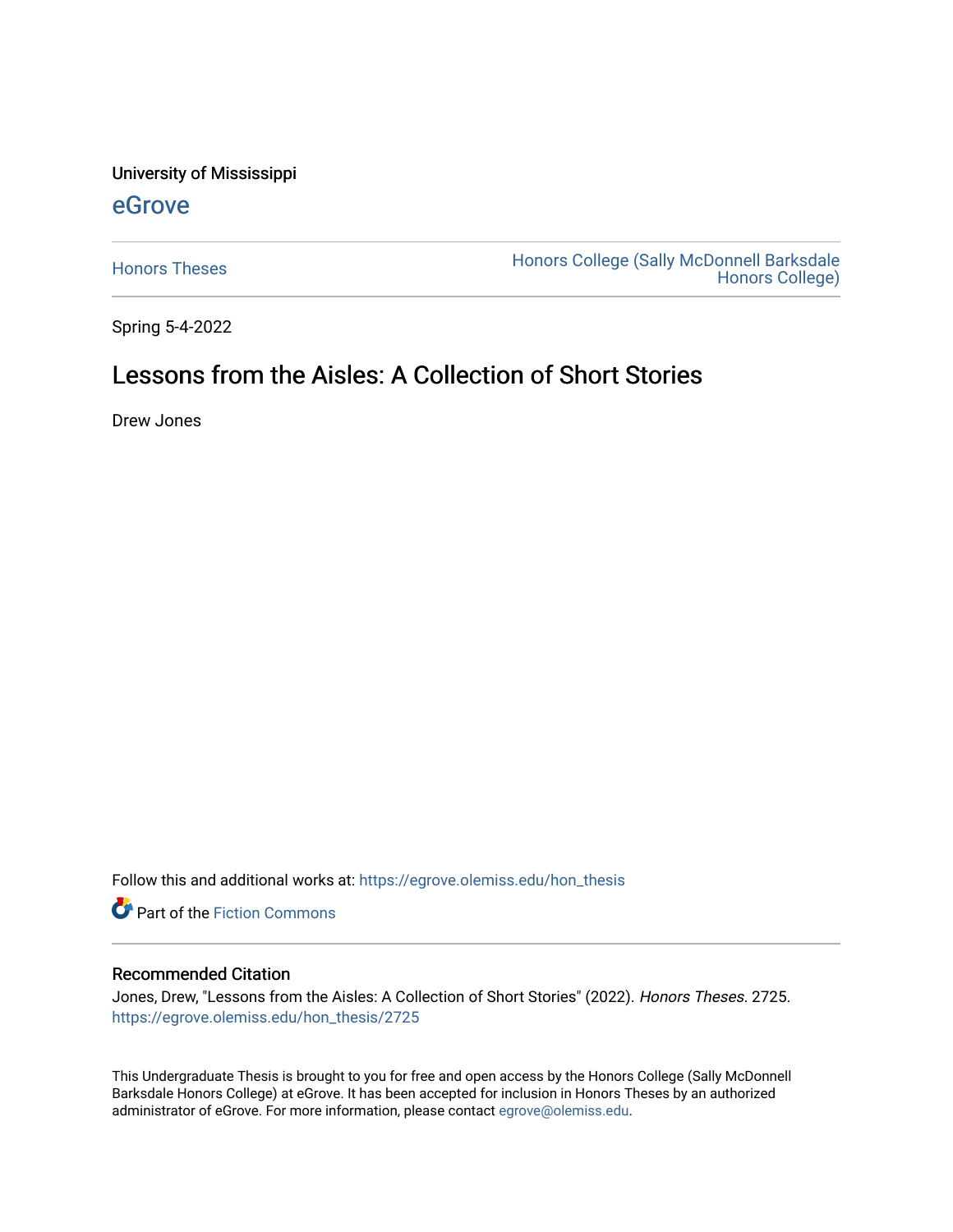University of Mississippi

## eGrove

Honors Theses

Honors College (Sally McDonnell Barksdale Honors College)

Spring 5-4-2022

# Lessons from the Aisles: A Collection of Short Stories

Drew Jones

Follow this and additional works at: https://egrove.olemiss.edu/hon_thesis

Part of the Fiction Commons

### Recommended Citation

Jones, Drew, "Lessons from the Aisles: A Collection of Short Stories" (2022). *Honors Theses*. 2725.
https://egrove.olemiss.edu/hon_thesis/2725

This Undergraduate Thesis is brought to you for free and open access by the Honors College (Sally McDonnell Barksdale Honors College) at eGrove. It has been accepted for inclusion in Honors Theses by an authorized administrator of eGrove. For more information, please contact egrove@olemiss.edu.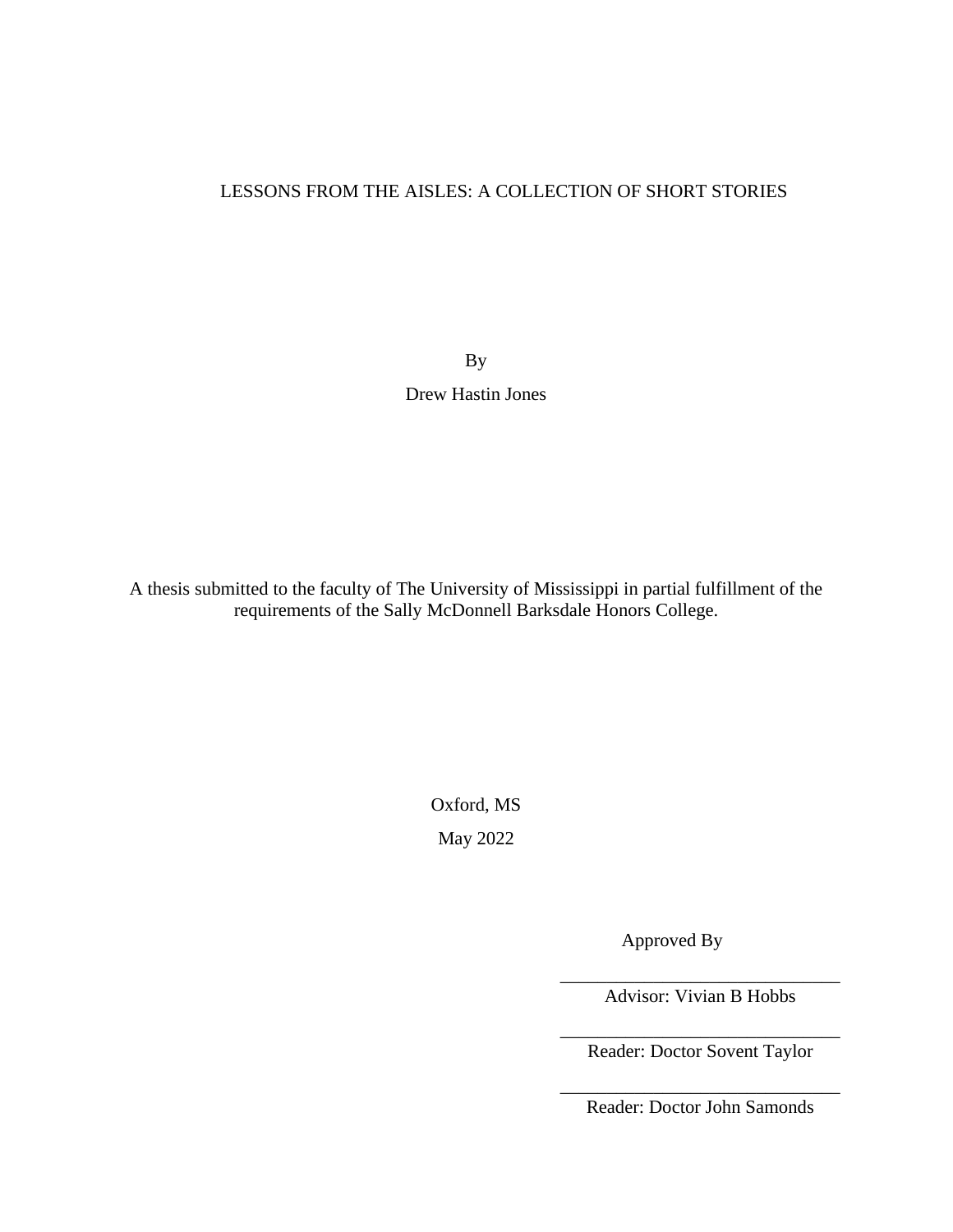# LESSONS FROM THE AISLES: A COLLECTION OF SHORT STORIES

By

Drew Hastin Jones

A thesis submitted to the faculty of The University of Mississippi in partial fulfillment of the requirements of the Sally McDonnell Barksdale Honors College.

Oxford, MS

May 2022

Approved By

\_\_\_\_\_\_\_\_\_\_\_\_\_\_\_\_\_\_\_\_\_\_\_\_\_\_\_\_\_\_

Advisor: Vivian B Hobbs

\_\_\_\_\_\_\_\_\_\_\_\_\_\_\_\_\_\_\_\_\_\_\_\_\_\_\_\_\_\_

Reader: Doctor Sovent Taylor

\_\_\_\_\_\_\_\_\_\_\_\_\_\_\_\_\_\_\_\_\_\_\_\_\_\_\_\_\_\_

Reader: Doctor John Samonds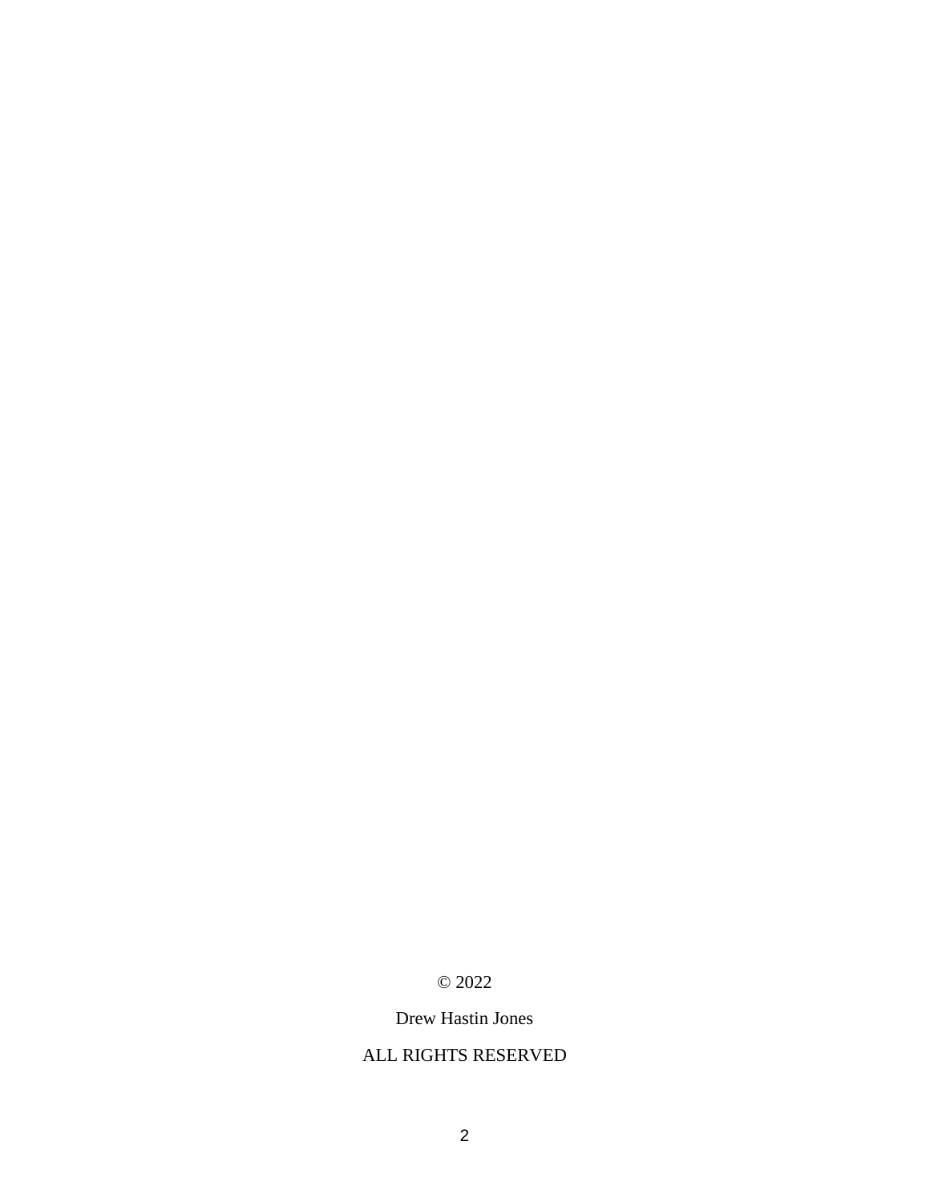© 2022

Drew Hastin Jones

ALL RIGHTS RESERVED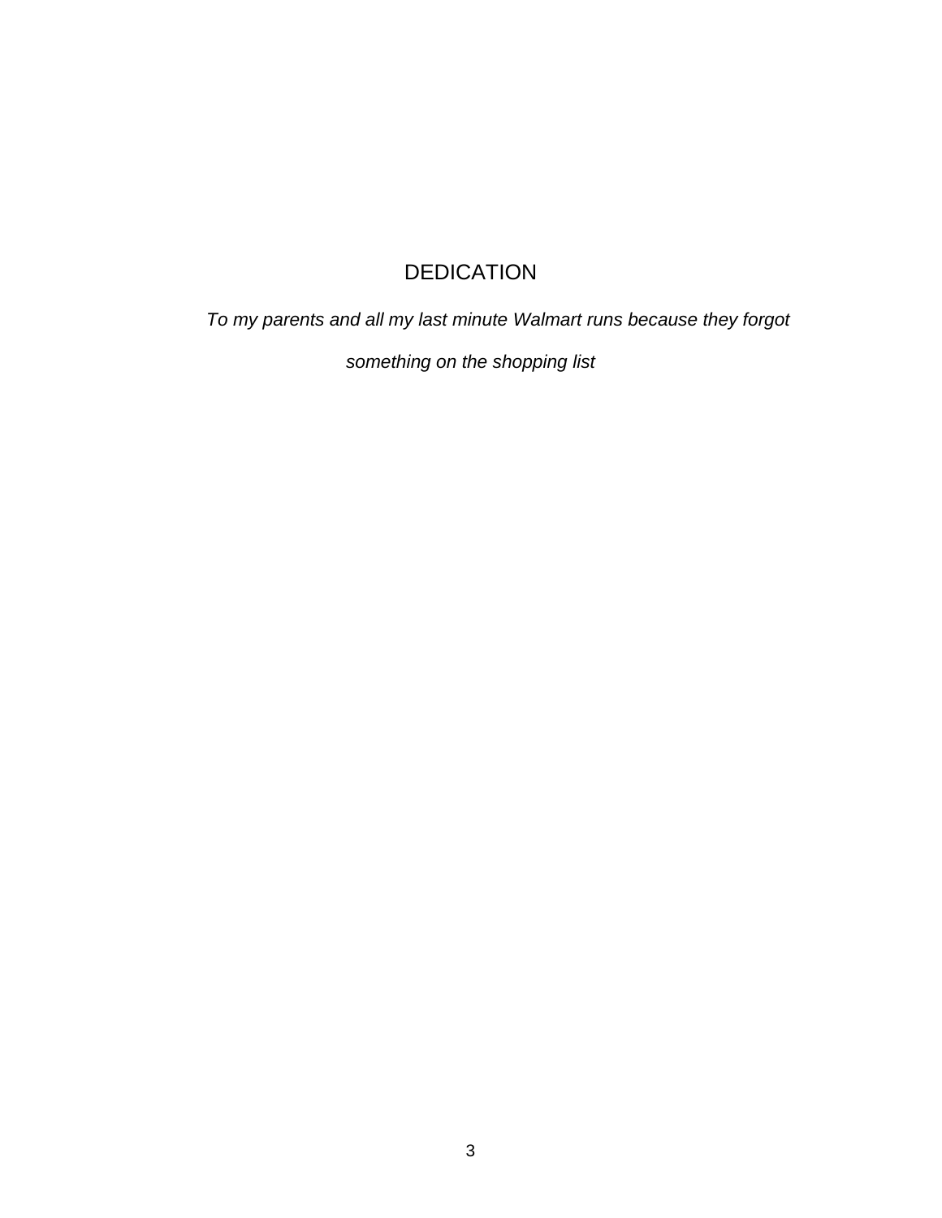# DEDICATION

*To my parents and all my last minute Walmart runs because they forgot something on the shopping list*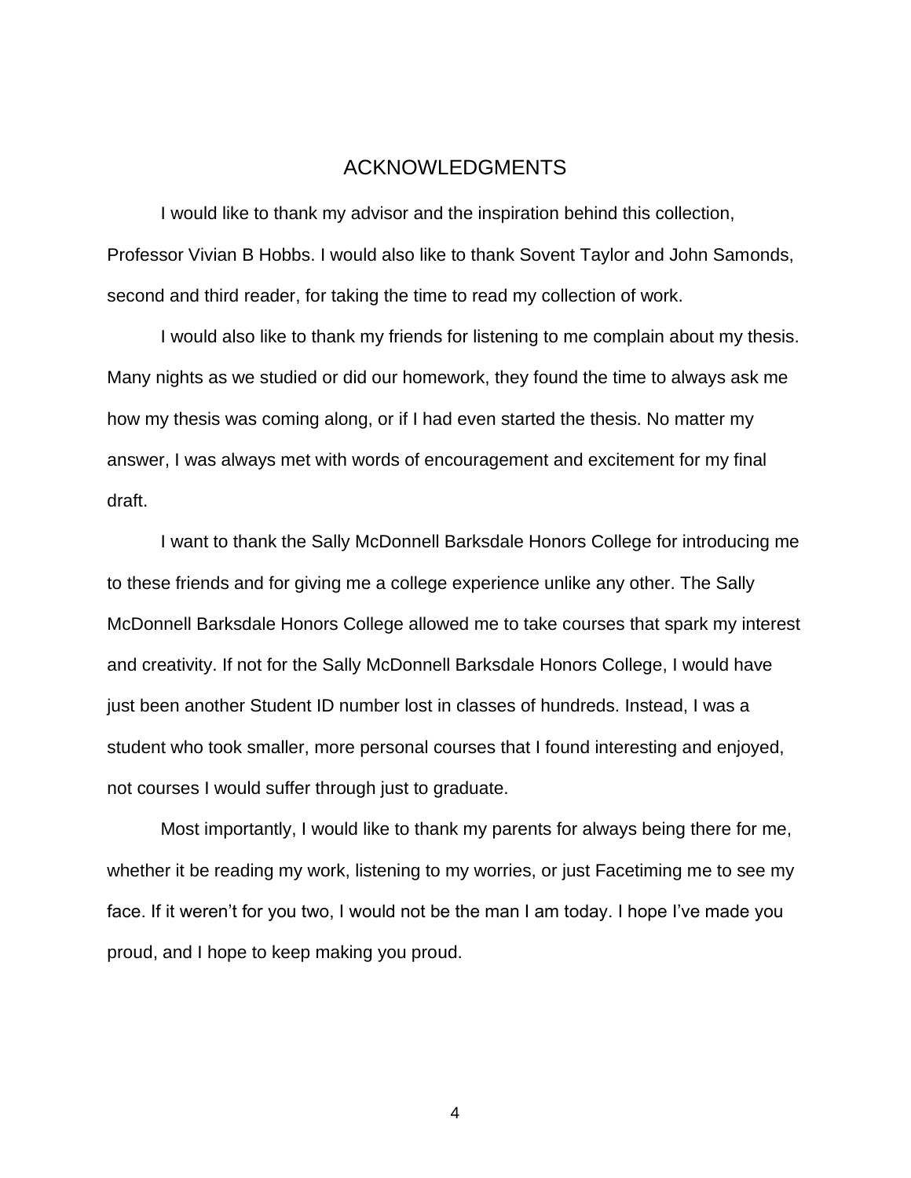# ACKNOWLEDGMENTS

I would like to thank my advisor and the inspiration behind this collection, Professor Vivian B Hobbs. I would also like to thank Sovent Taylor and John Samonds, second and third reader, for taking the time to read my collection of work.

I would also like to thank my friends for listening to me complain about my thesis. Many nights as we studied or did our homework, they found the time to always ask me how my thesis was coming along, or if I had even started the thesis. No matter my answer, I was always met with words of encouragement and excitement for my final draft.

I want to thank the Sally McDonnell Barksdale Honors College for introducing me to these friends and for giving me a college experience unlike any other. The Sally McDonnell Barksdale Honors College allowed me to take courses that spark my interest and creativity. If not for the Sally McDonnell Barksdale Honors College, I would have just been another Student ID number lost in classes of hundreds. Instead, I was a student who took smaller, more personal courses that I found interesting and enjoyed, not courses I would suffer through just to graduate.

Most importantly, I would like to thank my parents for always being there for me, whether it be reading my work, listening to my worries, or just Facetiming me to see my face. If it weren't for you two, I would not be the man I am today. I hope I've made you proud, and I hope to keep making you proud.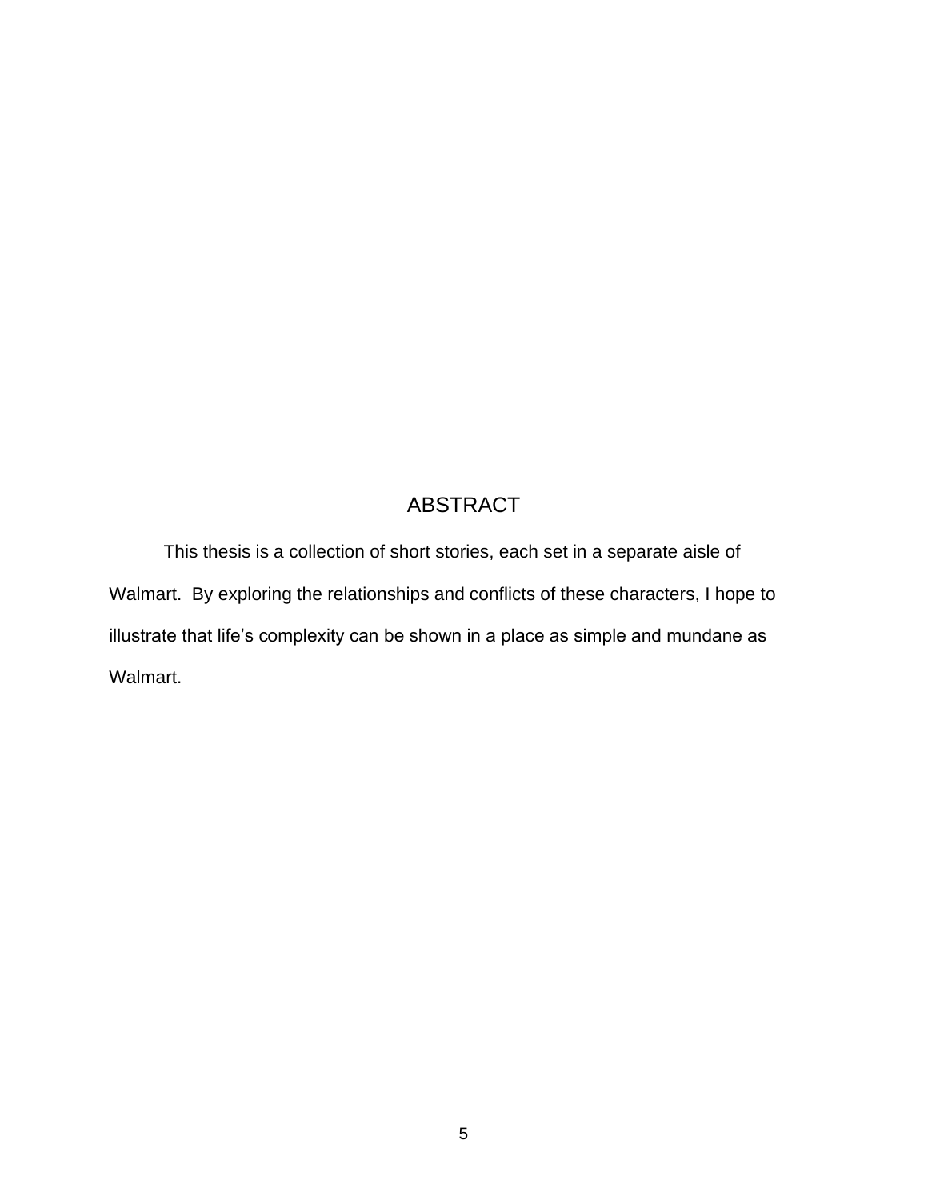# ABSTRACT

This thesis is a collection of short stories, each set in a separate aisle of Walmart. By exploring the relationships and conflicts of these characters, I hope to illustrate that life's complexity can be shown in a place as simple and mundane as Walmart.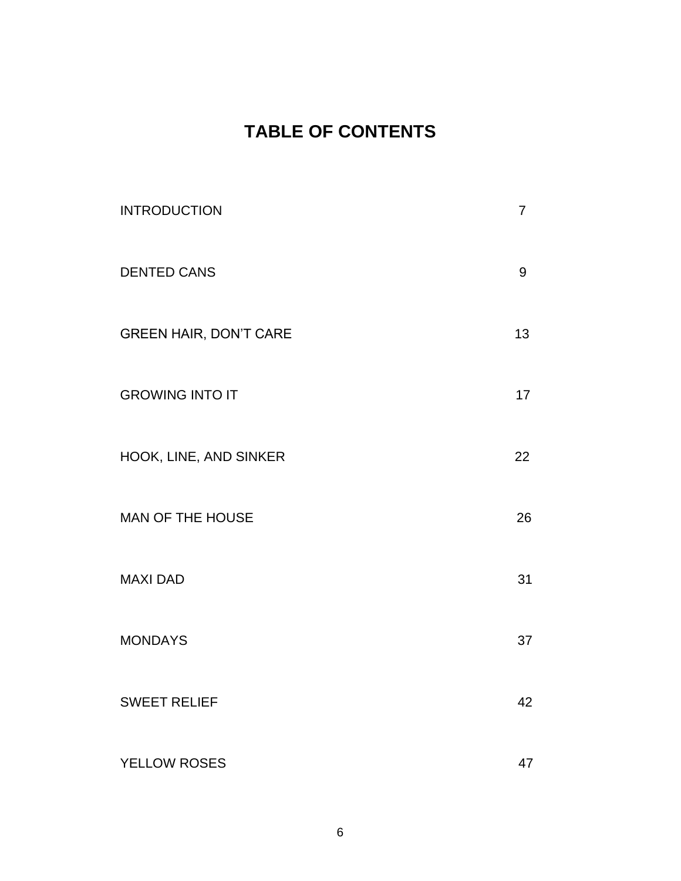# TABLE OF CONTENTS

| | |
|---|---|
| INTRODUCTION | 7 |
| DENTED CANS | 9 |
| GREEN HAIR, DON'T CARE | 13 |
| GROWING INTO IT | 17 |
| HOOK, LINE, AND SINKER | 22 |
| MAN OF THE HOUSE | 26 |
| MAXI DAD | 31 |
| MONDAYS | 37 |
| SWEET RELIEF | 42 |
| YELLOW ROSES | 47 |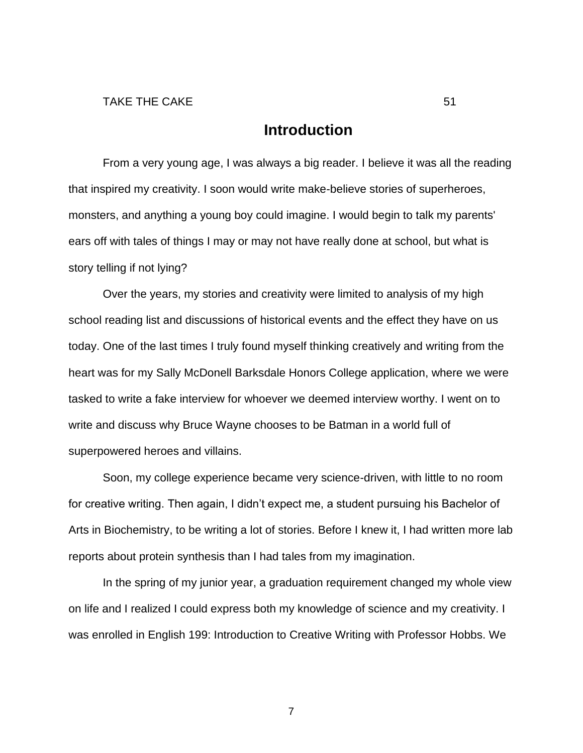# Introduction

From a very young age, I was always a big reader. I believe it was all the reading that inspired my creativity. I soon would write make-believe stories of superheroes, monsters, and anything a young boy could imagine. I would begin to talk my parents' ears off with tales of things I may or may not have really done at school, but what is story telling if not lying?

Over the years, my stories and creativity were limited to analysis of my high school reading list and discussions of historical events and the effect they have on us today. One of the last times I truly found myself thinking creatively and writing from the heart was for my Sally McDonell Barksdale Honors College application, where we were tasked to write a fake interview for whoever we deemed interview worthy. I went on to write and discuss why Bruce Wayne chooses to be Batman in a world full of superpowered heroes and villains.

Soon, my college experience became very science-driven, with little to no room for creative writing. Then again, I didn't expect me, a student pursuing his Bachelor of Arts in Biochemistry, to be writing a lot of stories. Before I knew it, I had written more lab reports about protein synthesis than I had tales from my imagination.

In the spring of my junior year, a graduation requirement changed my whole view on life and I realized I could express both my knowledge of science and my creativity. I was enrolled in English 199: Introduction to Creative Writing with Professor Hobbs. We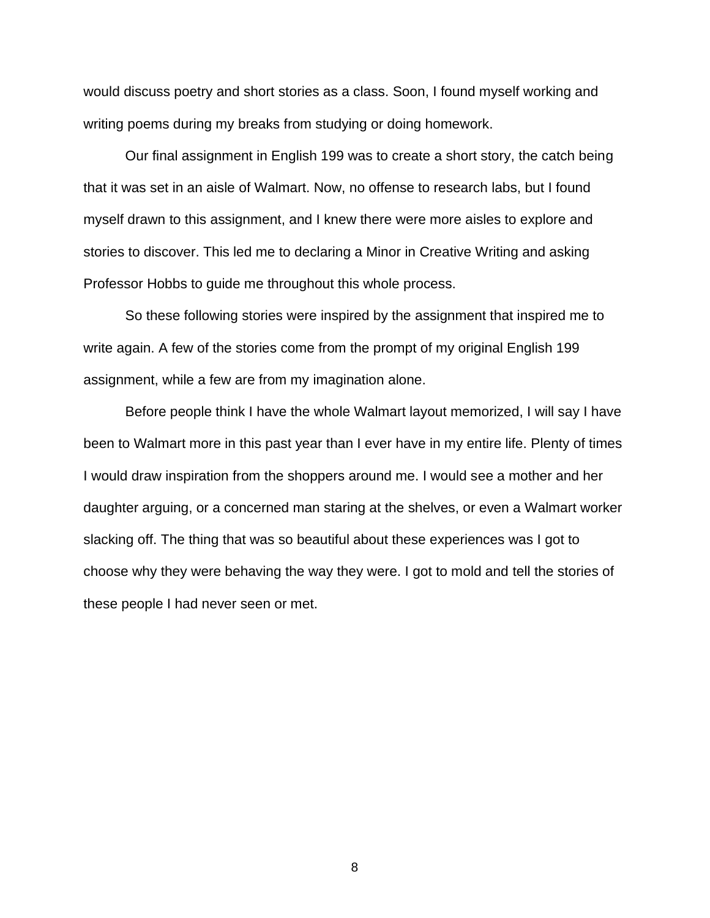would discuss poetry and short stories as a class. Soon, I found myself working and writing poems during my breaks from studying or doing homework.

Our final assignment in English 199 was to create a short story, the catch being that it was set in an aisle of Walmart. Now, no offense to research labs, but I found myself drawn to this assignment, and I knew there were more aisles to explore and stories to discover. This led me to declaring a Minor in Creative Writing and asking Professor Hobbs to guide me throughout this whole process.

So these following stories were inspired by the assignment that inspired me to write again. A few of the stories come from the prompt of my original English 199 assignment, while a few are from my imagination alone.

Before people think I have the whole Walmart layout memorized, I will say I have been to Walmart more in this past year than I ever have in my entire life. Plenty of times I would draw inspiration from the shoppers around me. I would see a mother and her daughter arguing, or a concerned man staring at the shelves, or even a Walmart worker slacking off. The thing that was so beautiful about these experiences was I got to choose why they were behaving the way they were. I got to mold and tell the stories of these people I had never seen or met.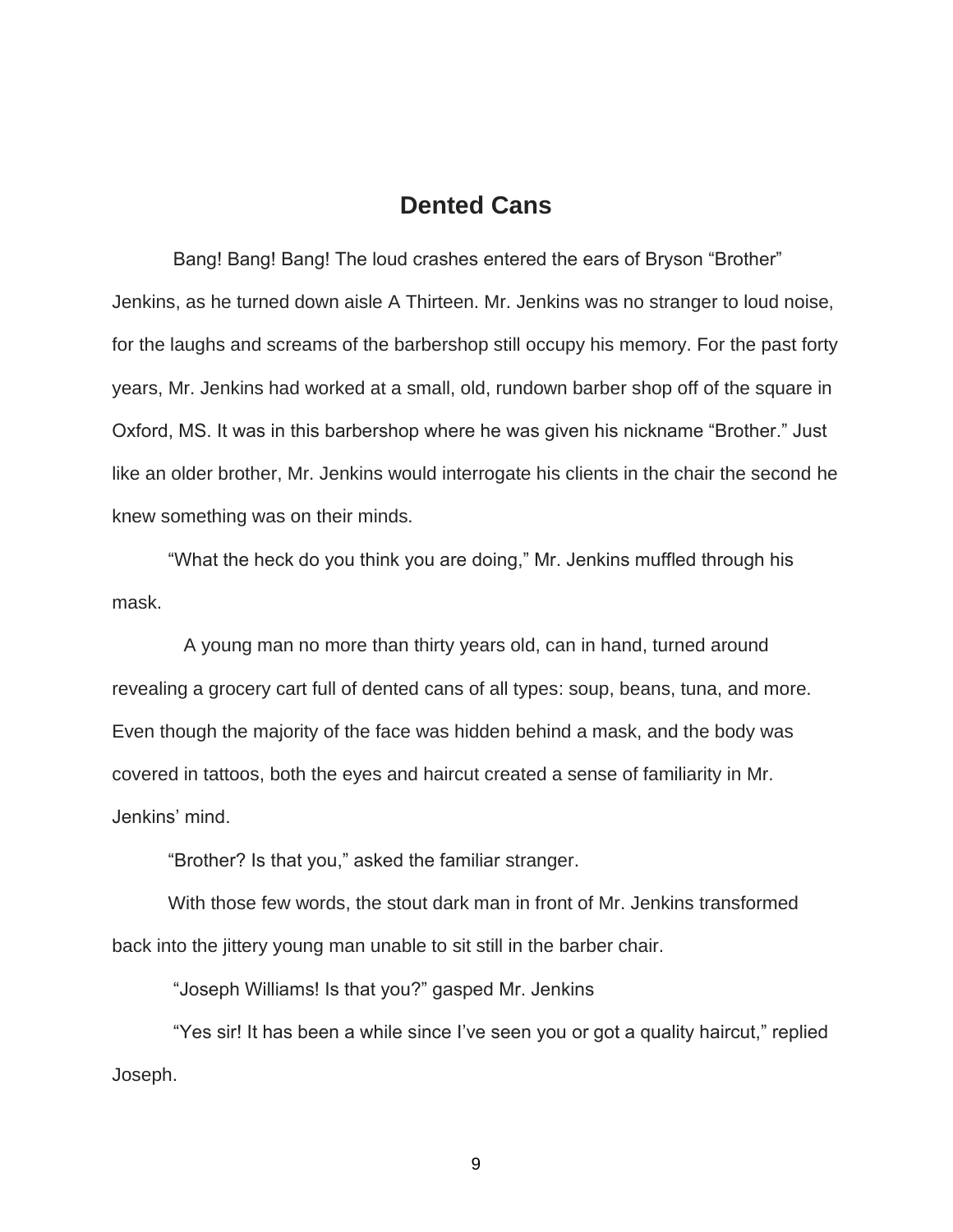## Dented Cans

Bang! Bang! Bang! The loud crashes entered the ears of Bryson "Brother" Jenkins, as he turned down aisle A Thirteen. Mr. Jenkins was no stranger to loud noise, for the laughs and screams of the barbershop still occupy his memory. For the past forty years, Mr. Jenkins had worked at a small, old, rundown barber shop off of the square in Oxford, MS. It was in this barbershop where he was given his nickname "Brother." Just like an older brother, Mr. Jenkins would interrogate his clients in the chair the second he knew something was on their minds.

"What the heck do you think you are doing," Mr. Jenkins muffled through his mask.

A young man no more than thirty years old, can in hand, turned around revealing a grocery cart full of dented cans of all types: soup, beans, tuna, and more. Even though the majority of the face was hidden behind a mask, and the body was covered in tattoos, both the eyes and haircut created a sense of familiarity in Mr. Jenkins' mind.

"Brother? Is that you," asked the familiar stranger.

With those few words, the stout dark man in front of Mr. Jenkins transformed back into the jittery young man unable to sit still in the barber chair.

"Joseph Williams! Is that you?" gasped Mr. Jenkins

"Yes sir! It has been a while since I've seen you or got a quality haircut," replied Joseph.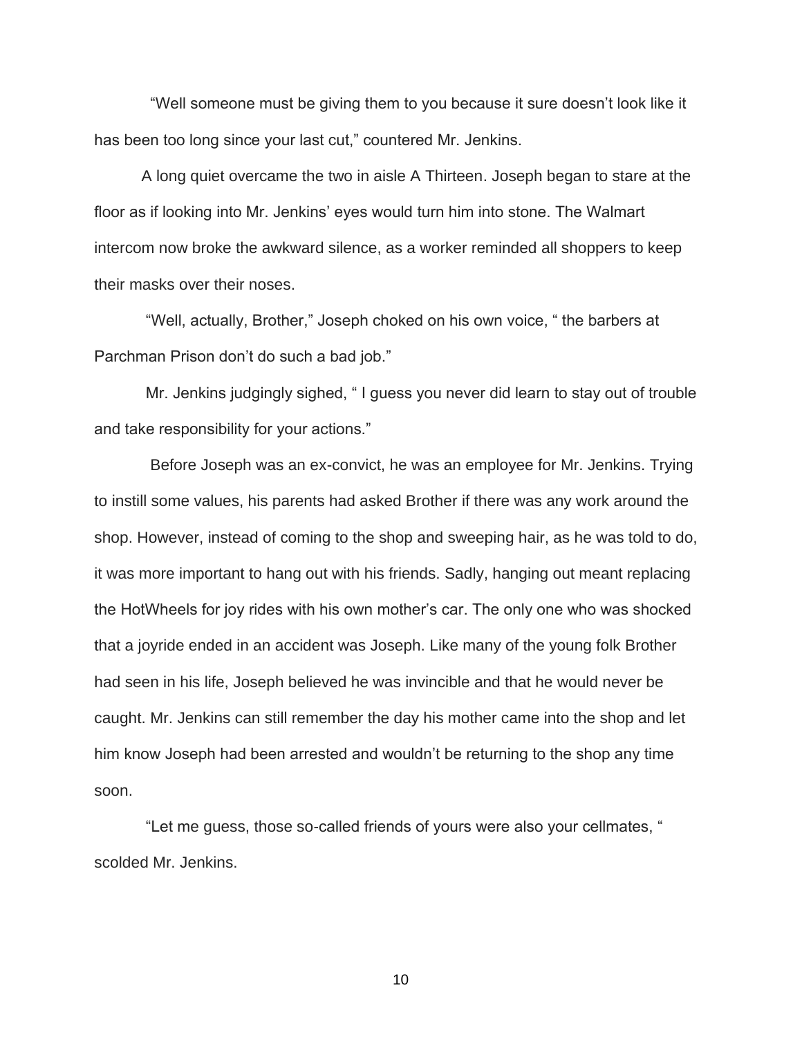"Well someone must be giving them to you because it sure doesn't look like it has been too long since your last cut," countered Mr. Jenkins.

A long quiet overcame the two in aisle A Thirteen. Joseph began to stare at the floor as if looking into Mr. Jenkins' eyes would turn him into stone. The Walmart intercom now broke the awkward silence, as a worker reminded all shoppers to keep their masks over their noses.

"Well, actually, Brother," Joseph choked on his own voice, " the barbers at Parchman Prison don't do such a bad job."

Mr. Jenkins judgingly sighed, " I guess you never did learn to stay out of trouble and take responsibility for your actions."

Before Joseph was an ex-convict, he was an employee for Mr. Jenkins. Trying to instill some values, his parents had asked Brother if there was any work around the shop. However, instead of coming to the shop and sweeping hair, as he was told to do, it was more important to hang out with his friends. Sadly, hanging out meant replacing the HotWheels for joy rides with his own mother's car. The only one who was shocked that a joyride ended in an accident was Joseph. Like many of the young folk Brother had seen in his life, Joseph believed he was invincible and that he would never be caught. Mr. Jenkins can still remember the day his mother came into the shop and let him know Joseph had been arrested and wouldn't be returning to the shop any time soon.

"Let me guess, those so-called friends of yours were also your cellmates, " scolded Mr. Jenkins.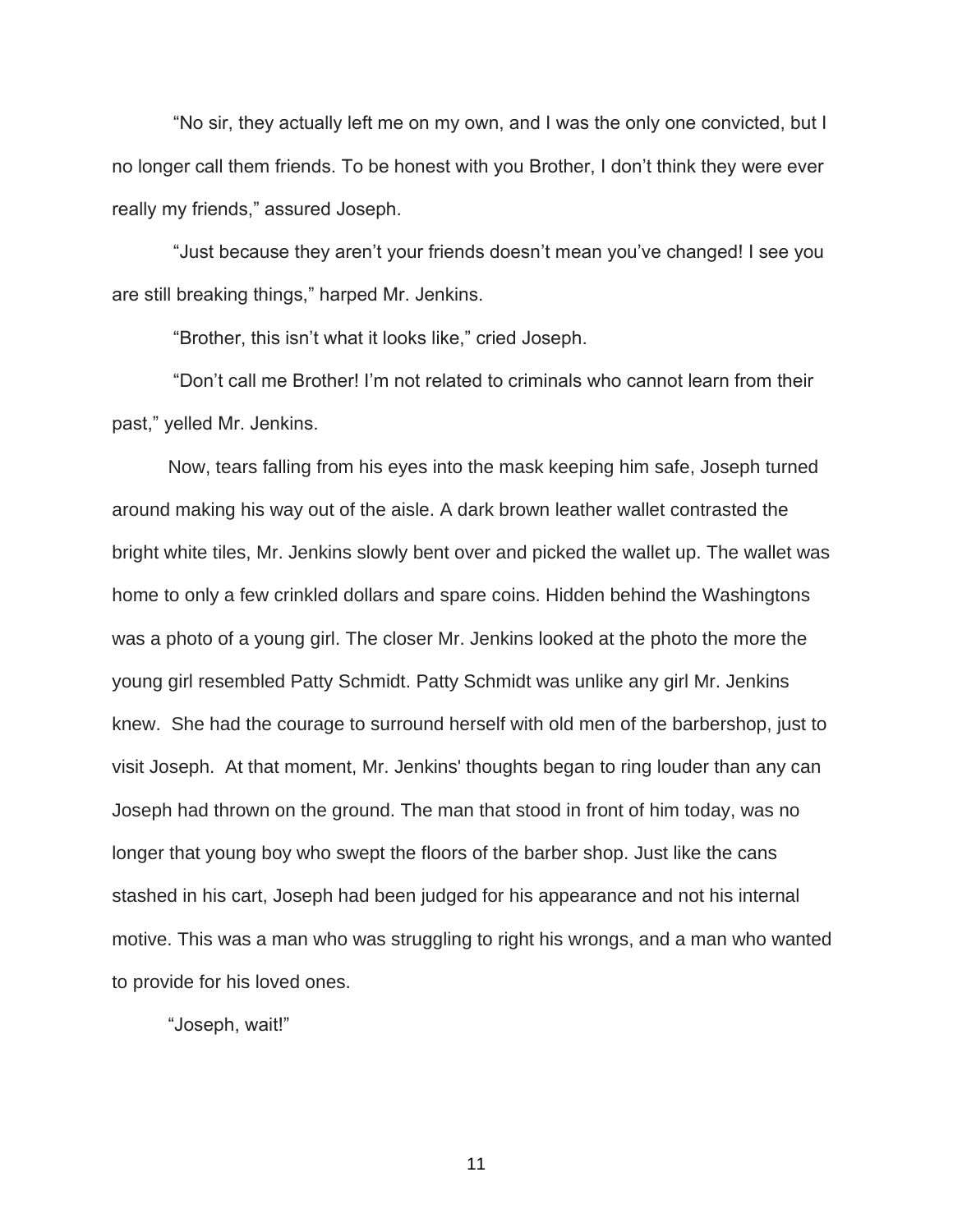"No sir, they actually left me on my own, and I was the only one convicted, but I no longer call them friends. To be honest with you Brother, I don't think they were ever really my friends," assured Joseph.

"Just because they aren't your friends doesn't mean you've changed! I see you are still breaking things," harped Mr. Jenkins.

"Brother, this isn't what it looks like," cried Joseph.

"Don't call me Brother! I'm not related to criminals who cannot learn from their past," yelled Mr. Jenkins.

Now, tears falling from his eyes into the mask keeping him safe, Joseph turned around making his way out of the aisle. A dark brown leather wallet contrasted the bright white tiles, Mr. Jenkins slowly bent over and picked the wallet up. The wallet was home to only a few crinkled dollars and spare coins. Hidden behind the Washingtons was a photo of a young girl. The closer Mr. Jenkins looked at the photo the more the young girl resembled Patty Schmidt. Patty Schmidt was unlike any girl Mr. Jenkins knew.  She had the courage to surround herself with old men of the barbershop, just to visit Joseph.  At that moment, Mr. Jenkins' thoughts began to ring louder than any can Joseph had thrown on the ground. The man that stood in front of him today, was no longer that young boy who swept the floors of the barber shop. Just like the cans stashed in his cart, Joseph had been judged for his appearance and not his internal motive. This was a man who was struggling to right his wrongs, and a man who wanted to provide for his loved ones.

"Joseph, wait!"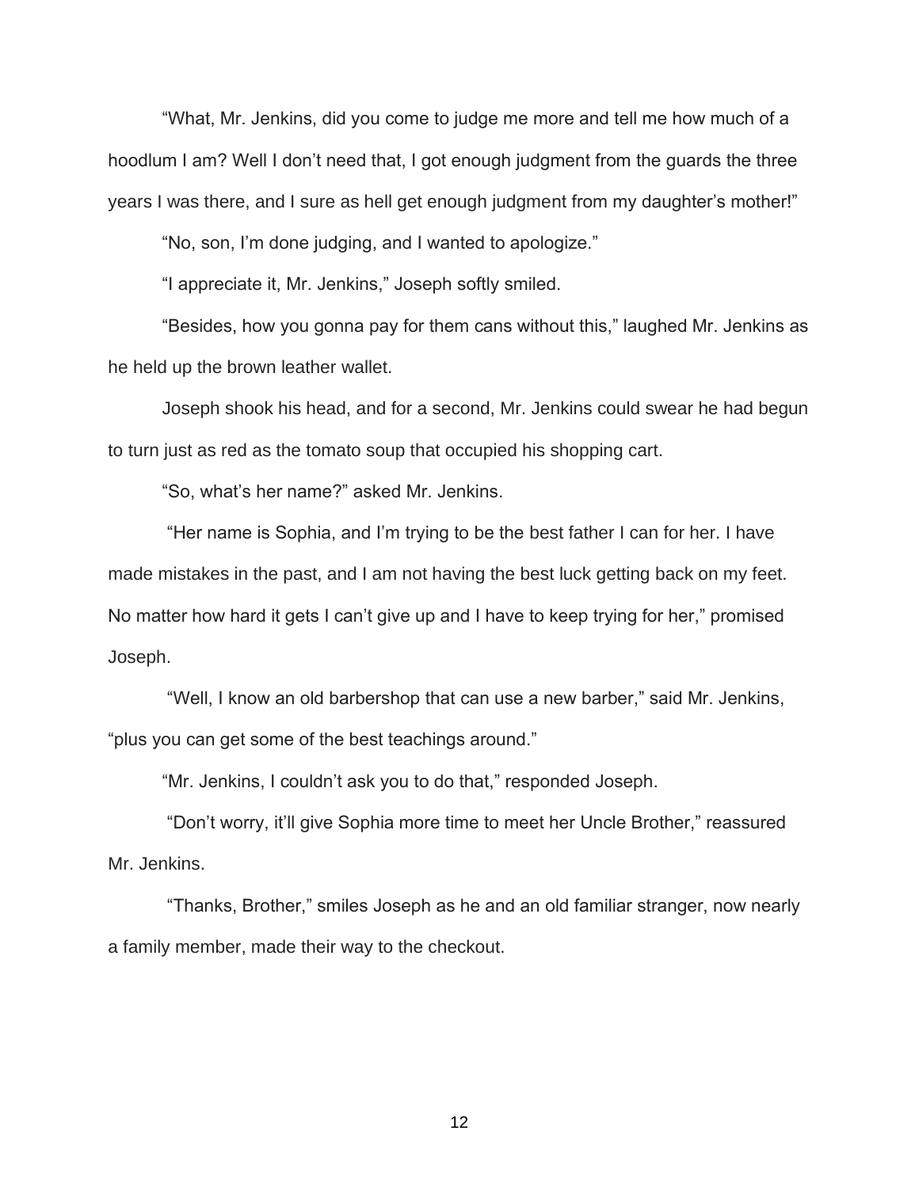"What, Mr. Jenkins, did you come to judge me more and tell me how much of a hoodlum I am? Well I don't need that, I got enough judgment from the guards the three years I was there, and I sure as hell get enough judgment from my daughter's mother!"

"No, son, I'm done judging, and I wanted to apologize."

"I appreciate it, Mr. Jenkins," Joseph softly smiled.

"Besides, how you gonna pay for them cans without this," laughed Mr. Jenkins as he held up the brown leather wallet.

Joseph shook his head, and for a second, Mr. Jenkins could swear he had begun to turn just as red as the tomato soup that occupied his shopping cart.

"So, what's her name?" asked Mr. Jenkins.

"Her name is Sophia, and I'm trying to be the best father I can for her. I have made mistakes in the past, and I am not having the best luck getting back on my feet. No matter how hard it gets I can't give up and I have to keep trying for her," promised Joseph.

"Well, I know an old barbershop that can use a new barber," said Mr. Jenkins, "plus you can get some of the best teachings around."

"Mr. Jenkins, I couldn't ask you to do that," responded Joseph.

"Don't worry, it'll give Sophia more time to meet her Uncle Brother," reassured Mr. Jenkins.

"Thanks, Brother," smiles Joseph as he and an old familiar stranger, now nearly a family member, made their way to the checkout.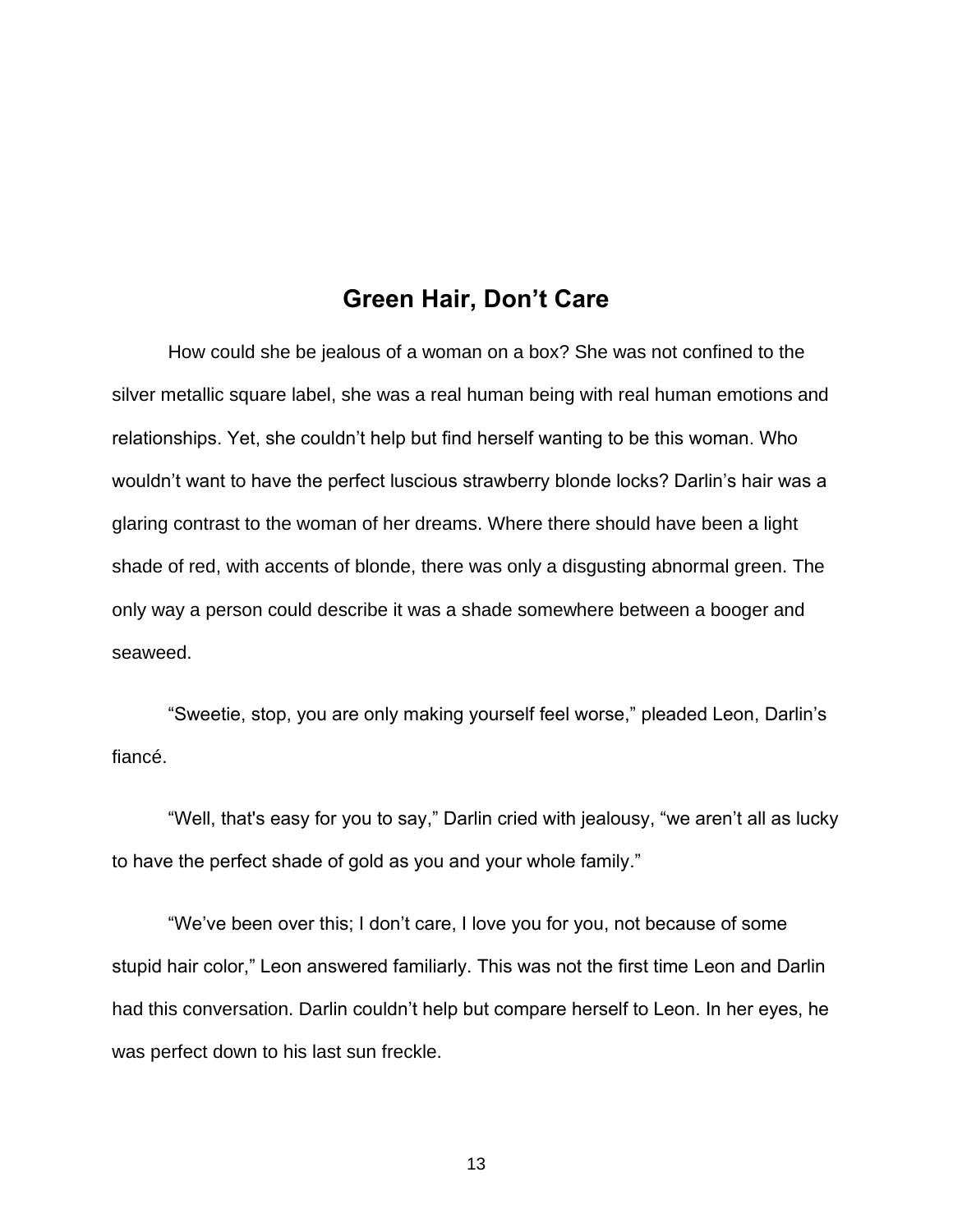## Green Hair, Don't Care

How could she be jealous of a woman on a box? She was not confined to the silver metallic square label, she was a real human being with real human emotions and relationships. Yet, she couldn't help but find herself wanting to be this woman. Who wouldn't want to have the perfect luscious strawberry blonde locks? Darlin's hair was a glaring contrast to the woman of her dreams. Where there should have been a light shade of red, with accents of blonde, there was only a disgusting abnormal green. The only way a person could describe it was a shade somewhere between a booger and seaweed.

"Sweetie, stop, you are only making yourself feel worse," pleaded Leon, Darlin's fiancé.

"Well, that's easy for you to say," Darlin cried with jealousy, "we aren't all as lucky to have the perfect shade of gold as you and your whole family."

"We've been over this; I don't care, I love you for you, not because of some stupid hair color," Leon answered familiarly. This was not the first time Leon and Darlin had this conversation. Darlin couldn't help but compare herself to Leon. In her eyes, he was perfect down to his last sun freckle.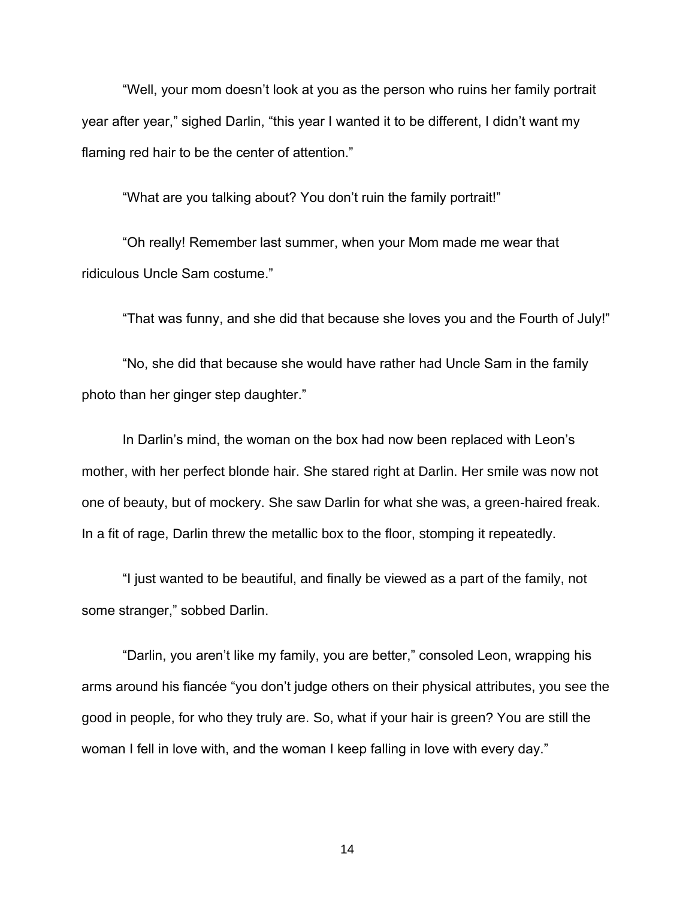"Well, your mom doesn't look at you as the person who ruins her family portrait year after year," sighed Darlin, "this year I wanted it to be different, I didn't want my flaming red hair to be the center of attention."

"What are you talking about? You don't ruin the family portrait!"

"Oh really! Remember last summer, when your Mom made me wear that ridiculous Uncle Sam costume."

"That was funny, and she did that because she loves you and the Fourth of July!"

"No, she did that because she would have rather had Uncle Sam in the family photo than her ginger step daughter."

In Darlin's mind, the woman on the box had now been replaced with Leon's mother, with her perfect blonde hair. She stared right at Darlin. Her smile was now not one of beauty, but of mockery. She saw Darlin for what she was, a green-haired freak. In a fit of rage, Darlin threw the metallic box to the floor, stomping it repeatedly.

"I just wanted to be beautiful, and finally be viewed as a part of the family, not some stranger," sobbed Darlin.

"Darlin, you aren't like my family, you are better," consoled Leon, wrapping his arms around his fiancée "you don't judge others on their physical attributes, you see the good in people, for who they truly are. So, what if your hair is green? You are still the woman I fell in love with, and the woman I keep falling in love with every day."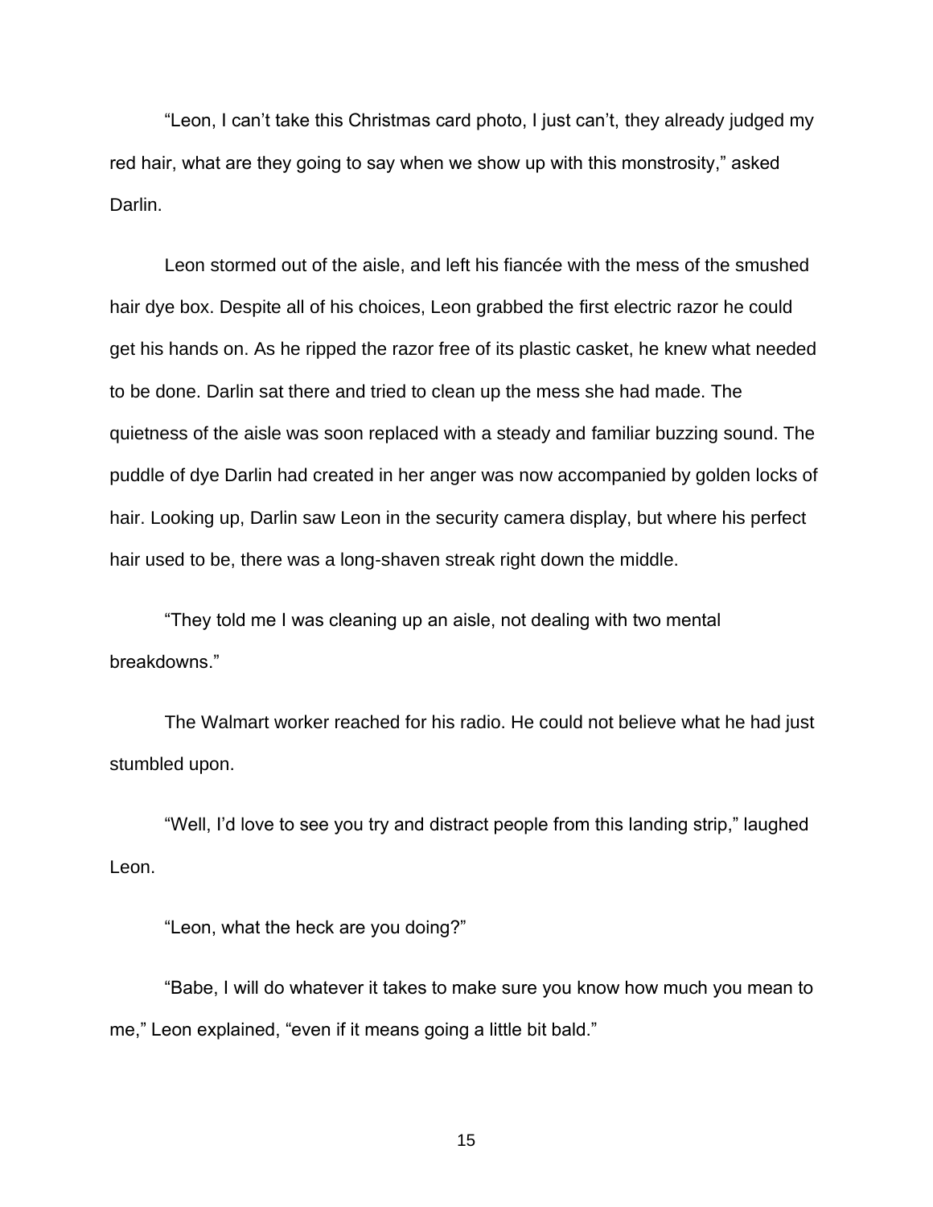"Leon, I can't take this Christmas card photo, I just can't, they already judged my red hair, what are they going to say when we show up with this monstrosity," asked Darlin.

Leon stormed out of the aisle, and left his fiancée with the mess of the smushed hair dye box. Despite all of his choices, Leon grabbed the first electric razor he could get his hands on. As he ripped the razor free of its plastic casket, he knew what needed to be done. Darlin sat there and tried to clean up the mess she had made. The quietness of the aisle was soon replaced with a steady and familiar buzzing sound. The puddle of dye Darlin had created in her anger was now accompanied by golden locks of hair. Looking up, Darlin saw Leon in the security camera display, but where his perfect hair used to be, there was a long-shaven streak right down the middle.

"They told me I was cleaning up an aisle, not dealing with two mental breakdowns."

The Walmart worker reached for his radio. He could not believe what he had just stumbled upon.

"Well, I'd love to see you try and distract people from this landing strip," laughed Leon.

"Leon, what the heck are you doing?"

"Babe, I will do whatever it takes to make sure you know how much you mean to me," Leon explained, "even if it means going a little bit bald."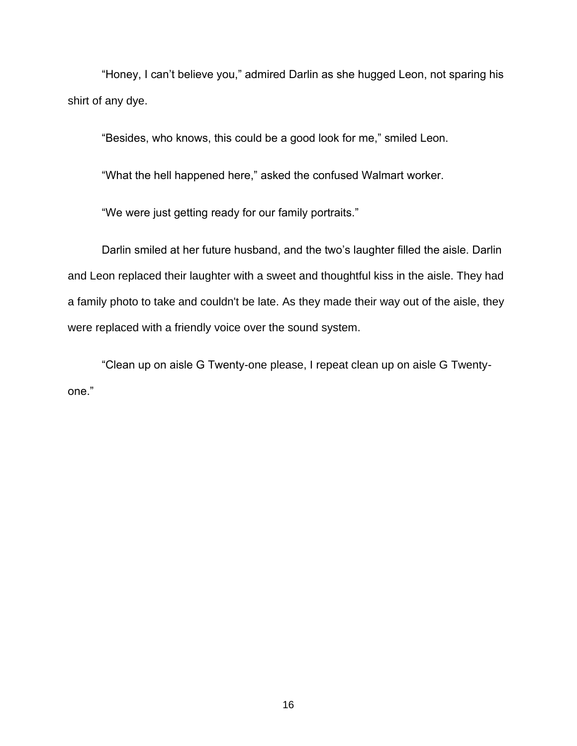"Honey, I can't believe you," admired Darlin as she hugged Leon, not sparing his shirt of any dye.

"Besides, who knows, this could be a good look for me," smiled Leon.

"What the hell happened here," asked the confused Walmart worker.

"We were just getting ready for our family portraits."

Darlin smiled at her future husband, and the two's laughter filled the aisle. Darlin and Leon replaced their laughter with a sweet and thoughtful kiss in the aisle. They had a family photo to take and couldn't be late. As they made their way out of the aisle, they were replaced with a friendly voice over the sound system.

"Clean up on aisle G Twenty-one please, I repeat clean up on aisle G Twenty-one."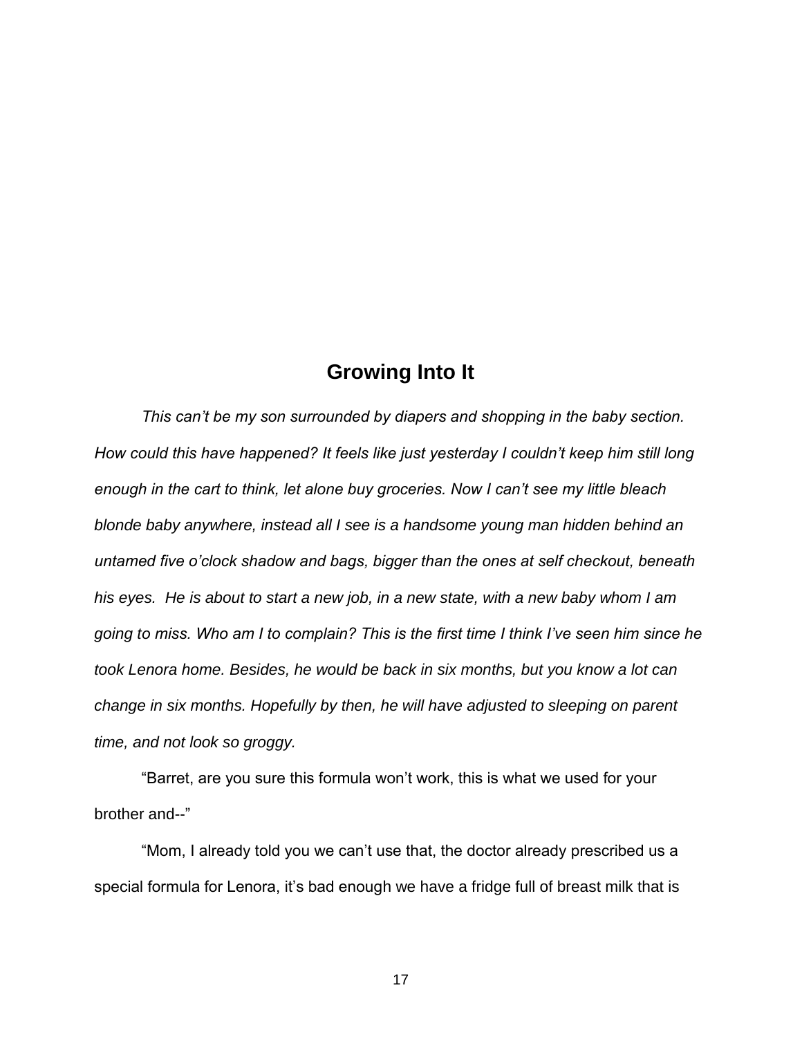# Growing Into It

*This can't be my son surrounded by diapers and shopping in the baby section. How could this have happened? It feels like just yesterday I couldn't keep him still long enough in the cart to think, let alone buy groceries. Now I can't see my little bleach blonde baby anywhere, instead all I see is a handsome young man hidden behind an untamed five o'clock shadow and bags, bigger than the ones at self checkout, beneath his eyes. He is about to start a new job, in a new state, with a new baby whom I am going to miss. Who am I to complain? This is the first time I think I've seen him since he took Lenora home. Besides, he would be back in six months, but you know a lot can change in six months. Hopefully by then, he will have adjusted to sleeping on parent time, and not look so groggy.*

"Barret, are you sure this formula won't work, this is what we used for your brother and--"

"Mom, I already told you we can't use that, the doctor already prescribed us a special formula for Lenora, it's bad enough we have a fridge full of breast milk that is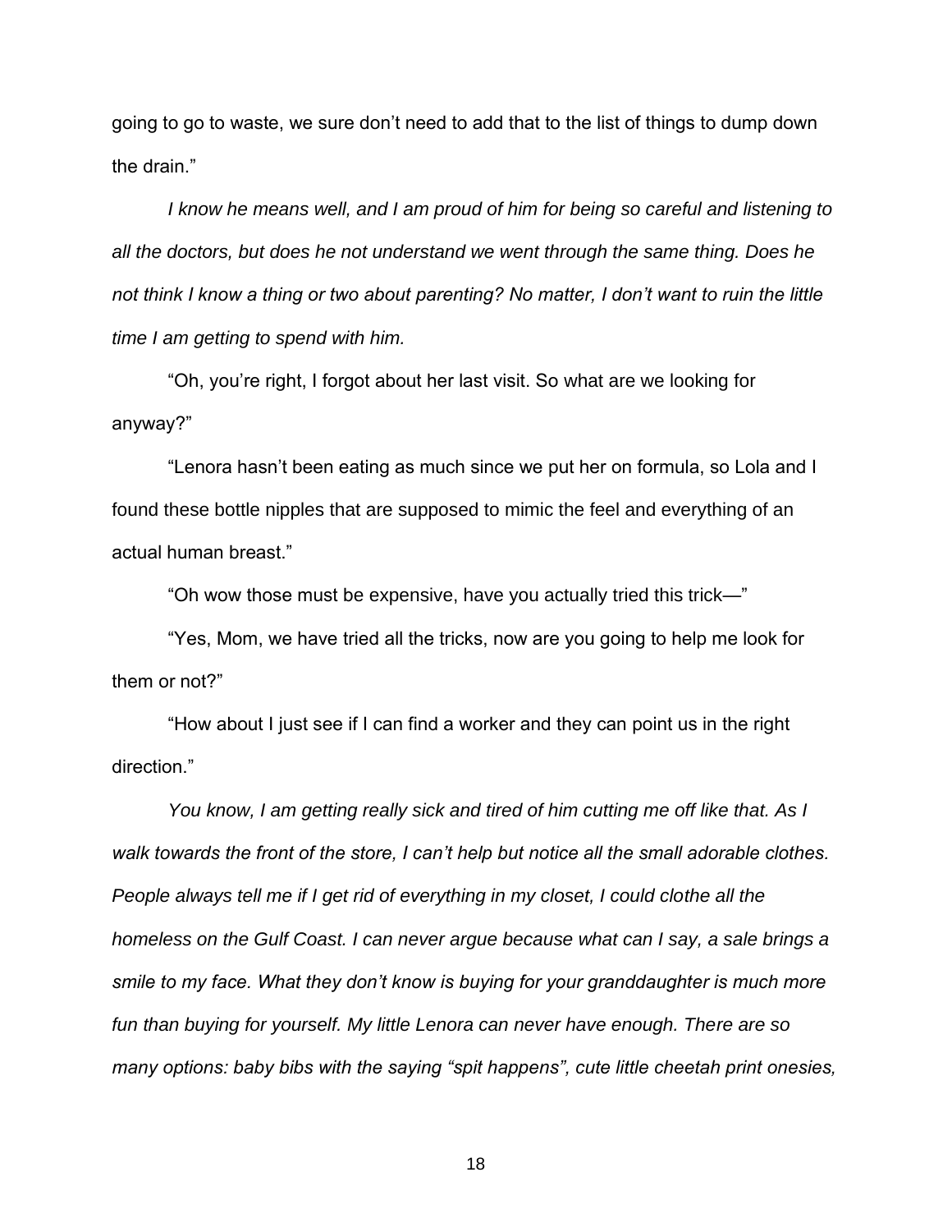going to go to waste, we sure don't need to add that to the list of things to dump down the drain."

*I know he means well, and I am proud of him for being so careful and listening to all the doctors, but does he not understand we went through the same thing. Does he not think I know a thing or two about parenting? No matter, I don't want to ruin the little time I am getting to spend with him.*

"Oh, you're right, I forgot about her last visit. So what are we looking for anyway?"

"Lenora hasn't been eating as much since we put her on formula, so Lola and I found these bottle nipples that are supposed to mimic the feel and everything of an actual human breast."

"Oh wow those must be expensive, have you actually tried this trick—"

"Yes, Mom, we have tried all the tricks, now are you going to help me look for them or not?"

"How about I just see if I can find a worker and they can point us in the right direction."

*You know, I am getting really sick and tired of him cutting me off like that. As I walk towards the front of the store, I can't help but notice all the small adorable clothes. People always tell me if I get rid of everything in my closet, I could clothe all the homeless on the Gulf Coast. I can never argue because what can I say, a sale brings a smile to my face. What they don't know is buying for your granddaughter is much more fun than buying for yourself. My little Lenora can never have enough. There are so many options: baby bibs with the saying "spit happens", cute little cheetah print onesies,*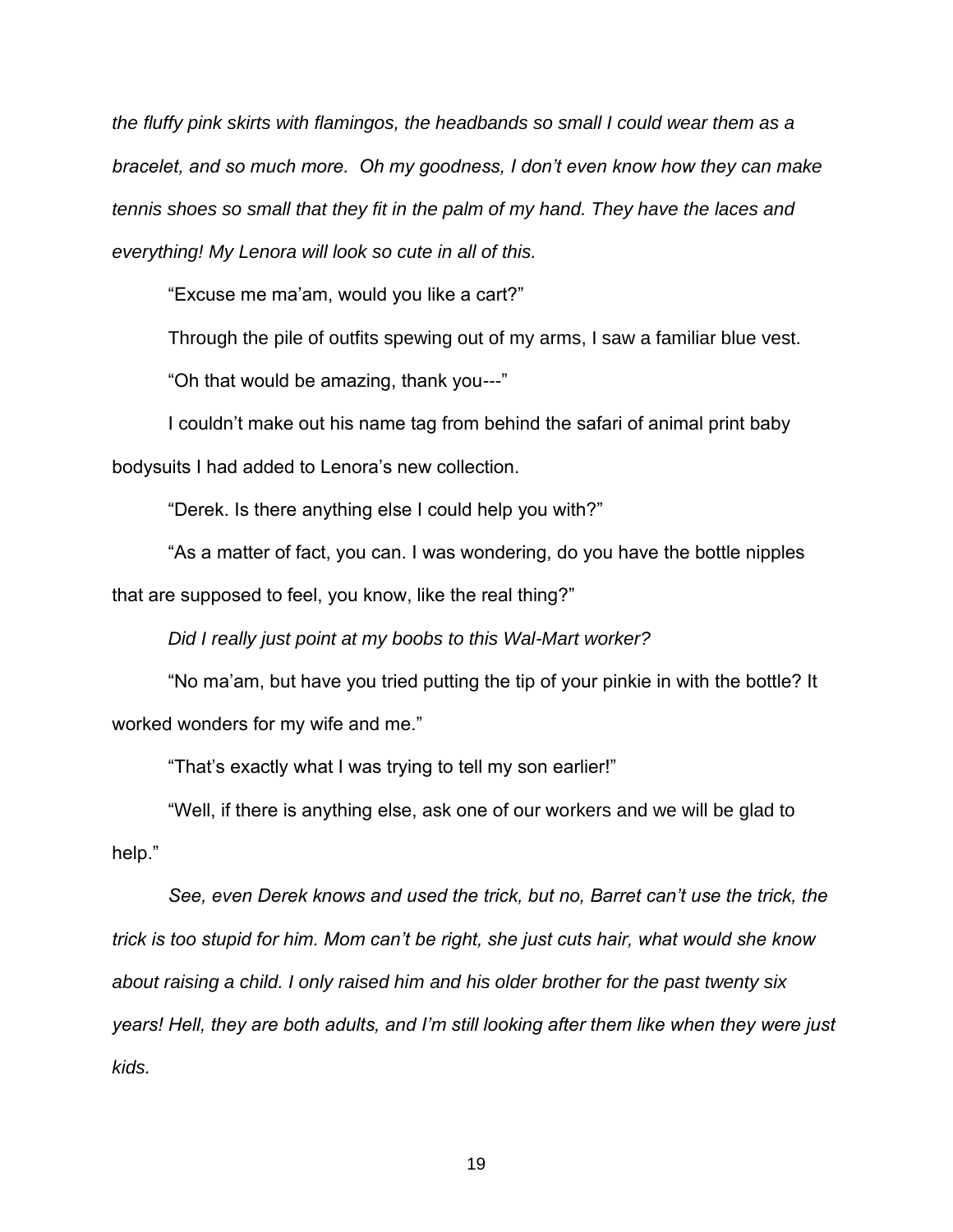*the fluffy pink skirts with flamingos, the headbands so small I could wear them as a bracelet, and so much more.  Oh my goodness, I don't even know how they can make tennis shoes so small that they fit in the palm of my hand. They have the laces and everything! My Lenora will look so cute in all of this.*

"Excuse me ma'am, would you like a cart?"

Through the pile of outfits spewing out of my arms, I saw a familiar blue vest.

"Oh that would be amazing, thank you---"

I couldn't make out his name tag from behind the safari of animal print baby bodysuits I had added to Lenora's new collection.

"Derek. Is there anything else I could help you with?"

"As a matter of fact, you can. I was wondering, do you have the bottle nipples that are supposed to feel, you know, like the real thing?"

*Did I really just point at my boobs to this Wal-Mart worker?*

"No ma'am, but have you tried putting the tip of your pinkie in with the bottle? It worked wonders for my wife and me."

"That's exactly what I was trying to tell my son earlier!"

"Well, if there is anything else, ask one of our workers and we will be glad to help."

*See, even Derek knows and used the trick, but no, Barret can't use the trick, the trick is too stupid for him. Mom can't be right, she just cuts hair, what would she know about raising a child. I only raised him and his older brother for the past twenty six years! Hell, they are both adults, and I'm still looking after them like when they were just kids.*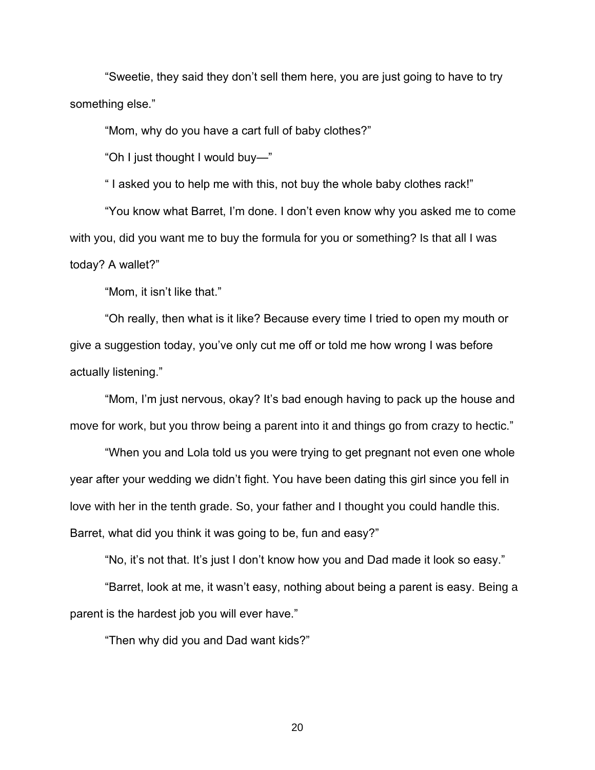"Sweetie, they said they don't sell them here, you are just going to have to try something else."

"Mom, why do you have a cart full of baby clothes?"

"Oh I just thought I would buy—"

" I asked you to help me with this, not buy the whole baby clothes rack!"

"You know what Barret, I'm done. I don't even know why you asked me to come with you, did you want me to buy the formula for you or something? Is that all I was today? A wallet?"

"Mom, it isn't like that."

"Oh really, then what is it like? Because every time I tried to open my mouth or give a suggestion today, you've only cut me off or told me how wrong I was before actually listening."

"Mom, I'm just nervous, okay? It's bad enough having to pack up the house and move for work, but you throw being a parent into it and things go from crazy to hectic."

"When you and Lola told us you were trying to get pregnant not even one whole year after your wedding we didn't fight. You have been dating this girl since you fell in love with her in the tenth grade. So, your father and I thought you could handle this. Barret, what did you think it was going to be, fun and easy?"

"No, it's not that. It's just I don't know how you and Dad made it look so easy."

"Barret, look at me, it wasn't easy, nothing about being a parent is easy. Being a parent is the hardest job you will ever have."

"Then why did you and Dad want kids?"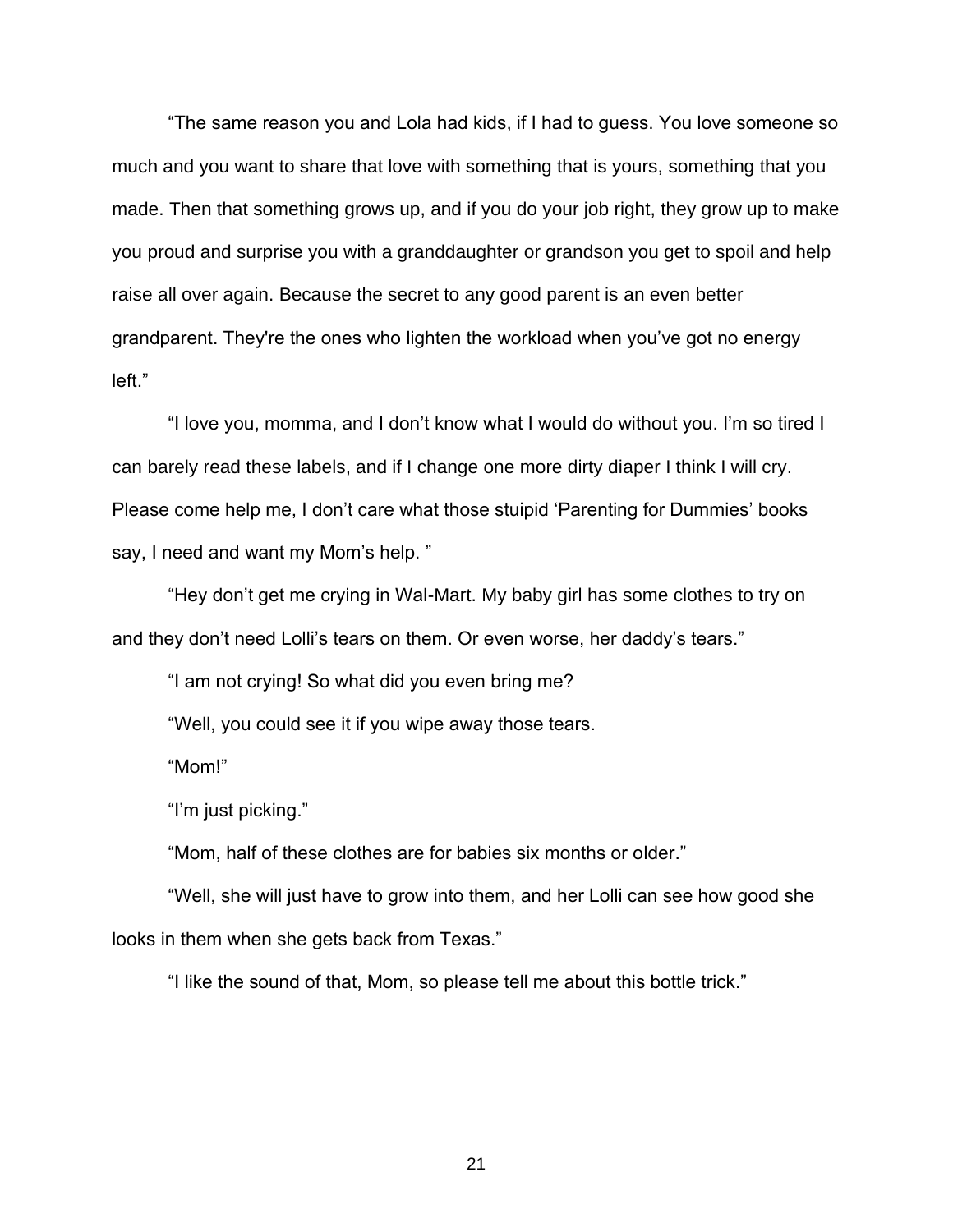"The same reason you and Lola had kids, if I had to guess. You love someone so much and you want to share that love with something that is yours, something that you made. Then that something grows up, and if you do your job right, they grow up to make you proud and surprise you with a granddaughter or grandson you get to spoil and help raise all over again. Because the secret to any good parent is an even better grandparent. They're the ones who lighten the workload when you've got no energy left."

"I love you, momma, and I don't know what I would do without you. I'm so tired I can barely read these labels, and if I change one more dirty diaper I think I will cry. Please come help me, I don't care what those stuipid 'Parenting for Dummies' books say, I need and want my Mom's help. "

"Hey don't get me crying in Wal-Mart. My baby girl has some clothes to try on and they don't need Lolli's tears on them. Or even worse, her daddy's tears."

"I am not crying! So what did you even bring me?

"Well, you could see it if you wipe away those tears.

"Mom!"

"I'm just picking."

"Mom, half of these clothes are for babies six months or older."

"Well, she will just have to grow into them, and her Lolli can see how good she looks in them when she gets back from Texas."

"I like the sound of that, Mom, so please tell me about this bottle trick."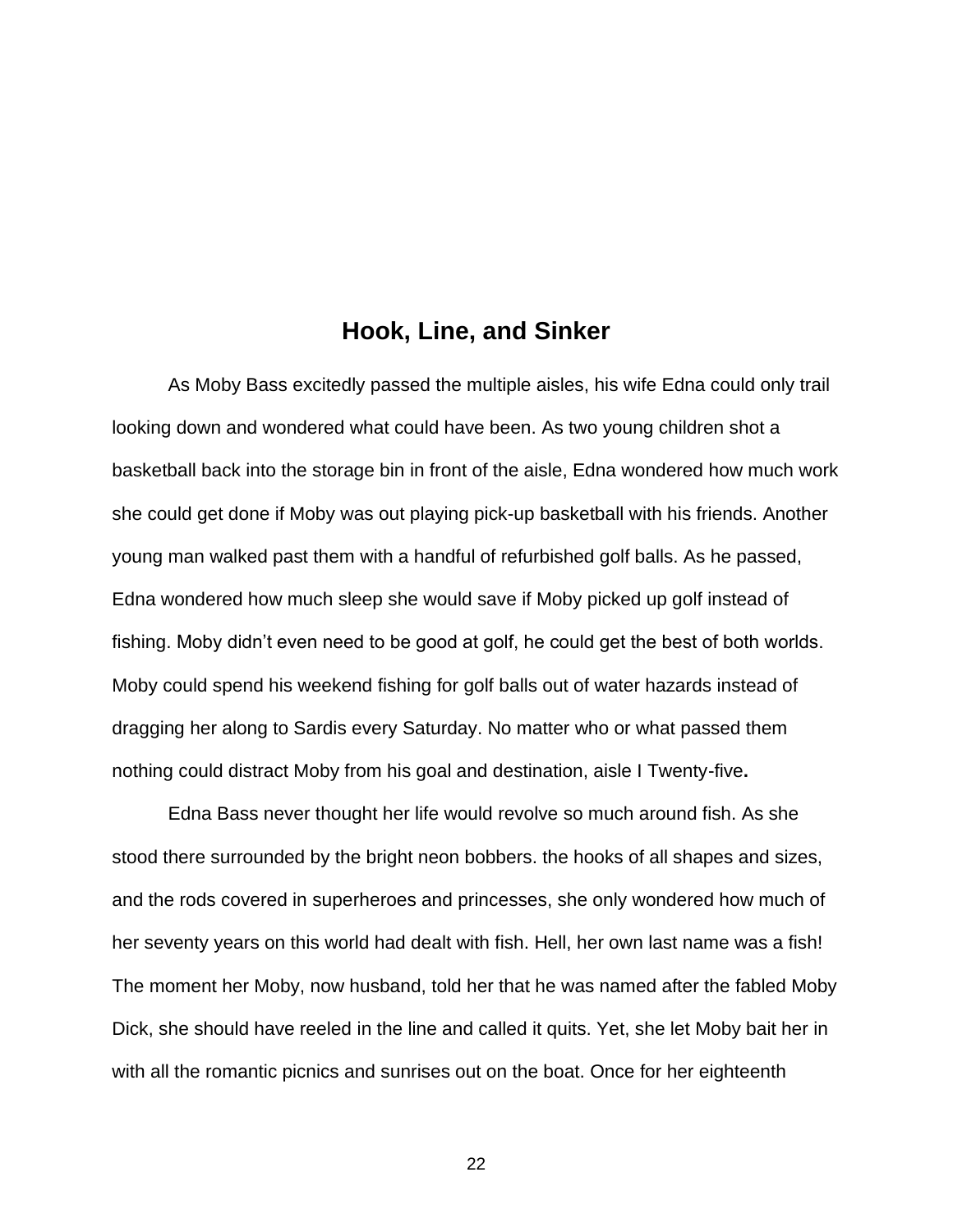## Hook, Line, and Sinker

As Moby Bass excitedly passed the multiple aisles, his wife Edna could only trail looking down and wondered what could have been. As two young children shot a basketball back into the storage bin in front of the aisle, Edna wondered how much work she could get done if Moby was out playing pick-up basketball with his friends. Another young man walked past them with a handful of refurbished golf balls. As he passed, Edna wondered how much sleep she would save if Moby picked up golf instead of fishing. Moby didn't even need to be good at golf, he could get the best of both worlds. Moby could spend his weekend fishing for golf balls out of water hazards instead of dragging her along to Sardis every Saturday. No matter who or what passed them nothing could distract Moby from his goal and destination, aisle I Twenty-five**.**

Edna Bass never thought her life would revolve so much around fish. As she stood there surrounded by the bright neon bobbers. the hooks of all shapes and sizes, and the rods covered in superheroes and princesses, she only wondered how much of her seventy years on this world had dealt with fish. Hell, her own last name was a fish! The moment her Moby, now husband, told her that he was named after the fabled Moby Dick, she should have reeled in the line and called it quits. Yet, she let Moby bait her in with all the romantic picnics and sunrises out on the boat. Once for her eighteenth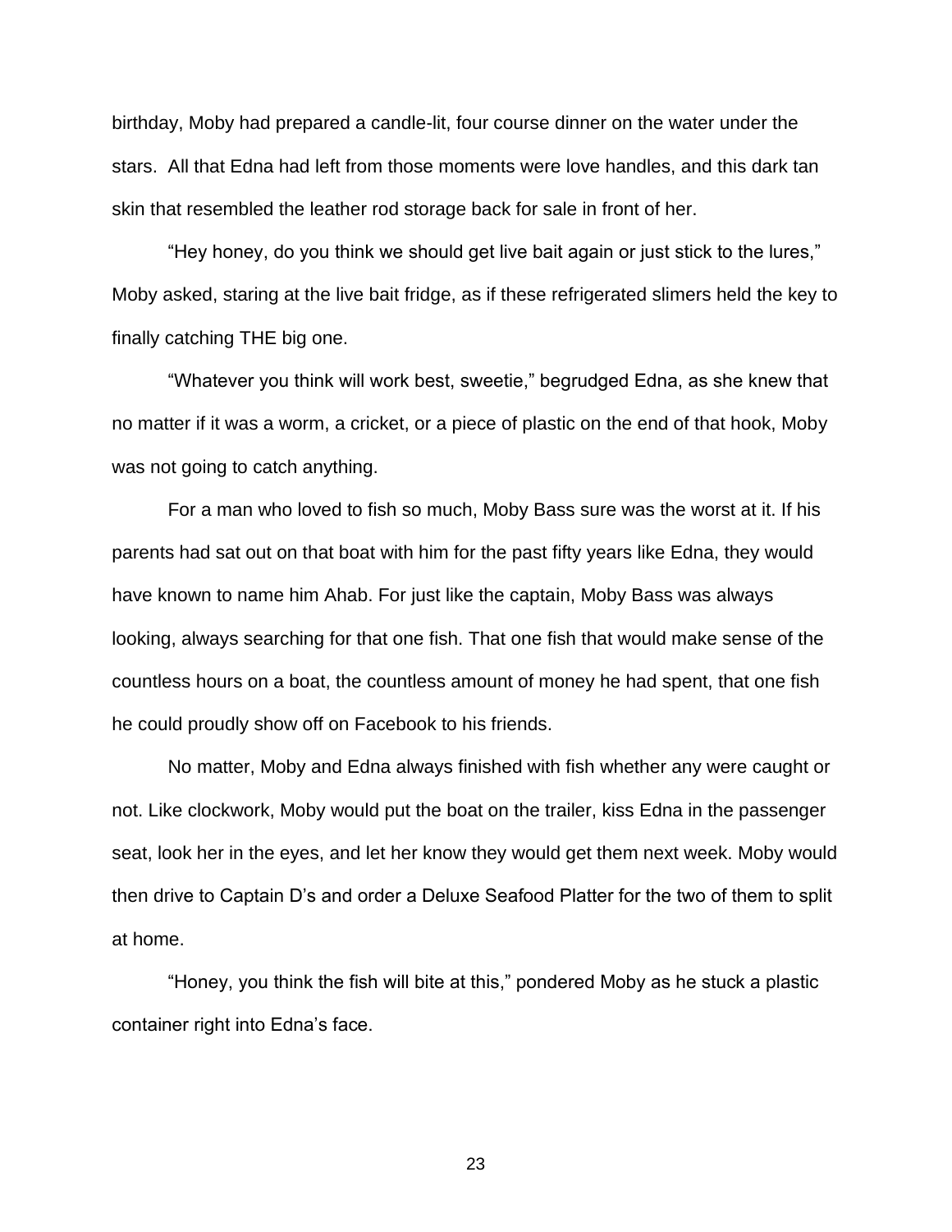birthday, Moby had prepared a candle-lit, four course dinner on the water under the stars.  All that Edna had left from those moments were love handles, and this dark tan skin that resembled the leather rod storage back for sale in front of her.

"Hey honey, do you think we should get live bait again or just stick to the lures," Moby asked, staring at the live bait fridge, as if these refrigerated slimers held the key to finally catching THE big one.

"Whatever you think will work best, sweetie," begrudged Edna, as she knew that no matter if it was a worm, a cricket, or a piece of plastic on the end of that hook, Moby was not going to catch anything.

For a man who loved to fish so much, Moby Bass sure was the worst at it. If his parents had sat out on that boat with him for the past fifty years like Edna, they would have known to name him Ahab. For just like the captain, Moby Bass was always looking, always searching for that one fish. That one fish that would make sense of the countless hours on a boat, the countless amount of money he had spent, that one fish he could proudly show off on Facebook to his friends.

No matter, Moby and Edna always finished with fish whether any were caught or not. Like clockwork, Moby would put the boat on the trailer, kiss Edna in the passenger seat, look her in the eyes, and let her know they would get them next week. Moby would then drive to Captain D's and order a Deluxe Seafood Platter for the two of them to split at home.

"Honey, you think the fish will bite at this," pondered Moby as he stuck a plastic container right into Edna's face.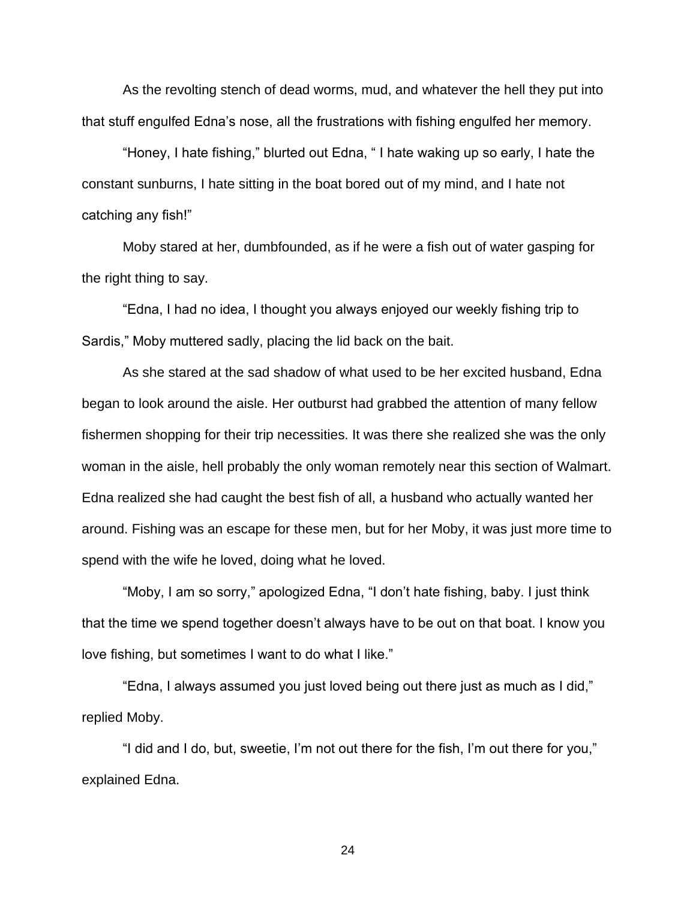As the revolting stench of dead worms, mud, and whatever the hell they put into that stuff engulfed Edna's nose, all the frustrations with fishing engulfed her memory.

"Honey, I hate fishing," blurted out Edna, " I hate waking up so early, I hate the constant sunburns, I hate sitting in the boat bored out of my mind, and I hate not catching any fish!"

Moby stared at her, dumbfounded, as if he were a fish out of water gasping for the right thing to say.

"Edna, I had no idea, I thought you always enjoyed our weekly fishing trip to Sardis," Moby muttered sadly, placing the lid back on the bait.

As she stared at the sad shadow of what used to be her excited husband, Edna began to look around the aisle. Her outburst had grabbed the attention of many fellow fishermen shopping for their trip necessities. It was there she realized she was the only woman in the aisle, hell probably the only woman remotely near this section of Walmart. Edna realized she had caught the best fish of all, a husband who actually wanted her around. Fishing was an escape for these men, but for her Moby, it was just more time to spend with the wife he loved, doing what he loved.

"Moby, I am so sorry," apologized Edna, "I don't hate fishing, baby. I just think that the time we spend together doesn't always have to be out on that boat. I know you love fishing, but sometimes I want to do what I like."

"Edna, I always assumed you just loved being out there just as much as I did," replied Moby.

"I did and I do, but, sweetie, I'm not out there for the fish, I'm out there for you," explained Edna.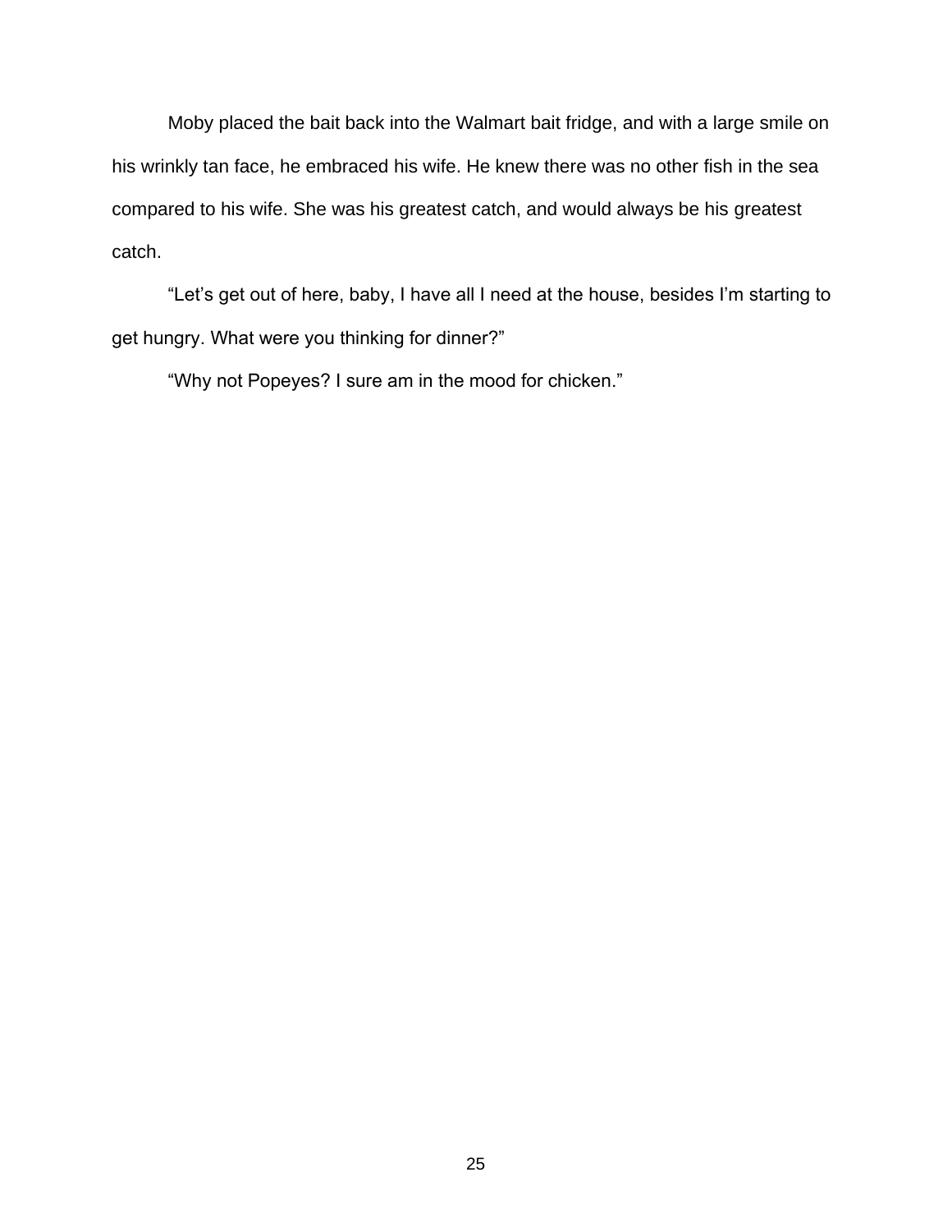Moby placed the bait back into the Walmart bait fridge, and with a large smile on his wrinkly tan face, he embraced his wife. He knew there was no other fish in the sea compared to his wife. She was his greatest catch, and would always be his greatest catch.

“Let’s get out of here, baby, I have all I need at the house, besides I’m starting to get hungry. What were you thinking for dinner?”

“Why not Popeyes? I sure am in the mood for chicken.”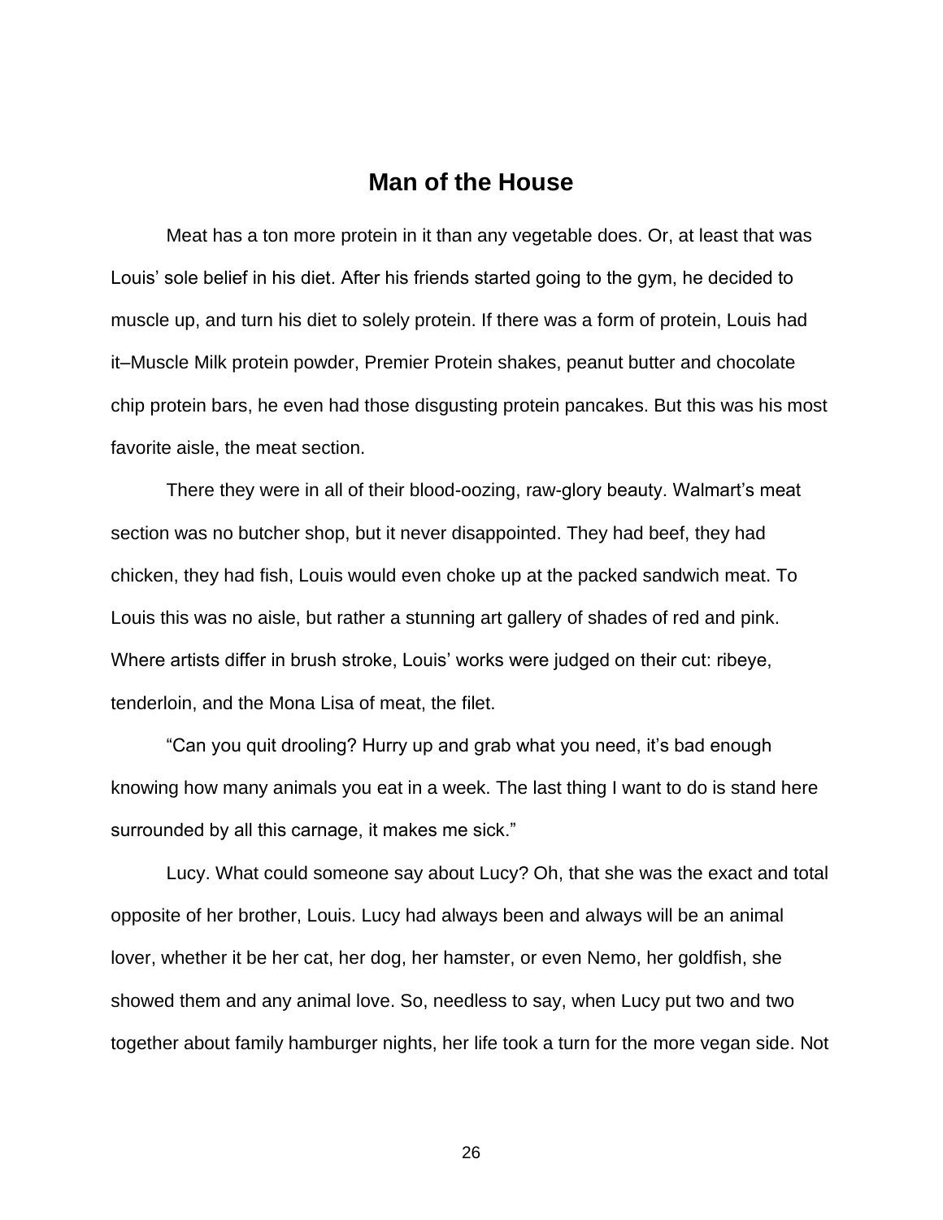# Man of the House

Meat has a ton more protein in it than any vegetable does. Or, at least that was Louis' sole belief in his diet. After his friends started going to the gym, he decided to muscle up, and turn his diet to solely protein. If there was a form of protein, Louis had it–Muscle Milk protein powder, Premier Protein shakes, peanut butter and chocolate chip protein bars, he even had those disgusting protein pancakes. But this was his most favorite aisle, the meat section.

There they were in all of their blood-oozing, raw-glory beauty. Walmart's meat section was no butcher shop, but it never disappointed. They had beef, they had chicken, they had fish, Louis would even choke up at the packed sandwich meat. To Louis this was no aisle, but rather a stunning art gallery of shades of red and pink. Where artists differ in brush stroke, Louis' works were judged on their cut: ribeye, tenderloin, and the Mona Lisa of meat, the filet.

"Can you quit drooling? Hurry up and grab what you need, it's bad enough knowing how many animals you eat in a week. The last thing I want to do is stand here surrounded by all this carnage, it makes me sick."

Lucy. What could someone say about Lucy? Oh, that she was the exact and total opposite of her brother, Louis. Lucy had always been and always will be an animal lover, whether it be her cat, her dog, her hamster, or even Nemo, her goldfish, she showed them and any animal love. So, needless to say, when Lucy put two and two together about family hamburger nights, her life took a turn for the more vegan side. Not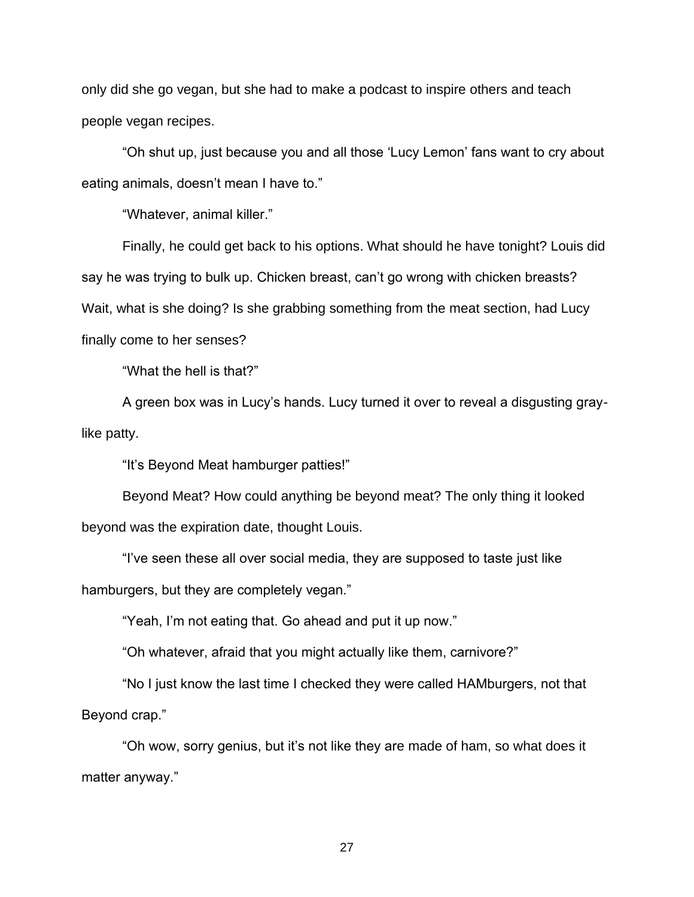only did she go vegan, but she had to make a podcast to inspire others and teach people vegan recipes.

"Oh shut up, just because you and all those 'Lucy Lemon' fans want to cry about eating animals, doesn't mean I have to."

"Whatever, animal killer."

Finally, he could get back to his options. What should he have tonight? Louis did say he was trying to bulk up. Chicken breast, can't go wrong with chicken breasts? Wait, what is she doing? Is she grabbing something from the meat section, had Lucy finally come to her senses?

"What the hell is that?"

A green box was in Lucy's hands. Lucy turned it over to reveal a disgusting gray-like patty.

"It's Beyond Meat hamburger patties!"

Beyond Meat? How could anything be beyond meat? The only thing it looked beyond was the expiration date, thought Louis.

"I've seen these all over social media, they are supposed to taste just like hamburgers, but they are completely vegan."

"Yeah, I'm not eating that. Go ahead and put it up now."

"Oh whatever, afraid that you might actually like them, carnivore?"

"No I just know the last time I checked they were called HAMburgers, not that Beyond crap."

"Oh wow, sorry genius, but it's not like they are made of ham, so what does it matter anyway."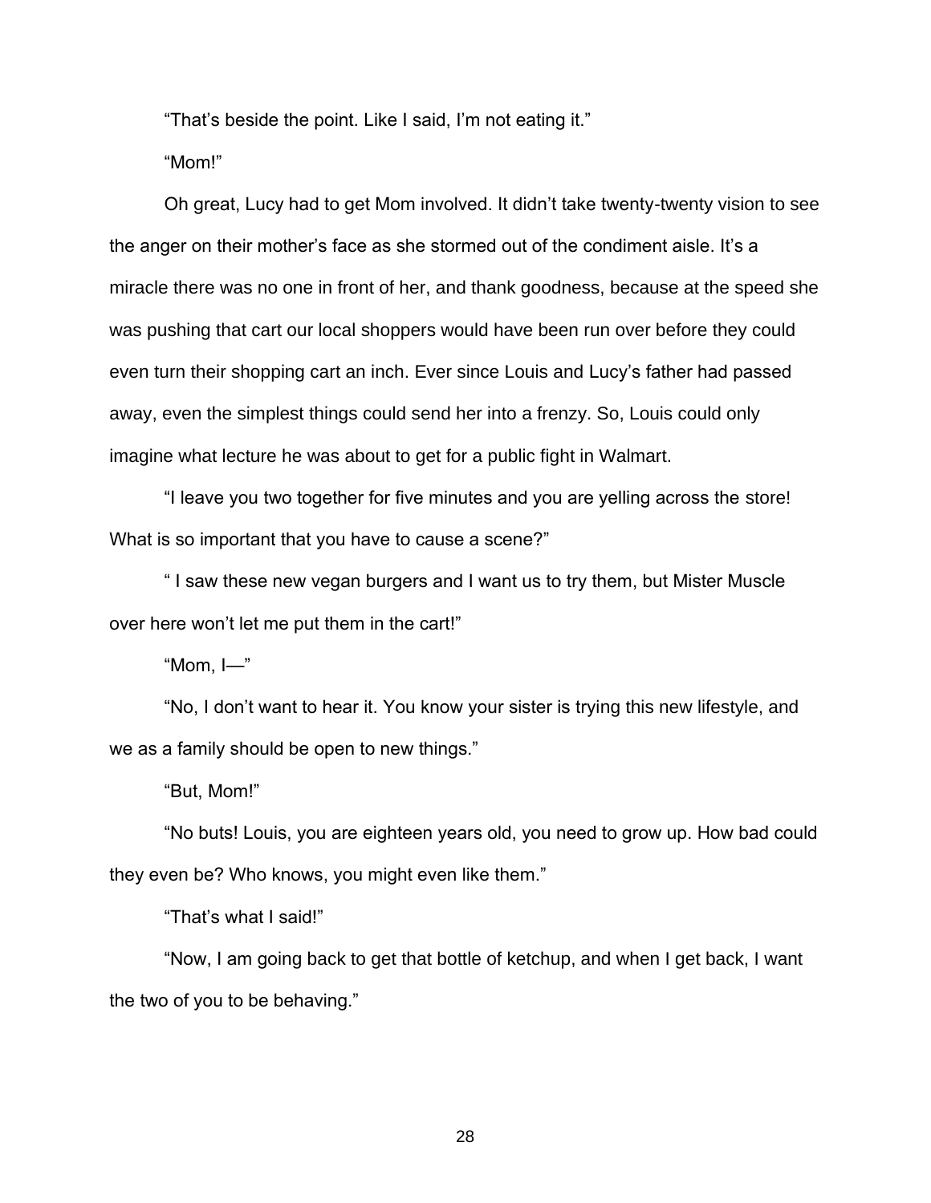"That's beside the point. Like I said, I'm not eating it."

"Mom!"

Oh great, Lucy had to get Mom involved. It didn't take twenty-twenty vision to see the anger on their mother's face as she stormed out of the condiment aisle. It's a miracle there was no one in front of her, and thank goodness, because at the speed she was pushing that cart our local shoppers would have been run over before they could even turn their shopping cart an inch. Ever since Louis and Lucy's father had passed away, even the simplest things could send her into a frenzy. So, Louis could only imagine what lecture he was about to get for a public fight in Walmart.

"I leave you two together for five minutes and you are yelling across the store! What is so important that you have to cause a scene?"

" I saw these new vegan burgers and I want us to try them, but Mister Muscle over here won't let me put them in the cart!"

"Mom, I—"

"No, I don't want to hear it. You know your sister is trying this new lifestyle, and we as a family should be open to new things."

"But, Mom!"

"No buts! Louis, you are eighteen years old, you need to grow up. How bad could they even be? Who knows, you might even like them."

"That's what I said!"

"Now, I am going back to get that bottle of ketchup, and when I get back, I want the two of you to be behaving."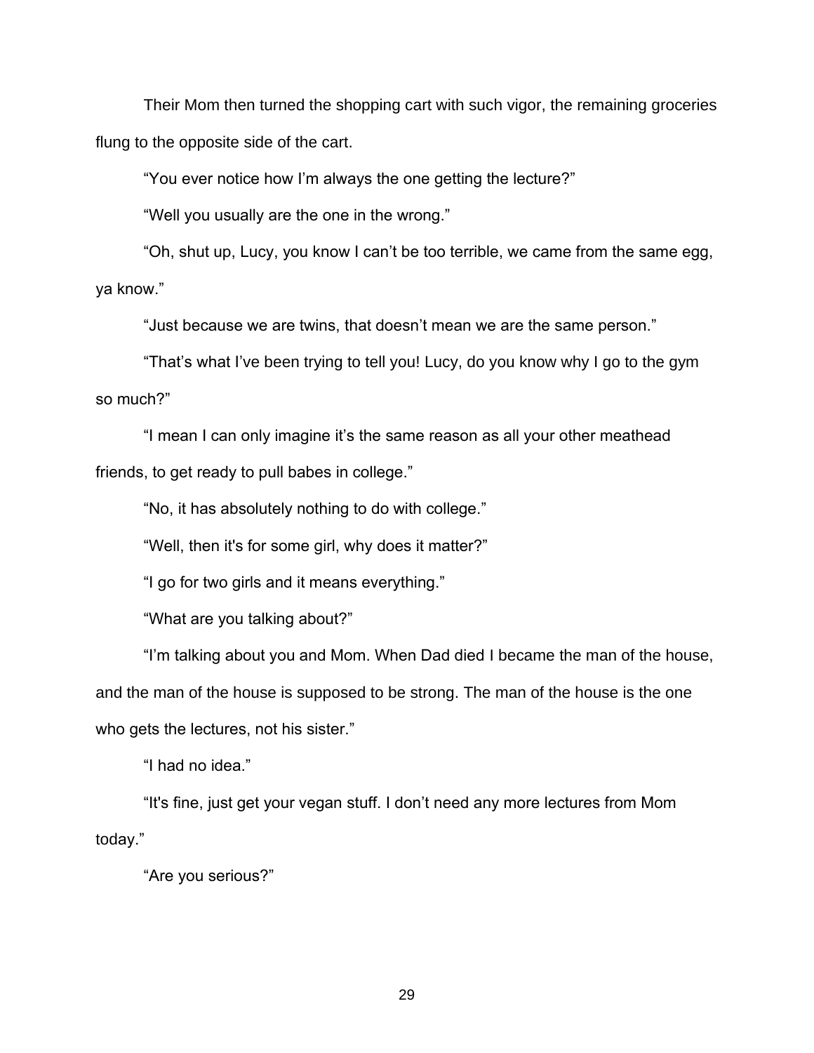Their Mom then turned the shopping cart with such vigor, the remaining groceries flung to the opposite side of the cart.

“You ever notice how I’m always the one getting the lecture?”

“Well you usually are the one in the wrong.”

“Oh, shut up, Lucy, you know I can’t be too terrible, we came from the same egg, ya know.”

“Just because we are twins, that doesn’t mean we are the same person.”

“That’s what I’ve been trying to tell you! Lucy, do you know why I go to the gym so much?”

“I mean I can only imagine it’s the same reason as all your other meathead friends, to get ready to pull babes in college.”

“No, it has absolutely nothing to do with college.”

“Well, then it's for some girl, why does it matter?”

“I go for two girls and it means everything.”

“What are you talking about?”

“I’m talking about you and Mom. When Dad died I became the man of the house, and the man of the house is supposed to be strong. The man of the house is the one who gets the lectures, not his sister.”

“I had no idea.”

“It's fine, just get your vegan stuff. I don’t need any more lectures from Mom today.”

“Are you serious?”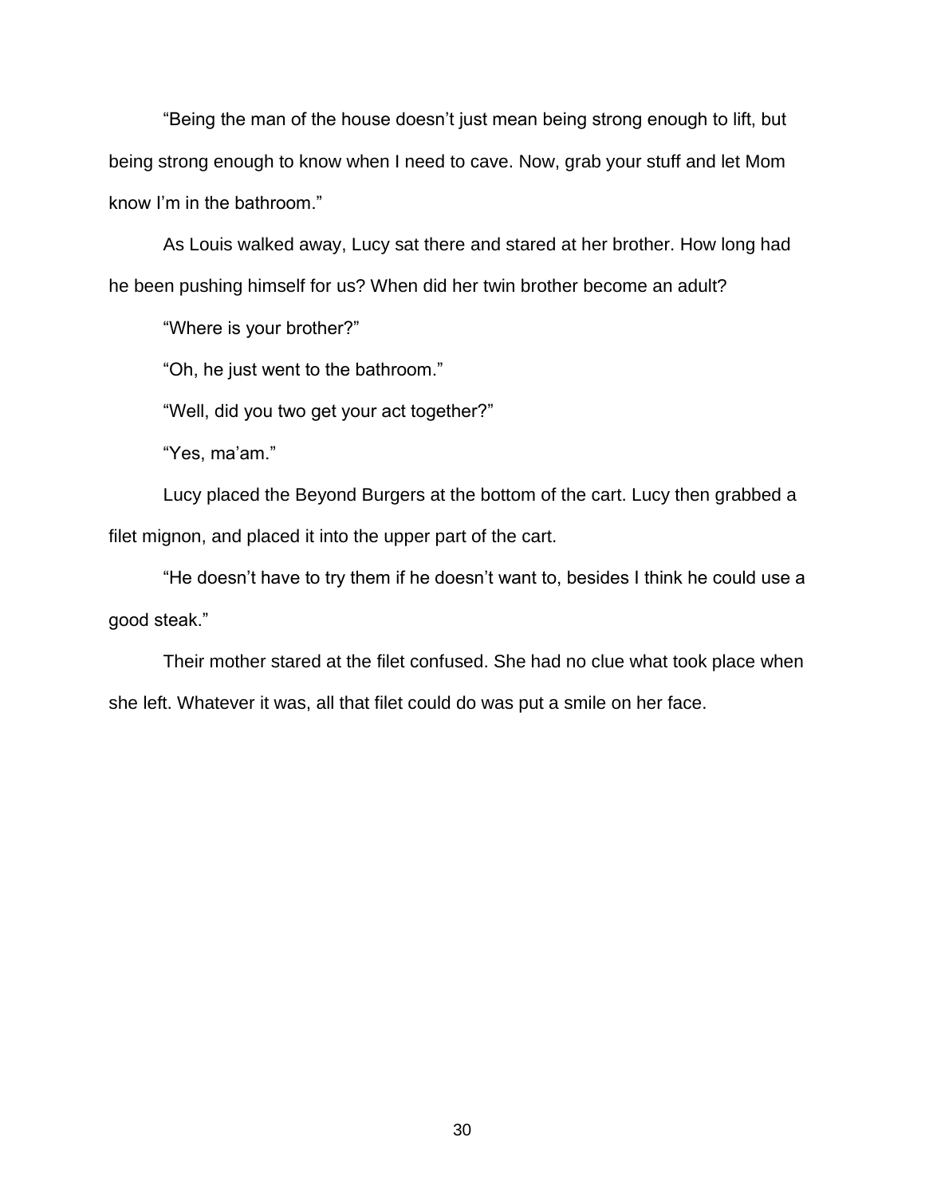"Being the man of the house doesn't just mean being strong enough to lift, but being strong enough to know when I need to cave. Now, grab your stuff and let Mom know I'm in the bathroom."

As Louis walked away, Lucy sat there and stared at her brother. How long had he been pushing himself for us? When did her twin brother become an adult?

"Where is your brother?"

"Oh, he just went to the bathroom."

"Well, did you two get your act together?"

"Yes, ma'am."

Lucy placed the Beyond Burgers at the bottom of the cart. Lucy then grabbed a filet mignon, and placed it into the upper part of the cart.

"He doesn't have to try them if he doesn't want to, besides I think he could use a good steak."

Their mother stared at the filet confused. She had no clue what took place when she left. Whatever it was, all that filet could do was put a smile on her face.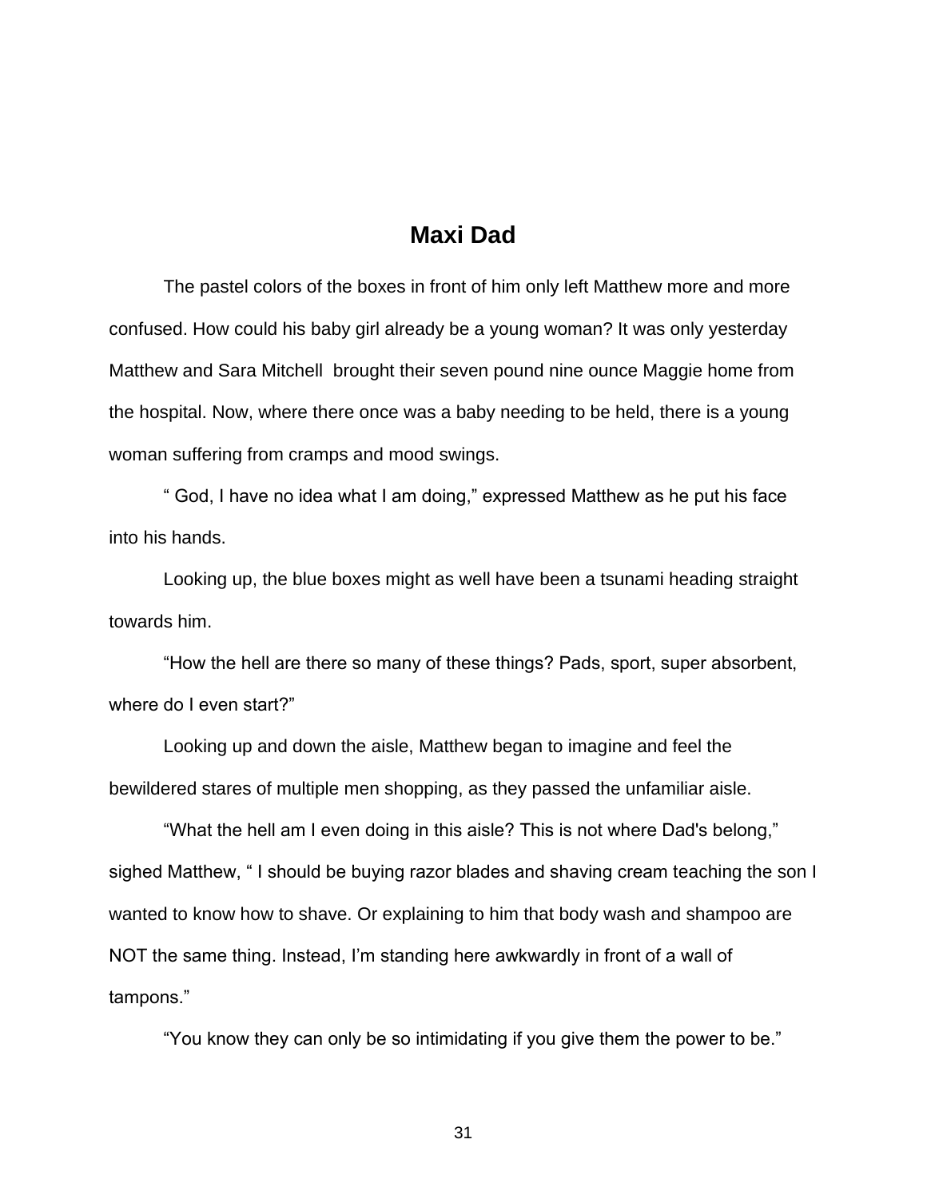## Maxi Dad

The pastel colors of the boxes in front of him only left Matthew more and more confused. How could his baby girl already be a young woman? It was only yesterday Matthew and Sara Mitchell brought their seven pound nine ounce Maggie home from the hospital. Now, where there once was a baby needing to be held, there is a young woman suffering from cramps and mood swings.

" God, I have no idea what I am doing," expressed Matthew as he put his face into his hands.

Looking up, the blue boxes might as well have been a tsunami heading straight towards him.

"How the hell are there so many of these things? Pads, sport, super absorbent, where do I even start?"

Looking up and down the aisle, Matthew began to imagine and feel the bewildered stares of multiple men shopping, as they passed the unfamiliar aisle.

"What the hell am I even doing in this aisle? This is not where Dad's belong," sighed Matthew, " I should be buying razor blades and shaving cream teaching the son I wanted to know how to shave. Or explaining to him that body wash and shampoo are NOT the same thing. Instead, I'm standing here awkwardly in front of a wall of tampons."

"You know they can only be so intimidating if you give them the power to be."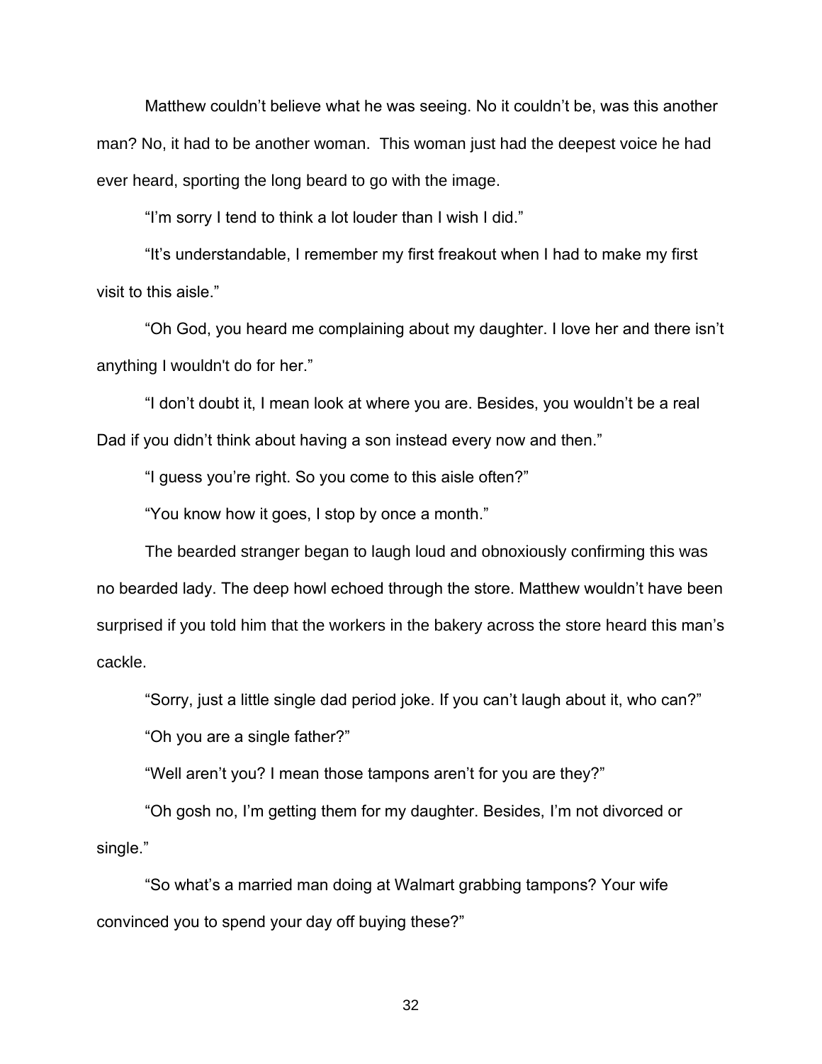Matthew couldn't believe what he was seeing. No it couldn't be, was this another man? No, it had to be another woman.  This woman just had the deepest voice he had ever heard, sporting the long beard to go with the image.

"I'm sorry I tend to think a lot louder than I wish I did."

"It's understandable, I remember my first freakout when I had to make my first visit to this aisle."

"Oh God, you heard me complaining about my daughter. I love her and there isn't anything I wouldn't do for her."

"I don't doubt it, I mean look at where you are. Besides, you wouldn't be a real Dad if you didn't think about having a son instead every now and then."

"I guess you're right. So you come to this aisle often?"

"You know how it goes, I stop by once a month."

The bearded stranger began to laugh loud and obnoxiously confirming this was no bearded lady. The deep howl echoed through the store. Matthew wouldn't have been surprised if you told him that the workers in the bakery across the store heard this man's cackle.

"Sorry, just a little single dad period joke. If you can't laugh about it, who can?"

"Oh you are a single father?"

"Well aren't you? I mean those tampons aren't for you are they?"

"Oh gosh no, I'm getting them for my daughter. Besides, I'm not divorced or single."

"So what's a married man doing at Walmart grabbing tampons? Your wife convinced you to spend your day off buying these?"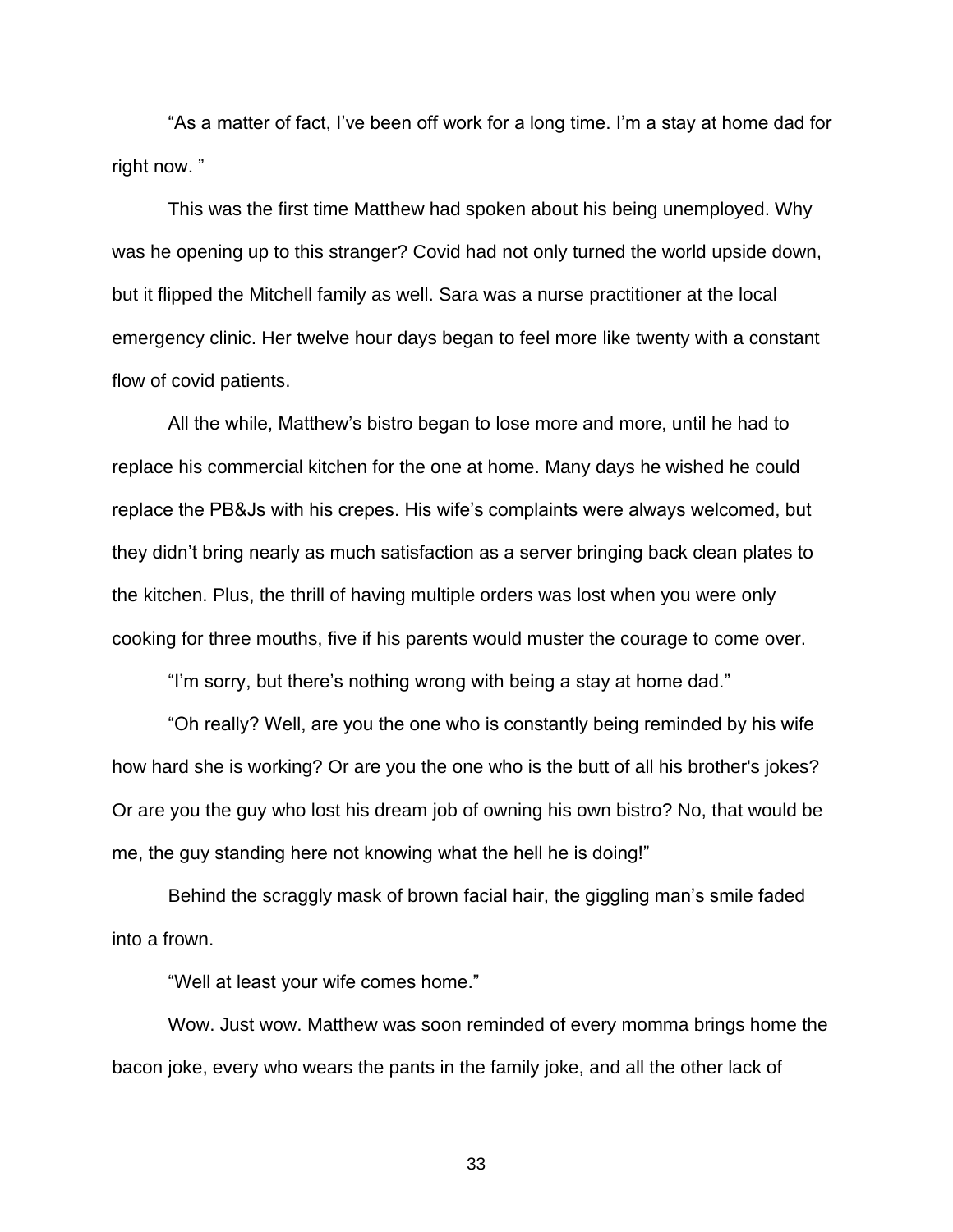"As a matter of fact, I've been off work for a long time. I'm a stay at home dad for right now. "

This was the first time Matthew had spoken about his being unemployed. Why was he opening up to this stranger? Covid had not only turned the world upside down, but it flipped the Mitchell family as well. Sara was a nurse practitioner at the local emergency clinic. Her twelve hour days began to feel more like twenty with a constant flow of covid patients.

All the while, Matthew's bistro began to lose more and more, until he had to replace his commercial kitchen for the one at home. Many days he wished he could replace the PB&Js with his crepes. His wife's complaints were always welcomed, but they didn't bring nearly as much satisfaction as a server bringing back clean plates to the kitchen. Plus, the thrill of having multiple orders was lost when you were only cooking for three mouths, five if his parents would muster the courage to come over.

"I'm sorry, but there's nothing wrong with being a stay at home dad."

"Oh really? Well, are you the one who is constantly being reminded by his wife how hard she is working? Or are you the one who is the butt of all his brother's jokes? Or are you the guy who lost his dream job of owning his own bistro? No, that would be me, the guy standing here not knowing what the hell he is doing!"

Behind the scraggly mask of brown facial hair, the giggling man's smile faded into a frown.

"Well at least your wife comes home."

Wow. Just wow. Matthew was soon reminded of every momma brings home the bacon joke, every who wears the pants in the family joke, and all the other lack of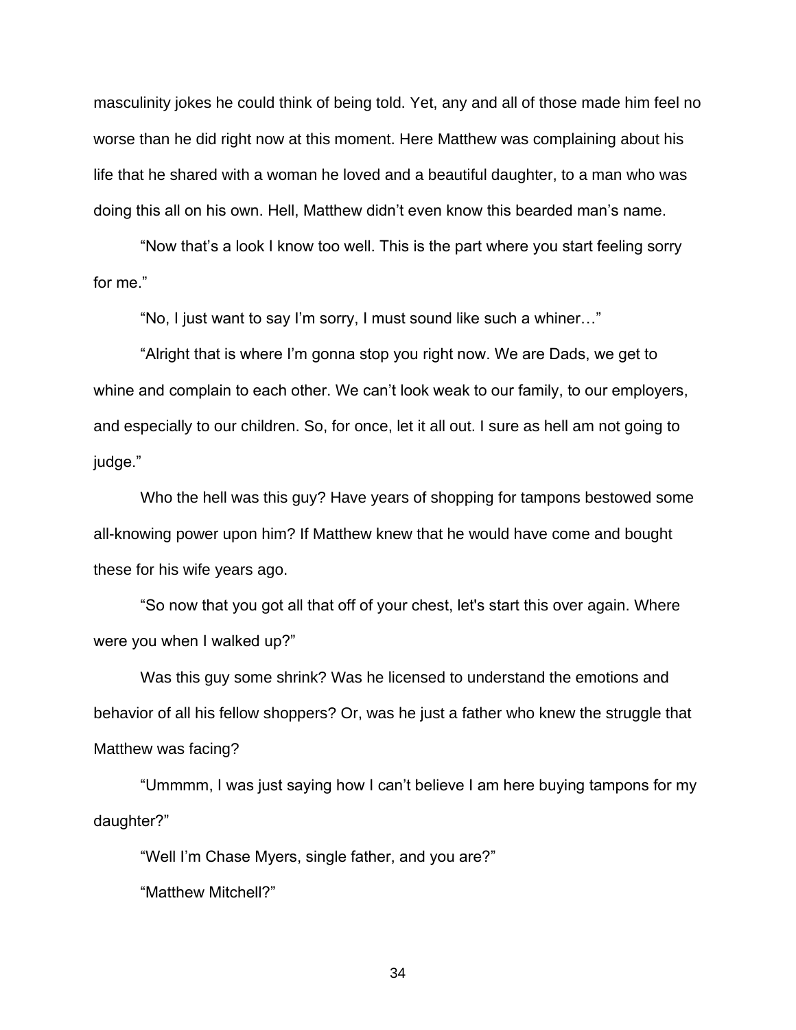masculinity jokes he could think of being told. Yet, any and all of those made him feel no worse than he did right now at this moment. Here Matthew was complaining about his life that he shared with a woman he loved and a beautiful daughter, to a man who was doing this all on his own. Hell, Matthew didn't even know this bearded man's name.

"Now that's a look I know too well. This is the part where you start feeling sorry for me."

"No, I just want to say I'm sorry, I must sound like such a whiner…"

"Alright that is where I'm gonna stop you right now. We are Dads, we get to whine and complain to each other. We can't look weak to our family, to our employers, and especially to our children. So, for once, let it all out. I sure as hell am not going to judge."

Who the hell was this guy? Have years of shopping for tampons bestowed some all-knowing power upon him? If Matthew knew that he would have come and bought these for his wife years ago.

"So now that you got all that off of your chest, let's start this over again. Where were you when I walked up?"

Was this guy some shrink? Was he licensed to understand the emotions and behavior of all his fellow shoppers? Or, was he just a father who knew the struggle that Matthew was facing?

"Ummmm, I was just saying how I can't believe I am here buying tampons for my daughter?"

"Well I'm Chase Myers, single father, and you are?"

"Matthew Mitchell?"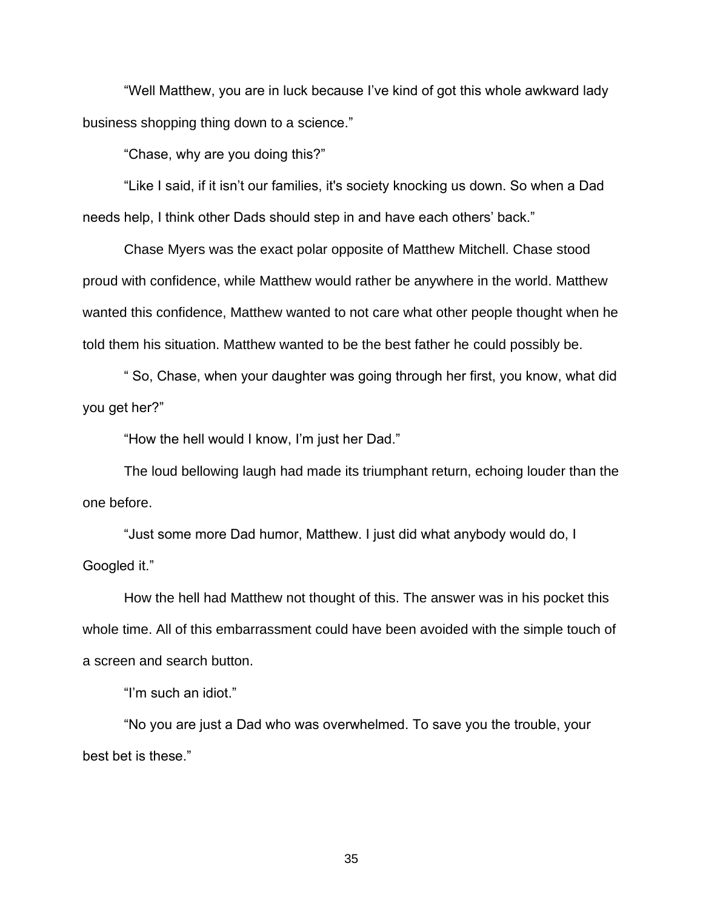“Well Matthew, you are in luck because I’ve kind of got this whole awkward lady business shopping thing down to a science.”

“Chase, why are you doing this?”

“Like I said, if it isn’t our families, it's society knocking us down. So when a Dad needs help, I think other Dads should step in and have each others’ back.”

Chase Myers was the exact polar opposite of Matthew Mitchell. Chase stood proud with confidence, while Matthew would rather be anywhere in the world. Matthew wanted this confidence, Matthew wanted to not care what other people thought when he told them his situation. Matthew wanted to be the best father he could possibly be.

“ So, Chase, when your daughter was going through her first, you know, what did you get her?”

“How the hell would I know, I’m just her Dad.”

The loud bellowing laugh had made its triumphant return, echoing louder than the one before.

“Just some more Dad humor, Matthew. I just did what anybody would do, I Googled it.”

How the hell had Matthew not thought of this. The answer was in his pocket this whole time. All of this embarrassment could have been avoided with the simple touch of a screen and search button.

“I’m such an idiot.”

“No you are just a Dad who was overwhelmed. To save you the trouble, your best bet is these.”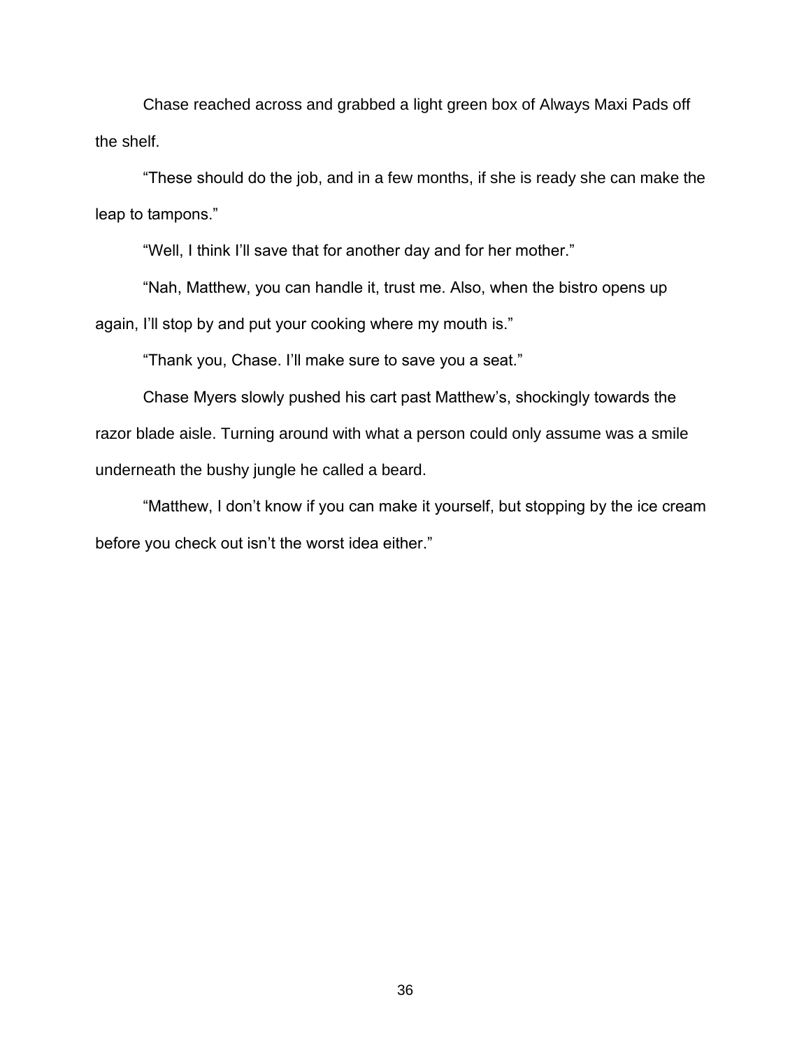Chase reached across and grabbed a light green box of Always Maxi Pads off the shelf.

“These should do the job, and in a few months, if she is ready she can make the leap to tampons.”

“Well, I think I’ll save that for another day and for her mother.”

“Nah, Matthew, you can handle it, trust me. Also, when the bistro opens up again, I’ll stop by and put your cooking where my mouth is.”

“Thank you, Chase. I’ll make sure to save you a seat.”

Chase Myers slowly pushed his cart past Matthew’s, shockingly towards the razor blade aisle. Turning around with what a person could only assume was a smile underneath the bushy jungle he called a beard.

“Matthew, I don’t know if you can make it yourself, but stopping by the ice cream before you check out isn’t the worst idea either.”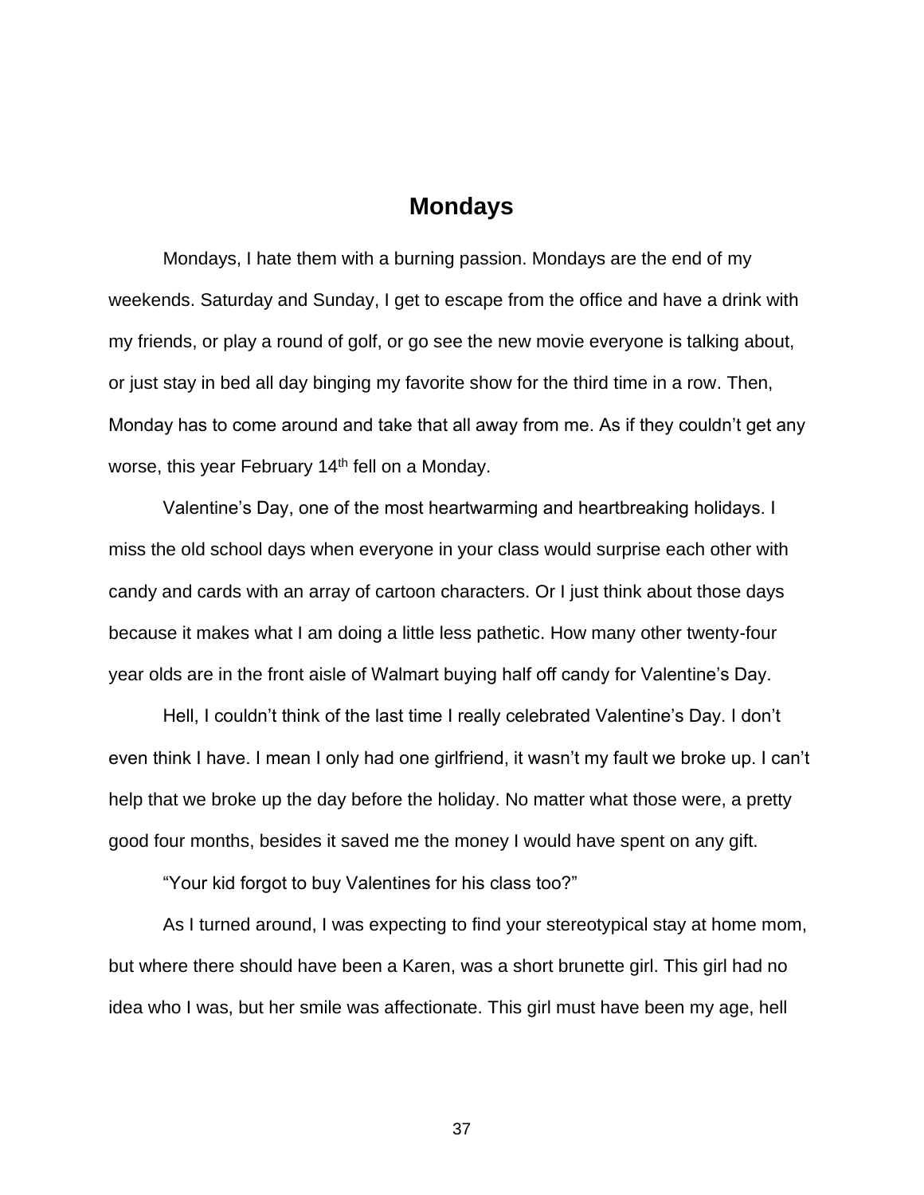## Mondays

Mondays, I hate them with a burning passion. Mondays are the end of my weekends. Saturday and Sunday, I get to escape from the office and have a drink with my friends, or play a round of golf, or go see the new movie everyone is talking about, or just stay in bed all day binging my favorite show for the third time in a row. Then, Monday has to come around and take that all away from me. As if they couldn't get any worse, this year February 14th fell on a Monday.

Valentine's Day, one of the most heartwarming and heartbreaking holidays. I miss the old school days when everyone in your class would surprise each other with candy and cards with an array of cartoon characters. Or I just think about those days because it makes what I am doing a little less pathetic. How many other twenty-four year olds are in the front aisle of Walmart buying half off candy for Valentine's Day.

Hell, I couldn't think of the last time I really celebrated Valentine's Day. I don't even think I have. I mean I only had one girlfriend, it wasn't my fault we broke up. I can't help that we broke up the day before the holiday. No matter what those were, a pretty good four months, besides it saved me the money I would have spent on any gift.

"Your kid forgot to buy Valentines for his class too?"

As I turned around, I was expecting to find your stereotypical stay at home mom, but where there should have been a Karen, was a short brunette girl. This girl had no idea who I was, but her smile was affectionate. This girl must have been my age, hell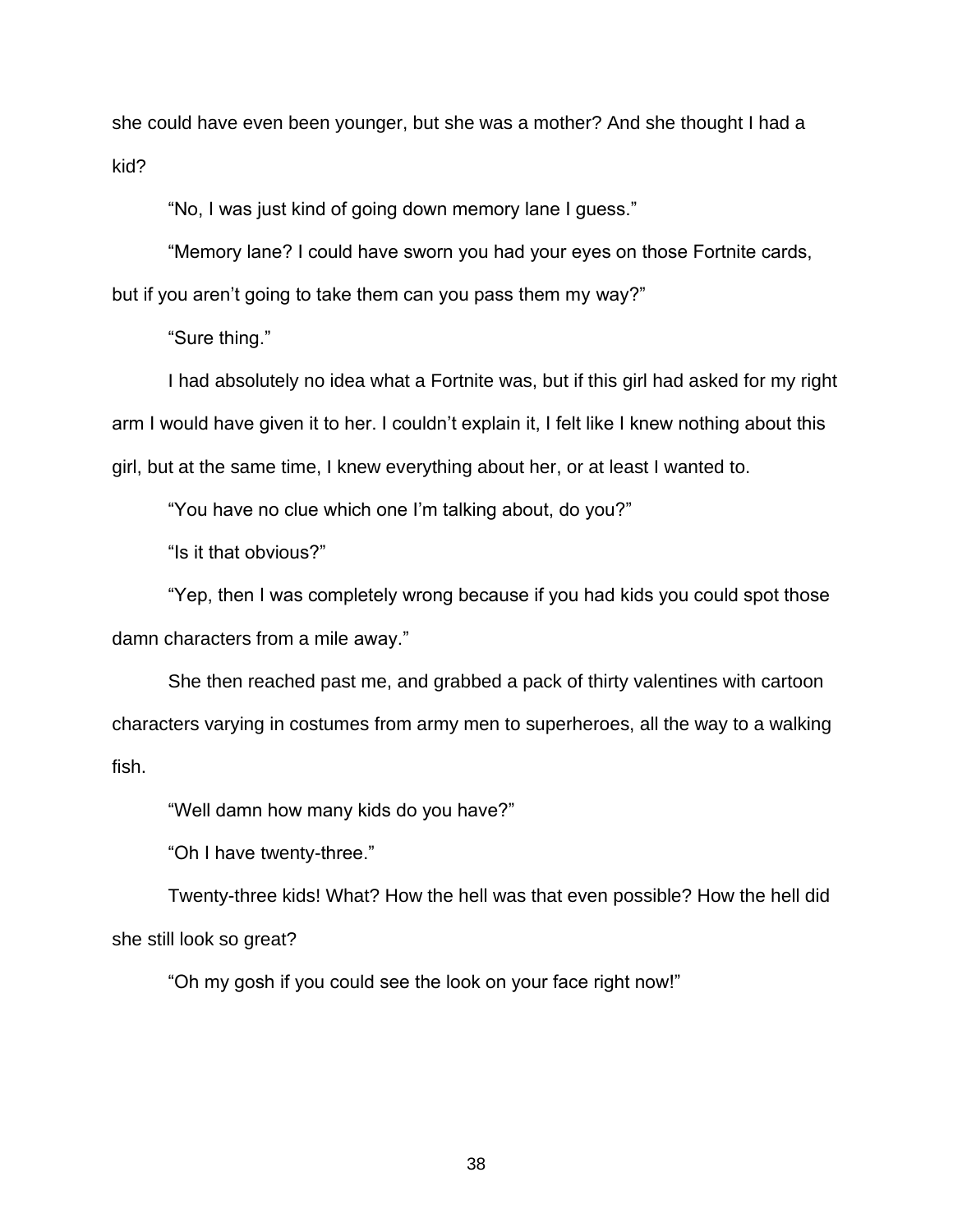she could have even been younger, but she was a mother? And she thought I had a kid?

"No, I was just kind of going down memory lane I guess."

"Memory lane? I could have sworn you had your eyes on those Fortnite cards, but if you aren't going to take them can you pass them my way?"

"Sure thing."

I had absolutely no idea what a Fortnite was, but if this girl had asked for my right arm I would have given it to her. I couldn't explain it, I felt like I knew nothing about this girl, but at the same time, I knew everything about her, or at least I wanted to.

"You have no clue which one I'm talking about, do you?"

"Is it that obvious?"

"Yep, then I was completely wrong because if you had kids you could spot those damn characters from a mile away."

She then reached past me, and grabbed a pack of thirty valentines with cartoon characters varying in costumes from army men to superheroes, all the way to a walking fish.

"Well damn how many kids do you have?"

"Oh I have twenty-three."

Twenty-three kids! What? How the hell was that even possible? How the hell did she still look so great?

"Oh my gosh if you could see the look on your face right now!"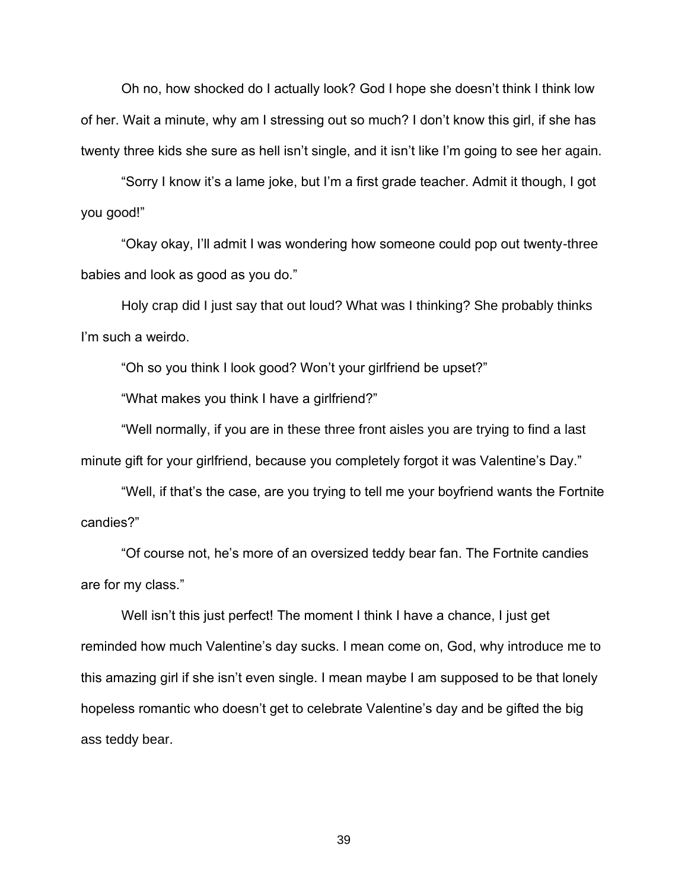Oh no, how shocked do I actually look? God I hope she doesn't think I think low of her. Wait a minute, why am I stressing out so much? I don't know this girl, if she has twenty three kids she sure as hell isn't single, and it isn't like I'm going to see her again.

"Sorry I know it's a lame joke, but I'm a first grade teacher. Admit it though, I got you good!"

"Okay okay, I'll admit I was wondering how someone could pop out twenty-three babies and look as good as you do."

Holy crap did I just say that out loud? What was I thinking? She probably thinks I'm such a weirdo.

"Oh so you think I look good? Won't your girlfriend be upset?"

"What makes you think I have a girlfriend?"

"Well normally, if you are in these three front aisles you are trying to find a last minute gift for your girlfriend, because you completely forgot it was Valentine's Day."

"Well, if that's the case, are you trying to tell me your boyfriend wants the Fortnite candies?"

"Of course not, he's more of an oversized teddy bear fan. The Fortnite candies are for my class."

Well isn't this just perfect! The moment I think I have a chance, I just get reminded how much Valentine's day sucks. I mean come on, God, why introduce me to this amazing girl if she isn't even single. I mean maybe I am supposed to be that lonely hopeless romantic who doesn't get to celebrate Valentine's day and be gifted the big ass teddy bear.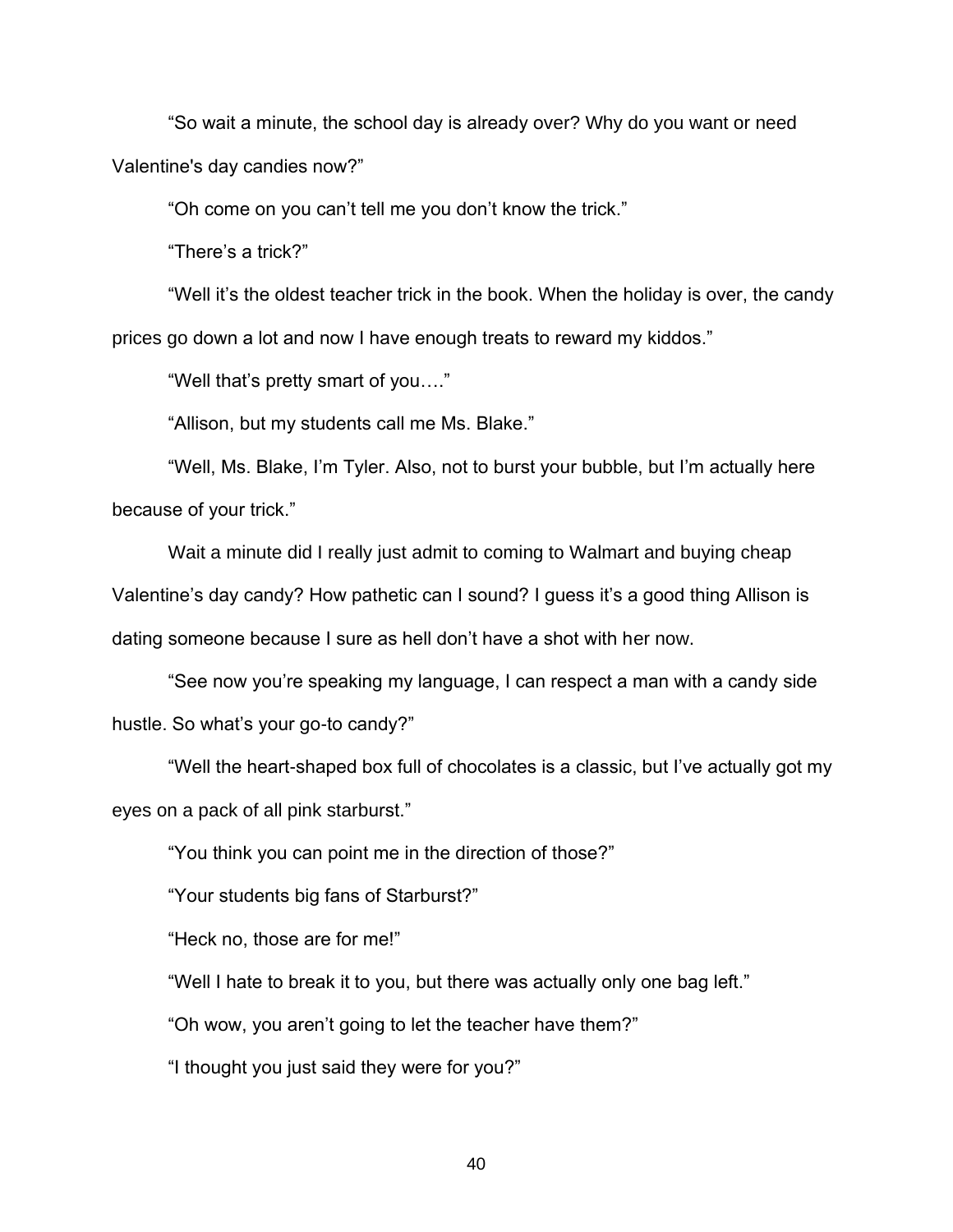“So wait a minute, the school day is already over? Why do you want or need Valentine's day candies now?”

“Oh come on you can’t tell me you don’t know the trick.”

“There’s a trick?”

“Well it’s the oldest teacher trick in the book. When the holiday is over, the candy prices go down a lot and now I have enough treats to reward my kiddos.”

“Well that’s pretty smart of you….”

“Allison, but my students call me Ms. Blake.”

“Well, Ms. Blake, I’m Tyler. Also, not to burst your bubble, but I’m actually here because of your trick.”

Wait a minute did I really just admit to coming to Walmart and buying cheap Valentine’s day candy? How pathetic can I sound? I guess it’s a good thing Allison is dating someone because I sure as hell don’t have a shot with her now.

“See now you’re speaking my language, I can respect a man with a candy side hustle. So what’s your go-to candy?”

“Well the heart-shaped box full of chocolates is a classic, but I’ve actually got my eyes on a pack of all pink starburst.”

“You think you can point me in the direction of those?”

“Your students big fans of Starburst?”

“Heck no, those are for me!”

“Well I hate to break it to you, but there was actually only one bag left.”

“Oh wow, you aren’t going to let the teacher have them?”

“I thought you just said they were for you?”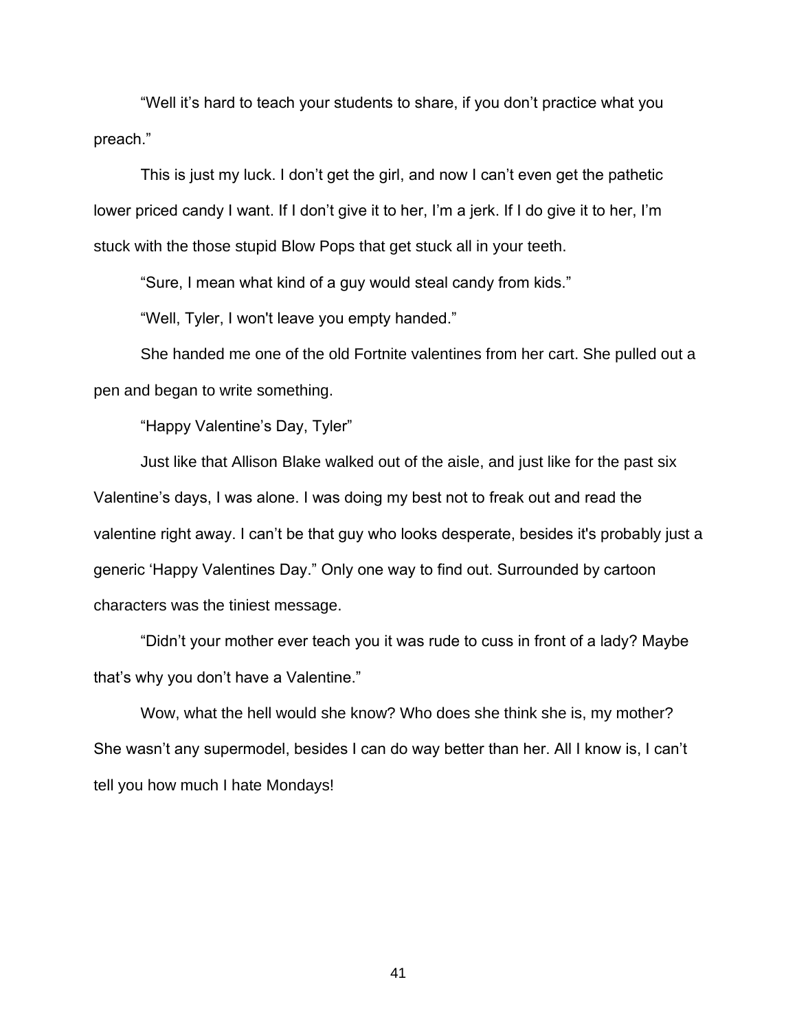"Well it's hard to teach your students to share, if you don't practice what you preach."

This is just my luck. I don't get the girl, and now I can't even get the pathetic lower priced candy I want. If I don't give it to her, I'm a jerk. If I do give it to her, I'm stuck with the those stupid Blow Pops that get stuck all in your teeth.

"Sure, I mean what kind of a guy would steal candy from kids."

"Well, Tyler, I won't leave you empty handed."

She handed me one of the old Fortnite valentines from her cart. She pulled out a pen and began to write something.

"Happy Valentine's Day, Tyler"

Just like that Allison Blake walked out of the aisle, and just like for the past six Valentine's days, I was alone. I was doing my best not to freak out and read the valentine right away. I can't be that guy who looks desperate, besides it's probably just a generic 'Happy Valentines Day." Only one way to find out. Surrounded by cartoon characters was the tiniest message.

"Didn't your mother ever teach you it was rude to cuss in front of a lady? Maybe that's why you don't have a Valentine."

Wow, what the hell would she know? Who does she think she is, my mother? She wasn't any supermodel, besides I can do way better than her. All I know is, I can't tell you how much I hate Mondays!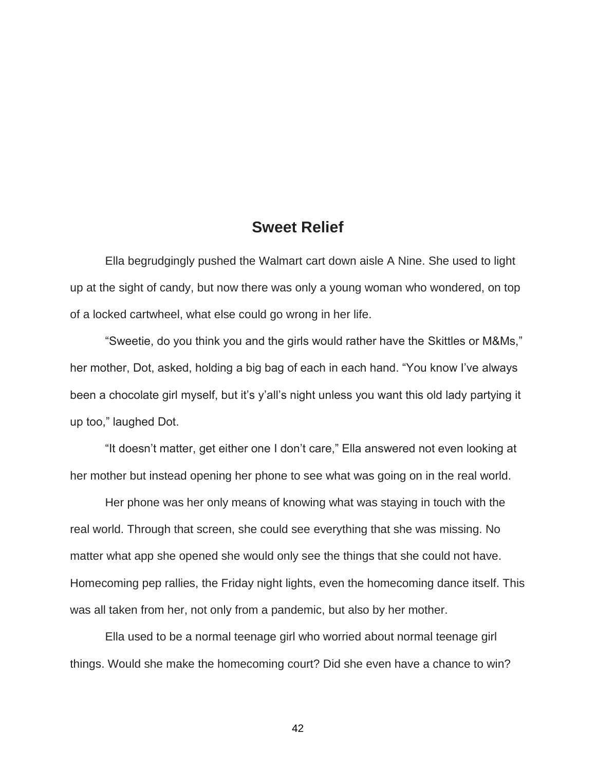# Sweet Relief

Ella begrudgingly pushed the Walmart cart down aisle A Nine. She used to light up at the sight of candy, but now there was only a young woman who wondered, on top of a locked cartwheel, what else could go wrong in her life.

"Sweetie, do you think you and the girls would rather have the Skittles or M&Ms," her mother, Dot, asked, holding a big bag of each in each hand. "You know I've always been a chocolate girl myself, but it's y'all's night unless you want this old lady partying it up too," laughed Dot.

"It doesn't matter, get either one I don't care," Ella answered not even looking at her mother but instead opening her phone to see what was going on in the real world.

Her phone was her only means of knowing what was staying in touch with the real world. Through that screen, she could see everything that she was missing. No matter what app she opened she would only see the things that she could not have. Homecoming pep rallies, the Friday night lights, even the homecoming dance itself. This was all taken from her, not only from a pandemic, but also by her mother.

Ella used to be a normal teenage girl who worried about normal teenage girl things. Would she make the homecoming court? Did she even have a chance to win?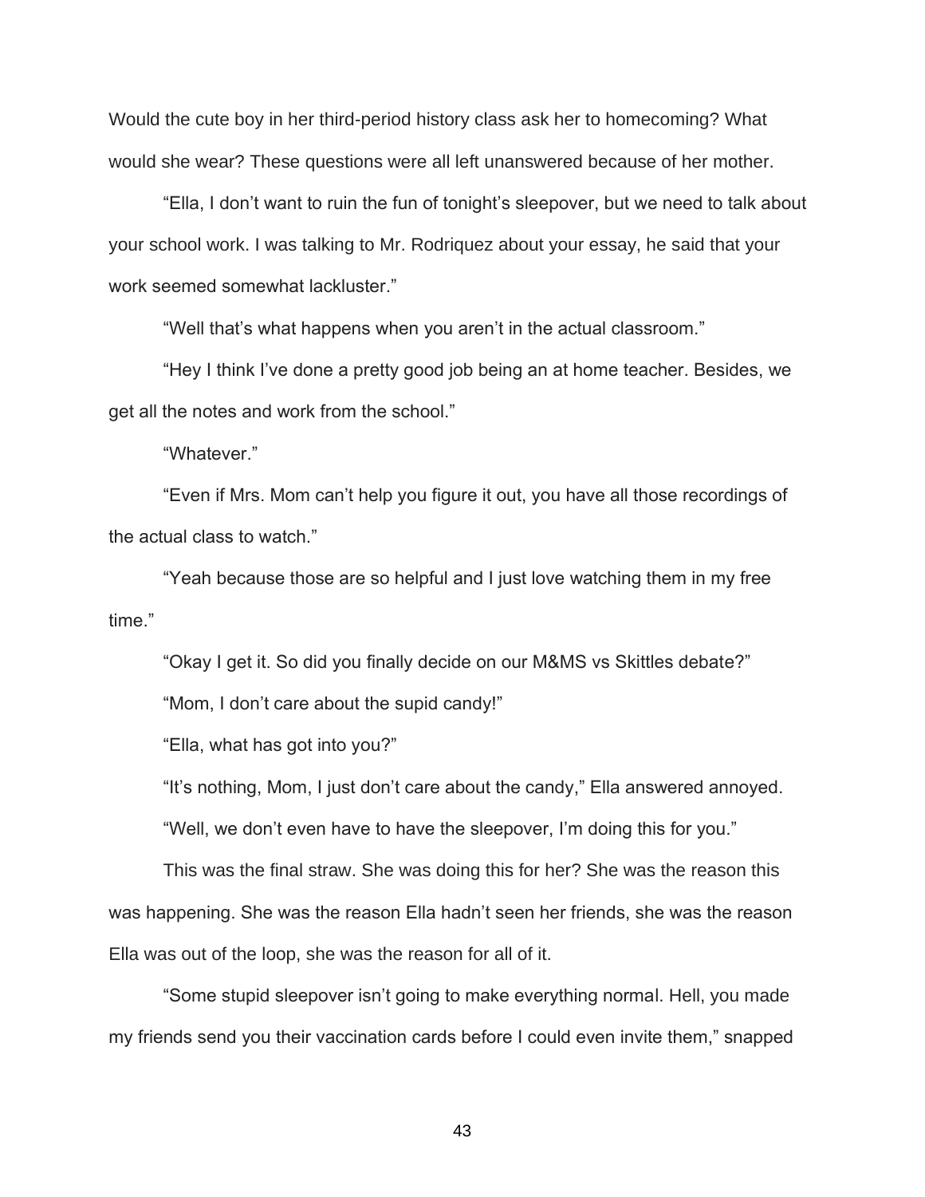Would the cute boy in her third-period history class ask her to homecoming? What would she wear? These questions were all left unanswered because of her mother.

"Ella, I don't want to ruin the fun of tonight's sleepover, but we need to talk about your school work. I was talking to Mr. Rodriquez about your essay, he said that your work seemed somewhat lackluster."

"Well that's what happens when you aren't in the actual classroom."

"Hey I think I've done a pretty good job being an at home teacher. Besides, we get all the notes and work from the school."

"Whatever."

"Even if Mrs. Mom can't help you figure it out, you have all those recordings of the actual class to watch."

"Yeah because those are so helpful and I just love watching them in my free time."

"Okay I get it. So did you finally decide on our M&MS vs Skittles debate?"

"Mom, I don't care about the supid candy!"

"Ella, what has got into you?"

"It's nothing, Mom, I just don't care about the candy," Ella answered annoyed.

"Well, we don't even have to have the sleepover, I'm doing this for you."

This was the final straw. She was doing this for her? She was the reason this was happening. She was the reason Ella hadn't seen her friends, she was the reason Ella was out of the loop, she was the reason for all of it.

"Some stupid sleepover isn't going to make everything normal. Hell, you made my friends send you their vaccination cards before I could even invite them," snapped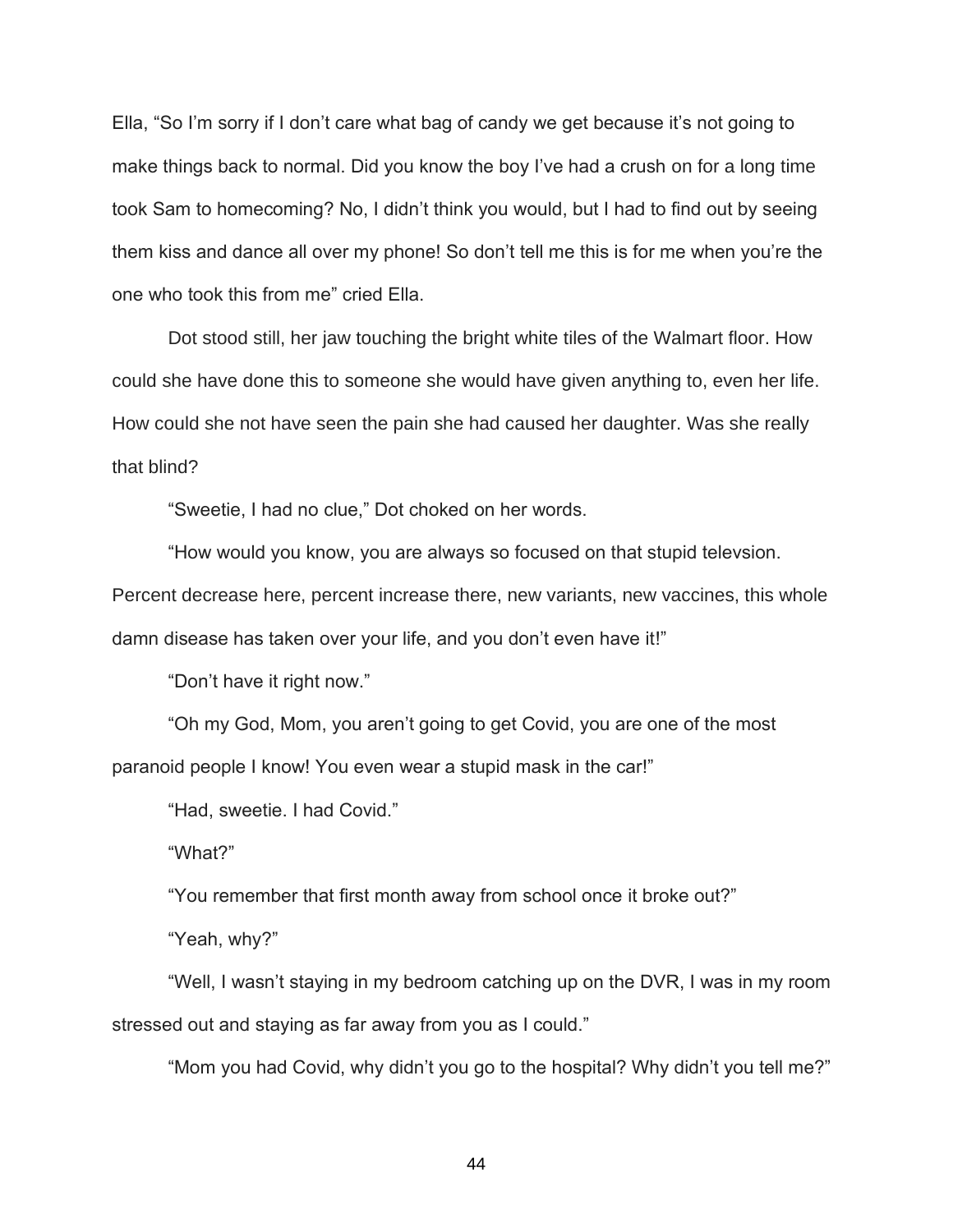Ella, "So I'm sorry if I don't care what bag of candy we get because it's not going to make things back to normal. Did you know the boy I've had a crush on for a long time took Sam to homecoming? No, I didn't think you would, but I had to find out by seeing them kiss and dance all over my phone! So don't tell me this is for me when you're the one who took this from me" cried Ella.

Dot stood still, her jaw touching the bright white tiles of the Walmart floor. How could she have done this to someone she would have given anything to, even her life. How could she not have seen the pain she had caused her daughter. Was she really that blind?

"Sweetie, I had no clue," Dot choked on her words.

"How would you know, you are always so focused on that stupid televsion. Percent decrease here, percent increase there, new variants, new vaccines, this whole damn disease has taken over your life, and you don't even have it!"

"Don't have it right now."

"Oh my God, Mom, you aren't going to get Covid, you are one of the most paranoid people I know! You even wear a stupid mask in the car!"

"Had, sweetie. I had Covid."

"What?"

"You remember that first month away from school once it broke out?"

"Yeah, why?"

"Well, I wasn't staying in my bedroom catching up on the DVR, I was in my room stressed out and staying as far away from you as I could."

"Mom you had Covid, why didn't you go to the hospital? Why didn't you tell me?"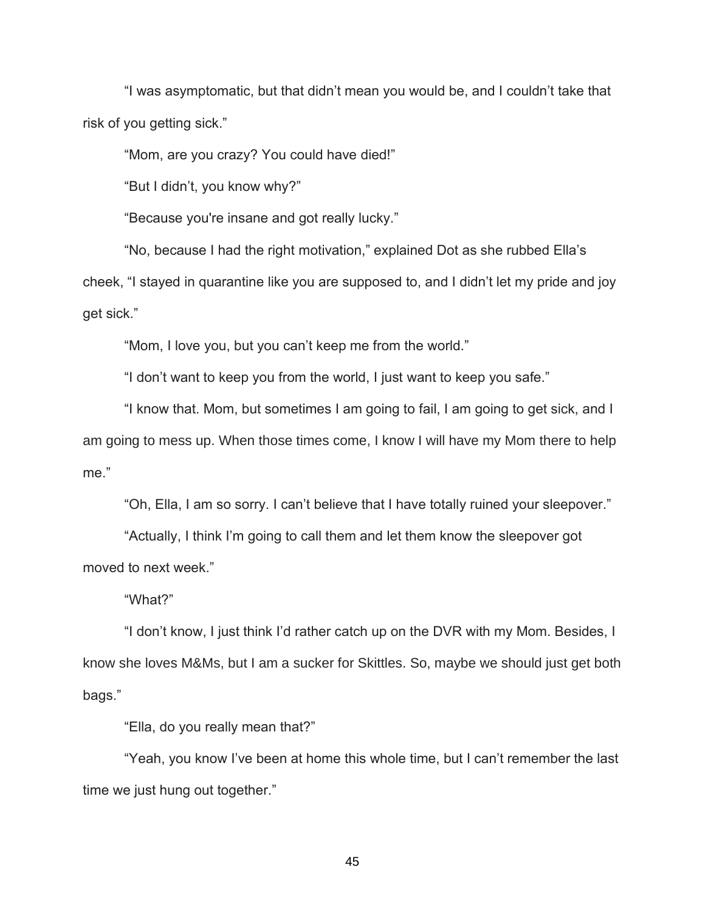“I was asymptomatic, but that didn’t mean you would be, and I couldn’t take that risk of you getting sick.”

“Mom, are you crazy? You could have died!”

“But I didn’t, you know why?”

“Because you're insane and got really lucky.”

“No, because I had the right motivation,” explained Dot as she rubbed Ella’s cheek, “I stayed in quarantine like you are supposed to, and I didn’t let my pride and joy get sick.”

“Mom, I love you, but you can’t keep me from the world.”

“I don’t want to keep you from the world, I just want to keep you safe.”

“I know that. Mom, but sometimes I am going to fail, I am going to get sick, and I am going to mess up. When those times come, I know I will have my Mom there to help me.”

“Oh, Ella, I am so sorry. I can’t believe that I have totally ruined your sleepover.”

“Actually, I think I’m going to call them and let them know the sleepover got moved to next week.”

“What?”

“I don’t know, I just think I’d rather catch up on the DVR with my Mom. Besides, I know she loves M&Ms, but I am a sucker for Skittles. So, maybe we should just get both bags.”

“Ella, do you really mean that?”

“Yeah, you know I’ve been at home this whole time, but I can’t remember the last time we just hung out together.”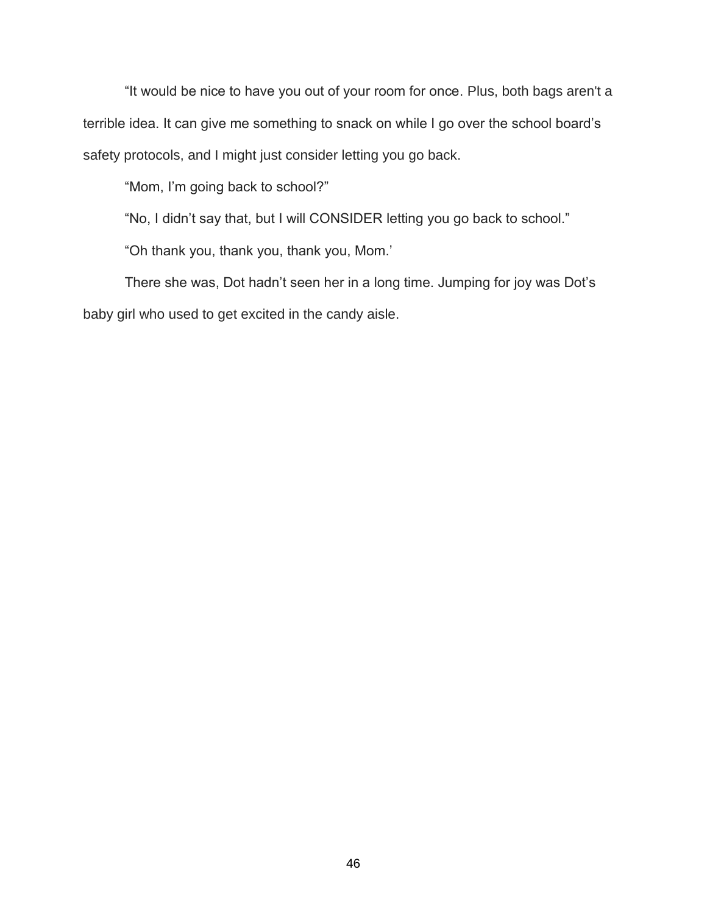"It would be nice to have you out of your room for once. Plus, both bags aren't a terrible idea. It can give me something to snack on while I go over the school board's safety protocols, and I might just consider letting you go back.

"Mom, I'm going back to school?"

"No, I didn't say that, but I will CONSIDER letting you go back to school."

"Oh thank you, thank you, thank you, Mom.'

There she was, Dot hadn't seen her in a long time. Jumping for joy was Dot's baby girl who used to get excited in the candy aisle.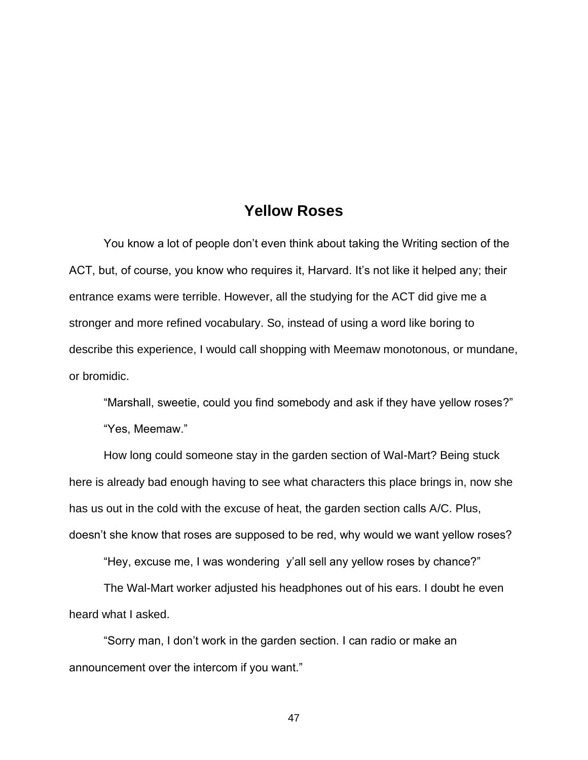## Yellow Roses

You know a lot of people don't even think about taking the Writing section of the ACT, but, of course, you know who requires it, Harvard. It's not like it helped any; their entrance exams were terrible. However, all the studying for the ACT did give me a stronger and more refined vocabulary. So, instead of using a word like boring to describe this experience, I would call shopping with Meemaw monotonous, or mundane, or bromidic.

"Marshall, sweetie, could you find somebody and ask if they have yellow roses?"

"Yes, Meemaw."

How long could someone stay in the garden section of Wal-Mart? Being stuck here is already bad enough having to see what characters this place brings in, now she has us out in the cold with the excuse of heat, the garden section calls A/C. Plus, doesn't she know that roses are supposed to be red, why would we want yellow roses?

"Hey, excuse me, I was wondering  y'all sell any yellow roses by chance?"

The Wal-Mart worker adjusted his headphones out of his ears. I doubt he even heard what I asked.

"Sorry man, I don't work in the garden section. I can radio or make an announcement over the intercom if you want."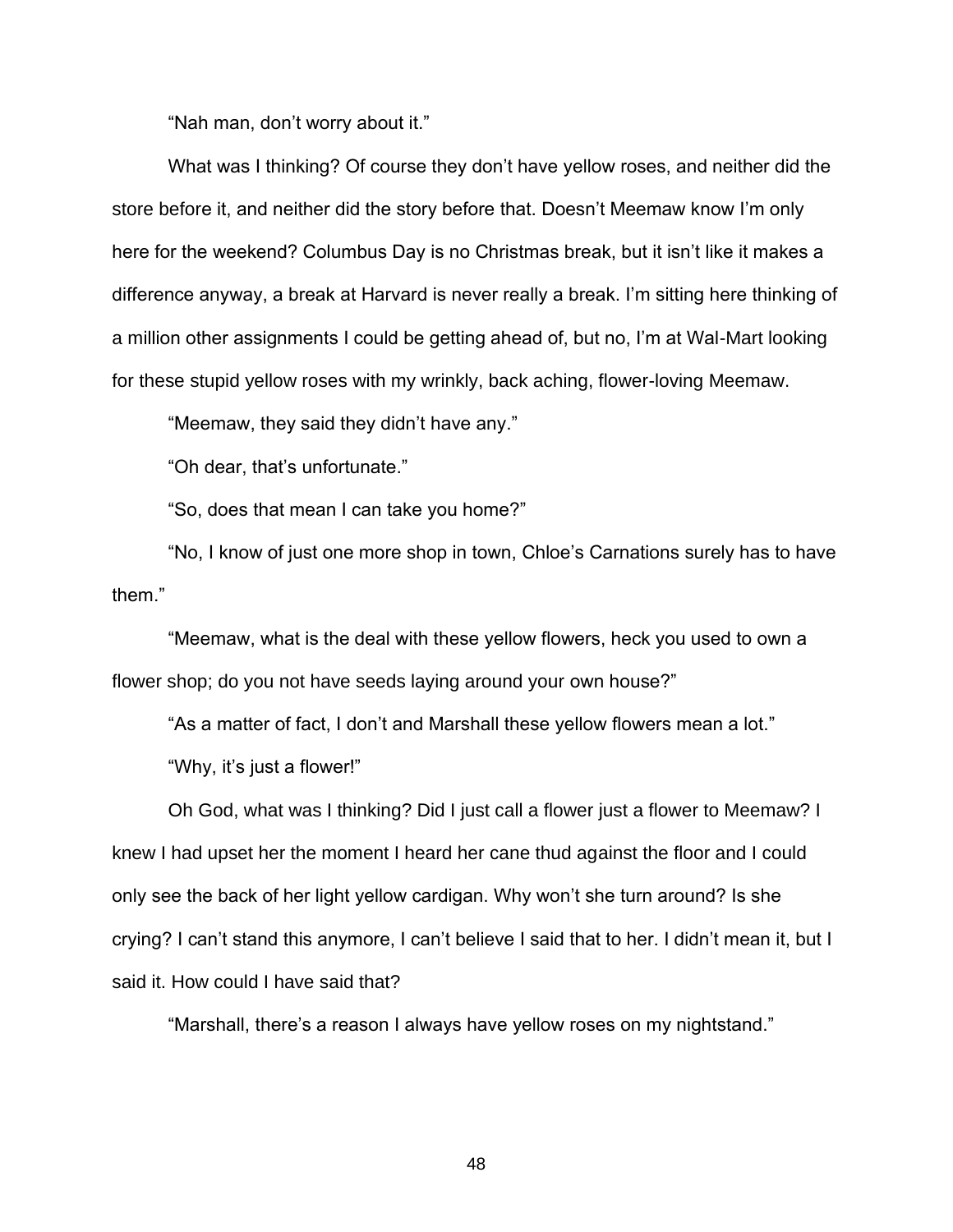"Nah man, don't worry about it."

What was I thinking? Of course they don't have yellow roses, and neither did the store before it, and neither did the story before that. Doesn't Meemaw know I'm only here for the weekend? Columbus Day is no Christmas break, but it isn't like it makes a difference anyway, a break at Harvard is never really a break. I'm sitting here thinking of a million other assignments I could be getting ahead of, but no, I'm at Wal-Mart looking for these stupid yellow roses with my wrinkly, back aching, flower-loving Meemaw.

"Meemaw, they said they didn't have any."

"Oh dear, that's unfortunate."

"So, does that mean I can take you home?"

"No, I know of just one more shop in town, Chloe's Carnations surely has to have them."

"Meemaw, what is the deal with these yellow flowers, heck you used to own a flower shop; do you not have seeds laying around your own house?"

"As a matter of fact, I don't and Marshall these yellow flowers mean a lot."

"Why, it's just a flower!"

Oh God, what was I thinking? Did I just call a flower just a flower to Meemaw? I knew I had upset her the moment I heard her cane thud against the floor and I could only see the back of her light yellow cardigan. Why won't she turn around? Is she crying? I can't stand this anymore, I can't believe I said that to her. I didn't mean it, but I said it. How could I have said that?

"Marshall, there's a reason I always have yellow roses on my nightstand."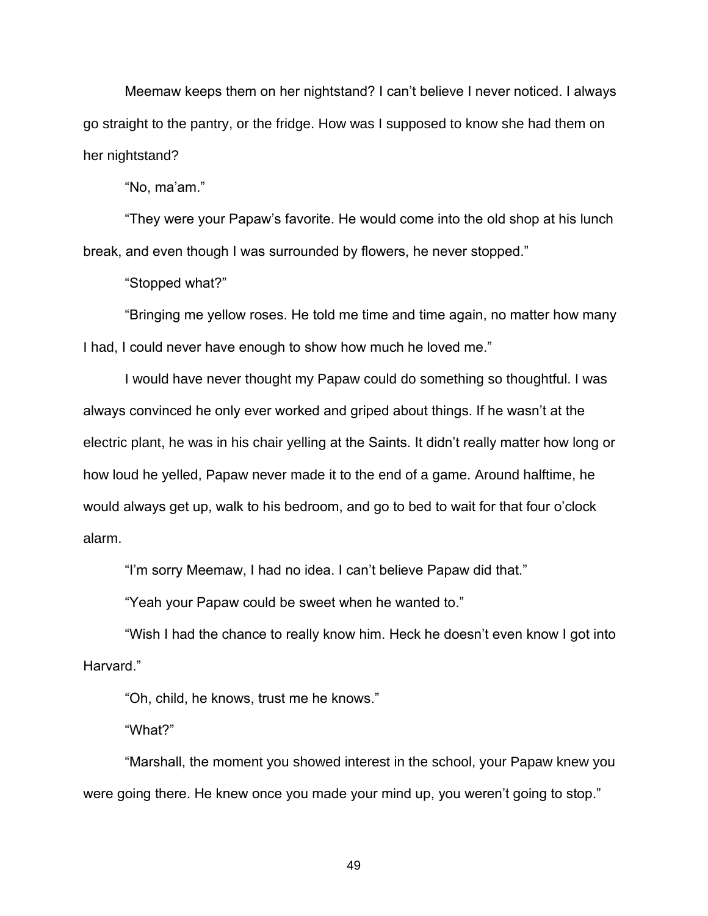Meemaw keeps them on her nightstand? I can't believe I never noticed. I always go straight to the pantry, or the fridge. How was I supposed to know she had them on her nightstand?

"No, ma'am."

"They were your Papaw's favorite. He would come into the old shop at his lunch break, and even though I was surrounded by flowers, he never stopped."

"Stopped what?"

"Bringing me yellow roses. He told me time and time again, no matter how many I had, I could never have enough to show how much he loved me."

I would have never thought my Papaw could do something so thoughtful. I was always convinced he only ever worked and griped about things. If he wasn't at the electric plant, he was in his chair yelling at the Saints. It didn't really matter how long or how loud he yelled, Papaw never made it to the end of a game. Around halftime, he would always get up, walk to his bedroom, and go to bed to wait for that four o'clock alarm.

"I'm sorry Meemaw, I had no idea. I can't believe Papaw did that."

"Yeah your Papaw could be sweet when he wanted to."

"Wish I had the chance to really know him. Heck he doesn't even know I got into Harvard."

"Oh, child, he knows, trust me he knows."

"What?"

"Marshall, the moment you showed interest in the school, your Papaw knew you were going there. He knew once you made your mind up, you weren't going to stop."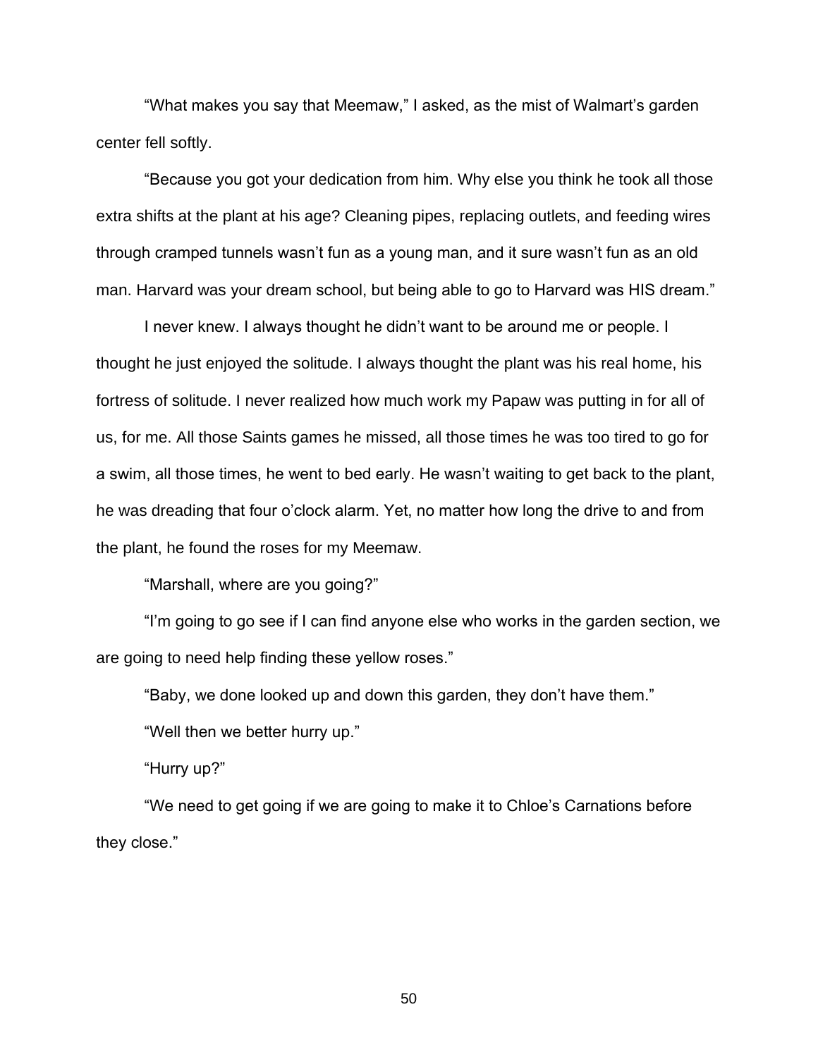"What makes you say that Meemaw," I asked, as the mist of Walmart's garden center fell softly.

"Because you got your dedication from him. Why else you think he took all those extra shifts at the plant at his age? Cleaning pipes, replacing outlets, and feeding wires through cramped tunnels wasn't fun as a young man, and it sure wasn't fun as an old man. Harvard was your dream school, but being able to go to Harvard was HIS dream."

I never knew. I always thought he didn't want to be around me or people. I thought he just enjoyed the solitude. I always thought the plant was his real home, his fortress of solitude. I never realized how much work my Papaw was putting in for all of us, for me. All those Saints games he missed, all those times he was too tired to go for a swim, all those times, he went to bed early. He wasn't waiting to get back to the plant, he was dreading that four o'clock alarm. Yet, no matter how long the drive to and from the plant, he found the roses for my Meemaw.

"Marshall, where are you going?"

"I'm going to go see if I can find anyone else who works in the garden section, we are going to need help finding these yellow roses."

"Baby, we done looked up and down this garden, they don't have them."

"Well then we better hurry up."

"Hurry up?"

"We need to get going if we are going to make it to Chloe's Carnations before they close."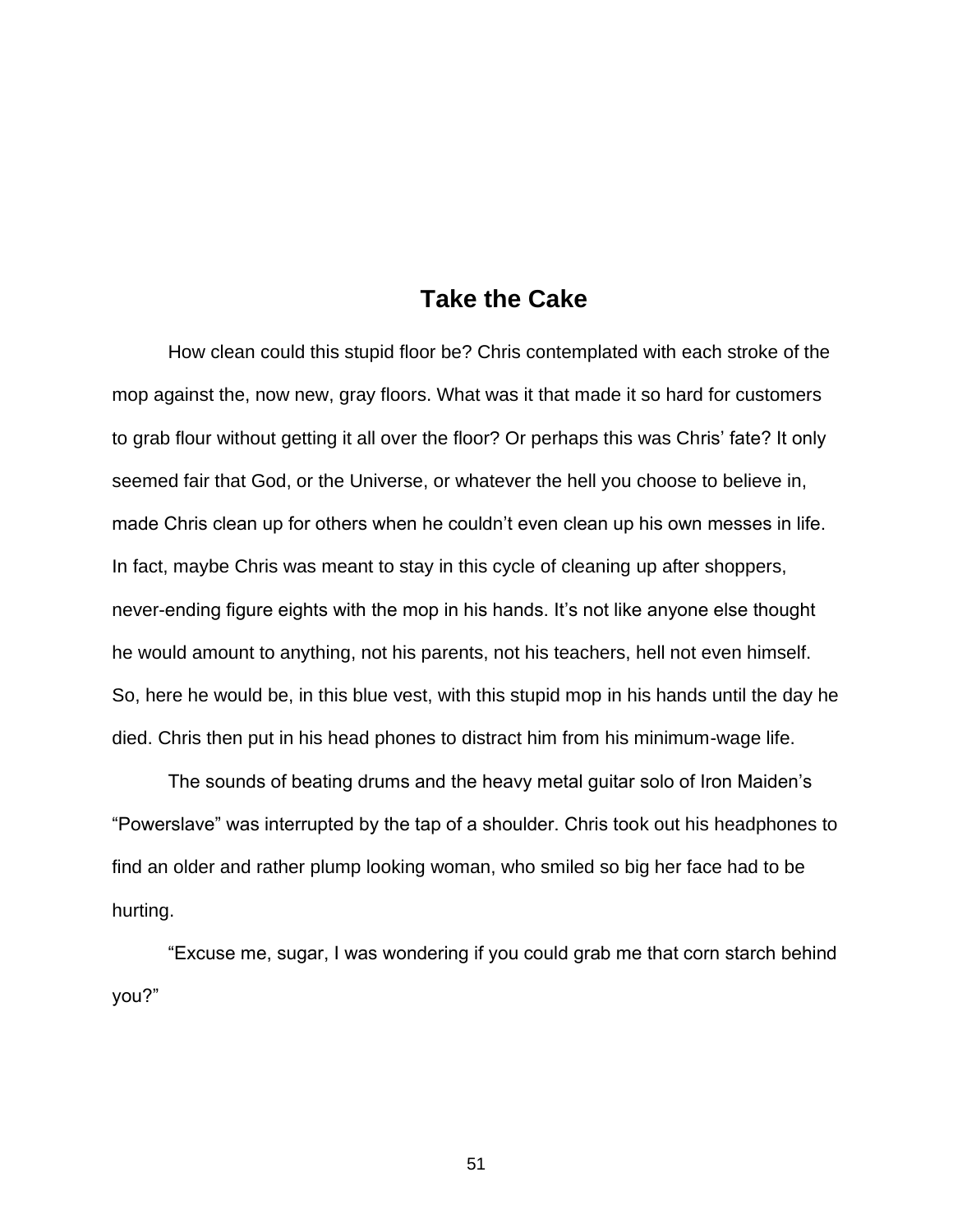## Take the Cake

How clean could this stupid floor be? Chris contemplated with each stroke of the mop against the, now new, gray floors. What was it that made it so hard for customers to grab flour without getting it all over the floor? Or perhaps this was Chris' fate? It only seemed fair that God, or the Universe, or whatever the hell you choose to believe in, made Chris clean up for others when he couldn't even clean up his own messes in life. In fact, maybe Chris was meant to stay in this cycle of cleaning up after shoppers, never-ending figure eights with the mop in his hands. It's not like anyone else thought he would amount to anything, not his parents, not his teachers, hell not even himself. So, here he would be, in this blue vest, with this stupid mop in his hands until the day he died. Chris then put in his head phones to distract him from his minimum-wage life.

The sounds of beating drums and the heavy metal guitar solo of Iron Maiden's "Powerslave" was interrupted by the tap of a shoulder. Chris took out his headphones to find an older and rather plump looking woman, who smiled so big her face had to be hurting.

"Excuse me, sugar, I was wondering if you could grab me that corn starch behind you?"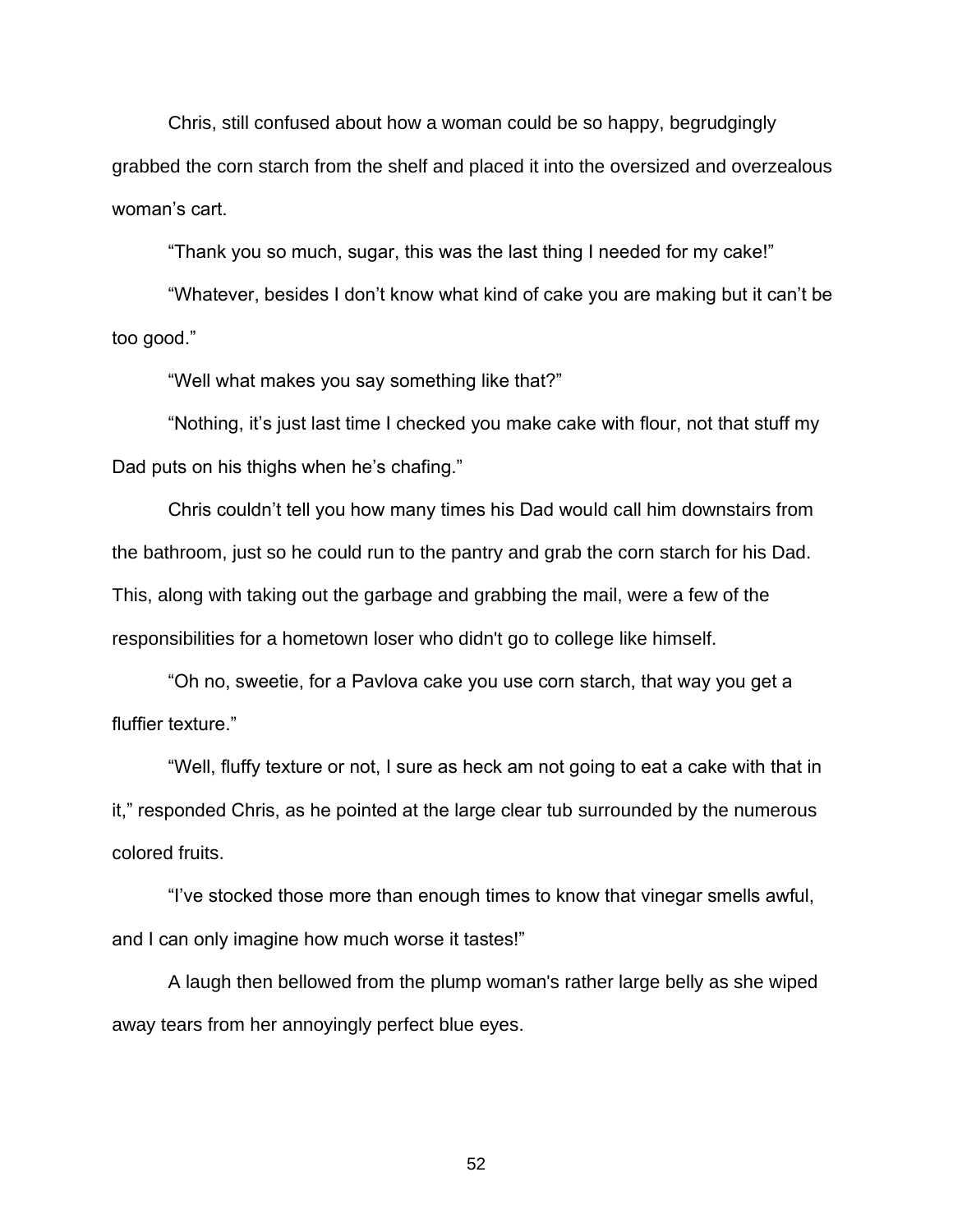Chris, still confused about how a woman could be so happy, begrudgingly grabbed the corn starch from the shelf and placed it into the oversized and overzealous woman's cart.

"Thank you so much, sugar, this was the last thing I needed for my cake!"

"Whatever, besides I don't know what kind of cake you are making but it can't be too good."

"Well what makes you say something like that?"

"Nothing, it's just last time I checked you make cake with flour, not that stuff my Dad puts on his thighs when he's chafing."

Chris couldn't tell you how many times his Dad would call him downstairs from the bathroom, just so he could run to the pantry and grab the corn starch for his Dad. This, along with taking out the garbage and grabbing the mail, were a few of the responsibilities for a hometown loser who didn't go to college like himself.

"Oh no, sweetie, for a Pavlova cake you use corn starch, that way you get a fluffier texture."

"Well, fluffy texture or not, I sure as heck am not going to eat a cake with that in it," responded Chris, as he pointed at the large clear tub surrounded by the numerous colored fruits.

"I've stocked those more than enough times to know that vinegar smells awful, and I can only imagine how much worse it tastes!"

A laugh then bellowed from the plump woman's rather large belly as she wiped away tears from her annoyingly perfect blue eyes.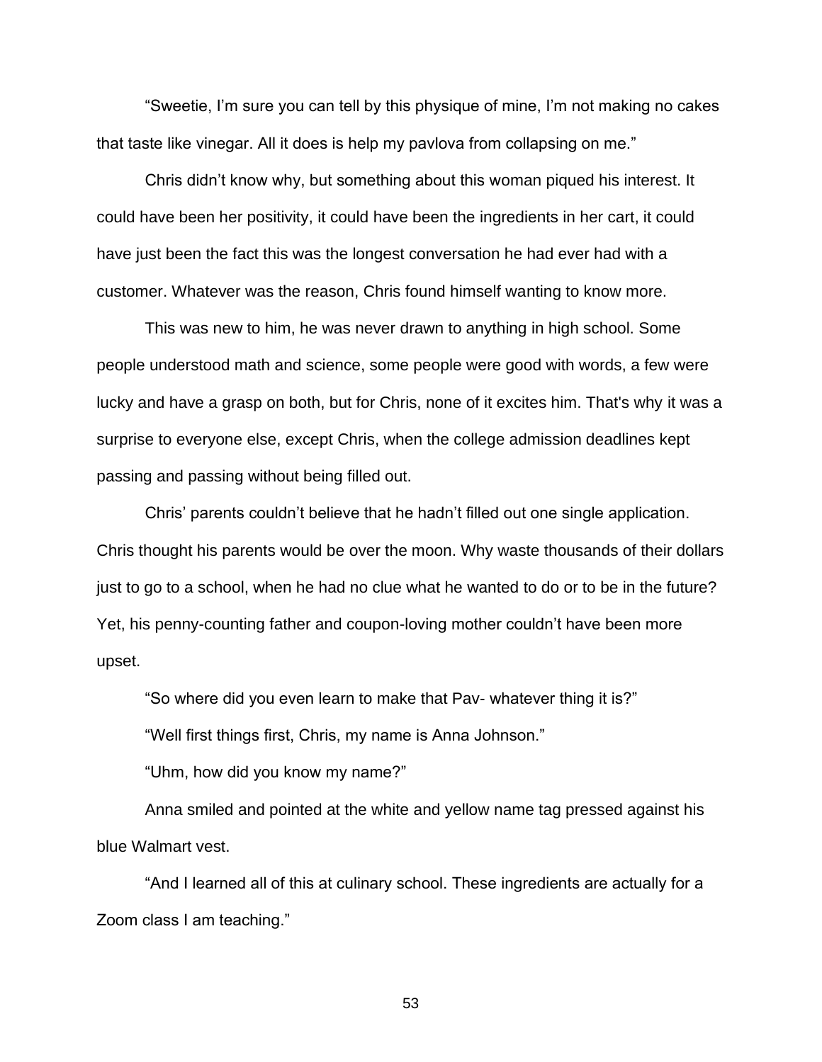"Sweetie, I'm sure you can tell by this physique of mine, I'm not making no cakes that taste like vinegar. All it does is help my pavlova from collapsing on me."

Chris didn't know why, but something about this woman piqued his interest. It could have been her positivity, it could have been the ingredients in her cart, it could have just been the fact this was the longest conversation he had ever had with a customer. Whatever was the reason, Chris found himself wanting to know more.

This was new to him, he was never drawn to anything in high school. Some people understood math and science, some people were good with words, a few were lucky and have a grasp on both, but for Chris, none of it excites him. That's why it was a surprise to everyone else, except Chris, when the college admission deadlines kept passing and passing without being filled out.

Chris' parents couldn't believe that he hadn't filled out one single application. Chris thought his parents would be over the moon. Why waste thousands of their dollars just to go to a school, when he had no clue what he wanted to do or to be in the future? Yet, his penny-counting father and coupon-loving mother couldn't have been more upset.

"So where did you even learn to make that Pav- whatever thing it is?"

"Well first things first, Chris, my name is Anna Johnson."

"Uhm, how did you know my name?"

Anna smiled and pointed at the white and yellow name tag pressed against his blue Walmart vest.

"And I learned all of this at culinary school. These ingredients are actually for a Zoom class I am teaching."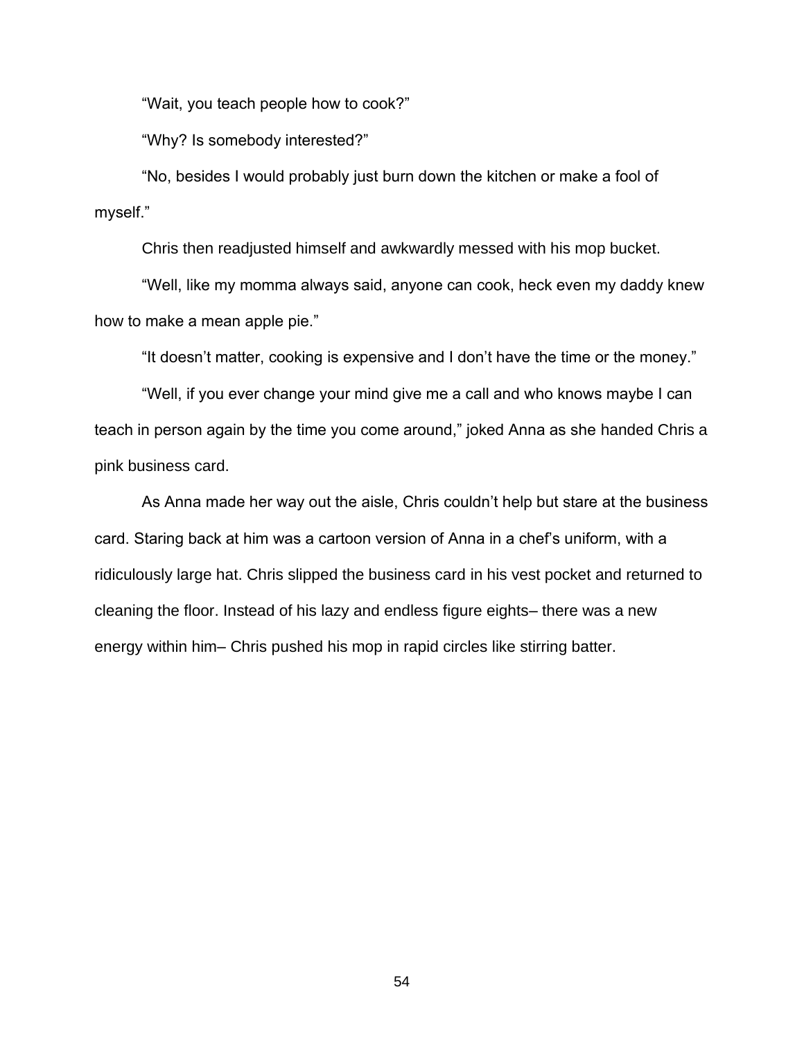“Wait, you teach people how to cook?”

“Why? Is somebody interested?”

“No, besides I would probably just burn down the kitchen or make a fool of myself.”

Chris then readjusted himself and awkwardly messed with his mop bucket.

“Well, like my momma always said, anyone can cook, heck even my daddy knew how to make a mean apple pie.”

“It doesn’t matter, cooking is expensive and I don’t have the time or the money.”

“Well, if you ever change your mind give me a call and who knows maybe I can teach in person again by the time you come around,” joked Anna as she handed Chris a pink business card.

As Anna made her way out the aisle, Chris couldn’t help but stare at the business card. Staring back at him was a cartoon version of Anna in a chef’s uniform, with a ridiculously large hat. Chris slipped the business card in his vest pocket and returned to cleaning the floor. Instead of his lazy and endless figure eights– there was a new energy within him– Chris pushed his mop in rapid circles like stirring batter.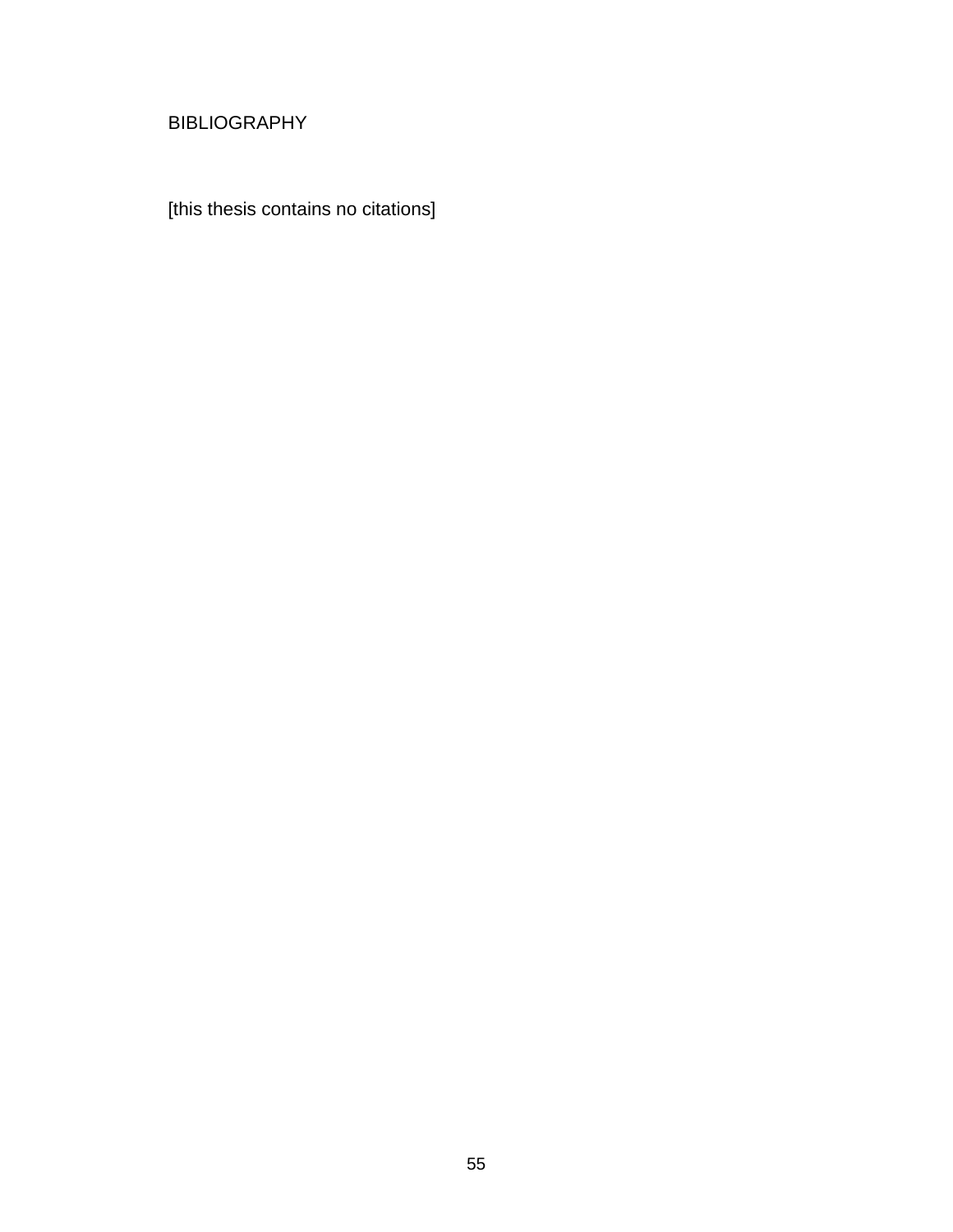# BIBLIOGRAPHY

[this thesis contains no citations]